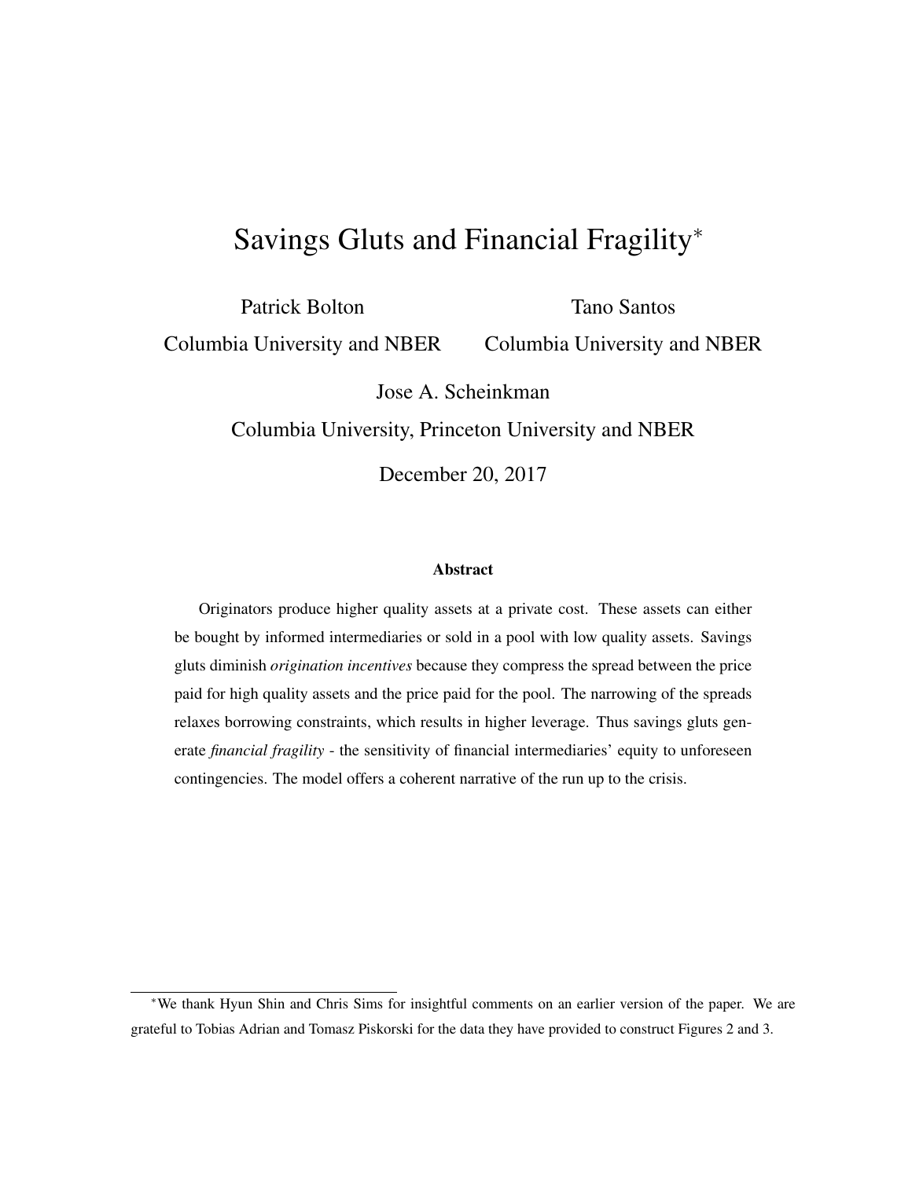# Savings Gluts and Financial Fragility[*]

Patrick Bolton
Columbia University and NBER

Tano Santos
Columbia University and NBER

Jose A. Scheinkman
Columbia University, Princeton University and NBER

December 20, 2017

### Abstract

Originators produce higher quality assets at a private cost. These assets can either be bought by informed intermediaries or sold in a pool with low quality assets. Savings gluts diminish *origination incentives* because they compress the spread between the price paid for high quality assets and the price paid for the pool. The narrowing of the spreads relaxes borrowing constraints, which results in higher leverage. Thus savings gluts generate *financial fragility* - the sensitivity of financial intermediaries' equity to unforeseen contingencies. The model offers a coherent narrative of the run up to the crisis.

[*] We thank Hyun Shin and Chris Sims for insightful comments on an earlier version of the paper. We are grateful to Tobias Adrian and Tomasz Piskorski for the data they have provided to construct Figures 2 and 3.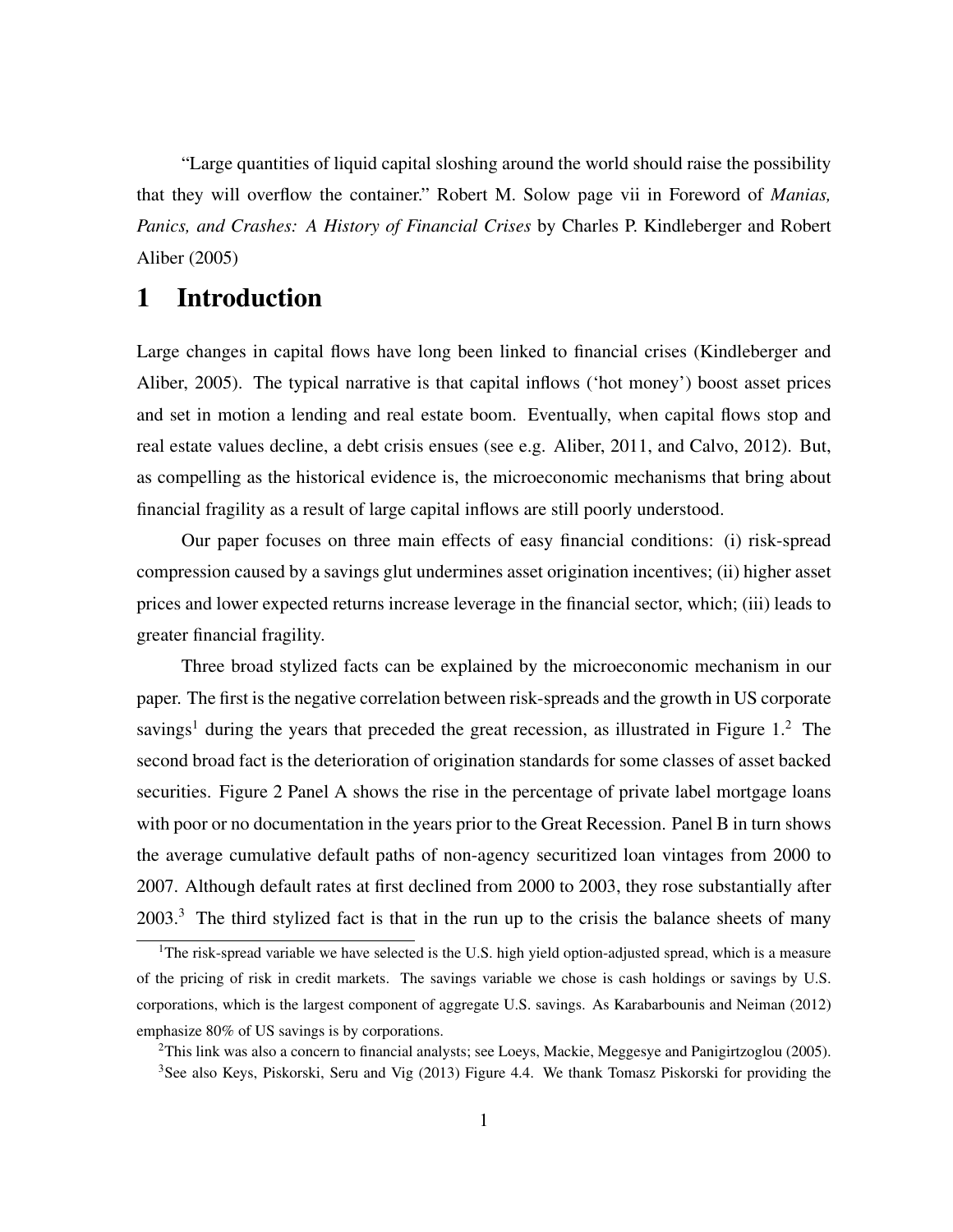"Large quantities of liquid capital sloshing around the world should raise the possibility that they will overflow the container." Robert M. Solow page vii in Foreword of *Manias, Panics, and Crashes: A History of Financial Crises* by Charles P. Kindleberger and Robert Aliber (2005)

# 1 Introduction

Large changes in capital flows have long been linked to financial crises (Kindleberger and Aliber, 2005). The typical narrative is that capital inflows ('hot money') boost asset prices and set in motion a lending and real estate boom. Eventually, when capital flows stop and real estate values decline, a debt crisis ensues (see e.g. Aliber, 2011, and Calvo, 2012). But, as compelling as the historical evidence is, the microeconomic mechanisms that bring about financial fragility as a result of large capital inflows are still poorly understood.

Our paper focuses on three main effects of easy financial conditions: (i) risk-spread compression caused by a savings glut undermines asset origination incentives; (ii) higher asset prices and lower expected returns increase leverage in the financial sector, which; (iii) leads to greater financial fragility.

Three broad stylized facts can be explained by the microeconomic mechanism in our paper. The first is the negative correlation between risk-spreads and the growth in US corporate savings[1] during the years that preceded the great recession, as illustrated in Figure 1.[2] The second broad fact is the deterioration of origination standards for some classes of asset backed securities. Figure 2 Panel A shows the rise in the percentage of private label mortgage loans with poor or no documentation in the years prior to the Great Recession. Panel B in turn shows the average cumulative default paths of non-agency securitized loan vintages from 2000 to 2007. Although default rates at first declined from 2000 to 2003, they rose substantially after 2003.[3] The third stylized fact is that in the run up to the crisis the balance sheets of many

[1] The risk-spread variable we have selected is the U.S. high yield option-adjusted spread, which is a measure of the pricing of risk in credit markets. The savings variable we chose is cash holdings or savings by U.S. corporations, which is the largest component of aggregate U.S. savings. As Karabarbounis and Neiman (2012) emphasize 80% of US savings is by corporations.

[2] This link was also a concern to financial analysts; see Loeys, Mackie, Meggesye and Panigirtzoglou (2005).

[3] See also Keys, Piskorski, Seru and Vig (2013) Figure 4.4. We thank Tomasz Piskorski for providing the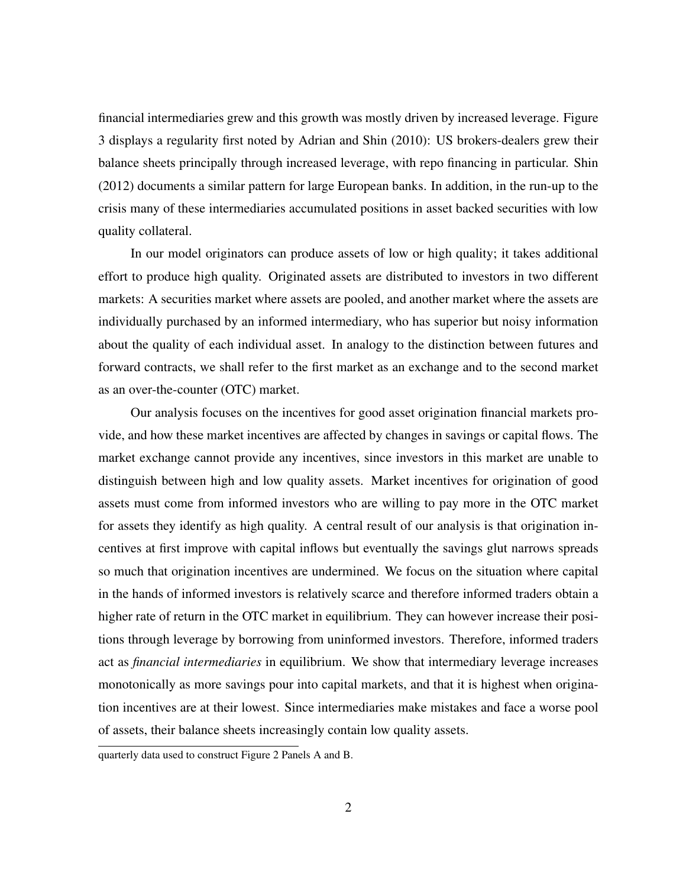financial intermediaries grew and this growth was mostly driven by increased leverage. Figure 3 displays a regularity first noted by Adrian and Shin (2010): US brokers-dealers grew their balance sheets principally through increased leverage, with repo financing in particular. Shin (2012) documents a similar pattern for large European banks. In addition, in the run-up to the crisis many of these intermediaries accumulated positions in asset backed securities with low quality collateral.

In our model originators can produce assets of low or high quality; it takes additional effort to produce high quality. Originated assets are distributed to investors in two different markets: A securities market where assets are pooled, and another market where the assets are individually purchased by an informed intermediary, who has superior but noisy information about the quality of each individual asset. In analogy to the distinction between futures and forward contracts, we shall refer to the first market as an exchange and to the second market as an over-the-counter (OTC) market.

Our analysis focuses on the incentives for good asset origination financial markets provide, and how these market incentives are affected by changes in savings or capital flows. The market exchange cannot provide any incentives, since investors in this market are unable to distinguish between high and low quality assets. Market incentives for origination of good assets must come from informed investors who are willing to pay more in the OTC market for assets they identify as high quality. A central result of our analysis is that origination incentives at first improve with capital inflows but eventually the savings glut narrows spreads so much that origination incentives are undermined. We focus on the situation where capital in the hands of informed investors is relatively scarce and therefore informed traders obtain a higher rate of return in the OTC market in equilibrium. They can however increase their positions through leverage by borrowing from uninformed investors. Therefore, informed traders act as *financial intermediaries* in equilibrium. We show that intermediary leverage increases monotonically as more savings pour into capital markets, and that it is highest when origination incentives are at their lowest. Since intermediaries make mistakes and face a worse pool of assets, their balance sheets increasingly contain low quality assets.

quarterly data used to construct Figure 2 Panels A and B.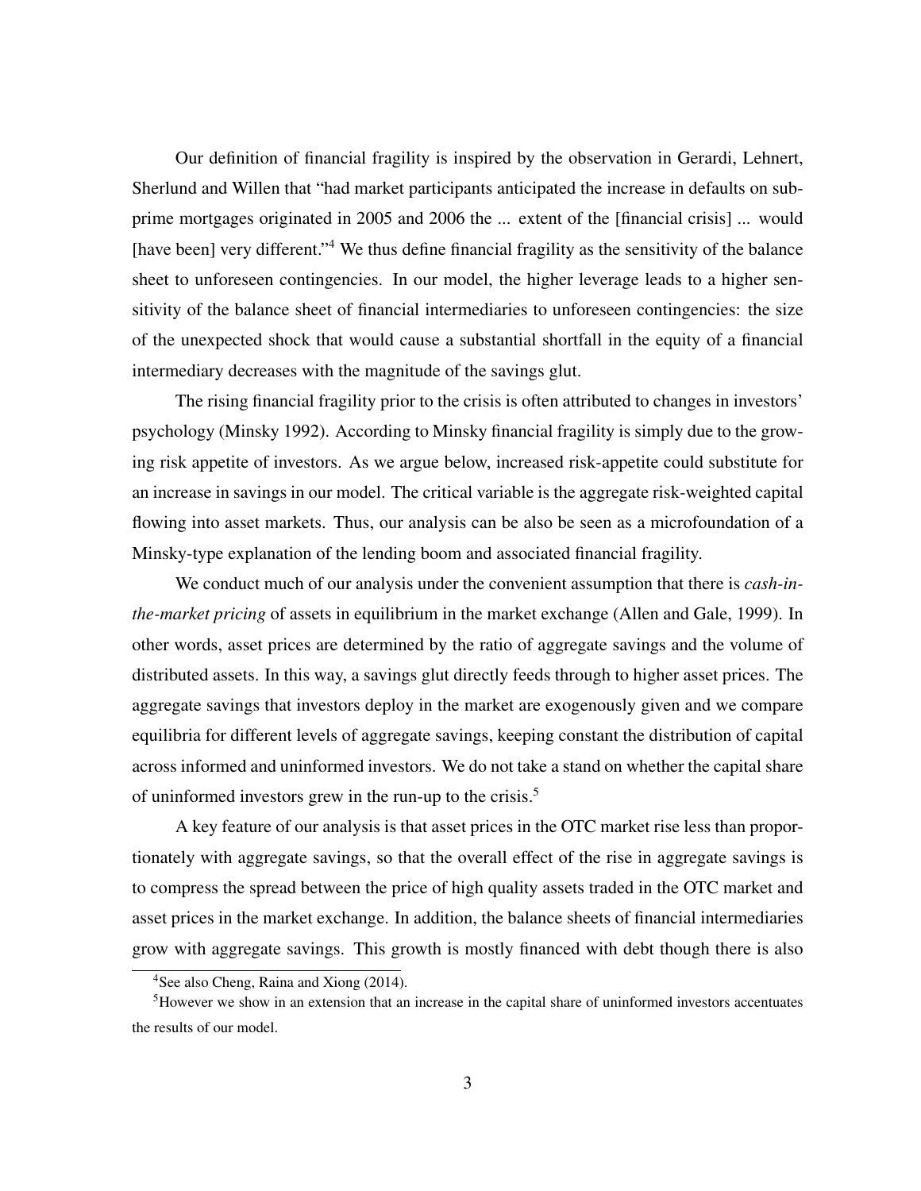Our definition of financial fragility is inspired by the observation in Gerardi, Lehnert, Sherlund and Willen that "had market participants anticipated the increase in defaults on subprime mortgages originated in 2005 and 2006 the ... extent of the [financial crisis] ... would [have been] very different."[4] We thus define financial fragility as the sensitivity of the balance sheet to unforeseen contingencies. In our model, the higher leverage leads to a higher sensitivity of the balance sheet of financial intermediaries to unforeseen contingencies: the size of the unexpected shock that would cause a substantial shortfall in the equity of a financial intermediary decreases with the magnitude of the savings glut.

The rising financial fragility prior to the crisis is often attributed to changes in investors' psychology (Minsky 1992). According to Minsky financial fragility is simply due to the growing risk appetite of investors. As we argue below, increased risk-appetite could substitute for an increase in savings in our model. The critical variable is the aggregate risk-weighted capital flowing into asset markets. Thus, our analysis can be also be seen as a microfoundation of a Minsky-type explanation of the lending boom and associated financial fragility.

We conduct much of our analysis under the convenient assumption that there is *cash-in-the-market pricing* of assets in equilibrium in the market exchange (Allen and Gale, 1999). In other words, asset prices are determined by the ratio of aggregate savings and the volume of distributed assets. In this way, a savings glut directly feeds through to higher asset prices. The aggregate savings that investors deploy in the market are exogenously given and we compare equilibria for different levels of aggregate savings, keeping constant the distribution of capital across informed and uninformed investors. We do not take a stand on whether the capital share of uninformed investors grew in the run-up to the crisis.[5]

A key feature of our analysis is that asset prices in the OTC market rise less than proportionately with aggregate savings, so that the overall effect of the rise in aggregate savings is to compress the spread between the price of high quality assets traded in the OTC market and asset prices in the market exchange. In addition, the balance sheets of financial intermediaries grow with aggregate savings. This growth is mostly financed with debt though there is also

[4] See also Cheng, Raina and Xiong (2014).

[5] However we show in an extension that an increase in the capital share of uninformed investors accentuates the results of our model.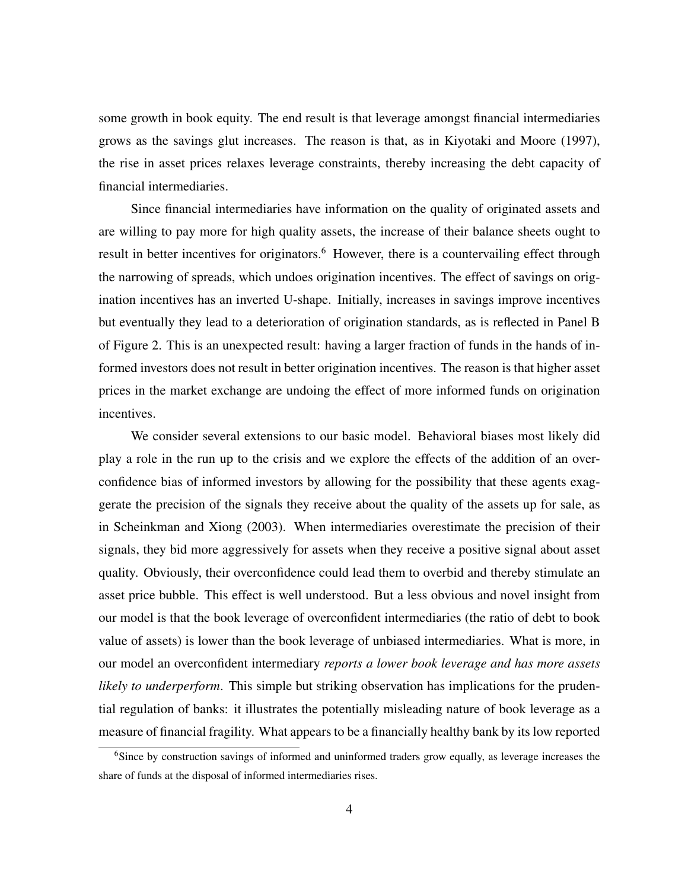some growth in book equity. The end result is that leverage amongst financial intermediaries grows as the savings glut increases. The reason is that, as in Kiyotaki and Moore (1997), the rise in asset prices relaxes leverage constraints, thereby increasing the debt capacity of financial intermediaries.

Since financial intermediaries have information on the quality of originated assets and are willing to pay more for high quality assets, the increase of their balance sheets ought to result in better incentives for originators.[6] However, there is a countervailing effect through the narrowing of spreads, which undoes origination incentives. The effect of savings on origination incentives has an inverted U-shape. Initially, increases in savings improve incentives but eventually they lead to a deterioration of origination standards, as is reflected in Panel B of Figure 2. This is an unexpected result: having a larger fraction of funds in the hands of informed investors does not result in better origination incentives. The reason is that higher asset prices in the market exchange are undoing the effect of more informed funds on origination incentives.

We consider several extensions to our basic model. Behavioral biases most likely did play a role in the run up to the crisis and we explore the effects of the addition of an overconfidence bias of informed investors by allowing for the possibility that these agents exaggerate the precision of the signals they receive about the quality of the assets up for sale, as in Scheinkman and Xiong (2003). When intermediaries overestimate the precision of their signals, they bid more aggressively for assets when they receive a positive signal about asset quality. Obviously, their overconfidence could lead them to overbid and thereby stimulate an asset price bubble. This effect is well understood. But a less obvious and novel insight from our model is that the book leverage of overconfident intermediaries (the ratio of debt to book value of assets) is lower than the book leverage of unbiased intermediaries. What is more, in our model an overconfident intermediary *reports a lower book leverage and has more assets likely to underperform*. This simple but striking observation has implications for the prudential regulation of banks: it illustrates the potentially misleading nature of book leverage as a measure of financial fragility. What appears to be a financially healthy bank by its low reported

[6] Since by construction savings of informed and uninformed traders grow equally, as leverage increases the share of funds at the disposal of informed intermediaries rises.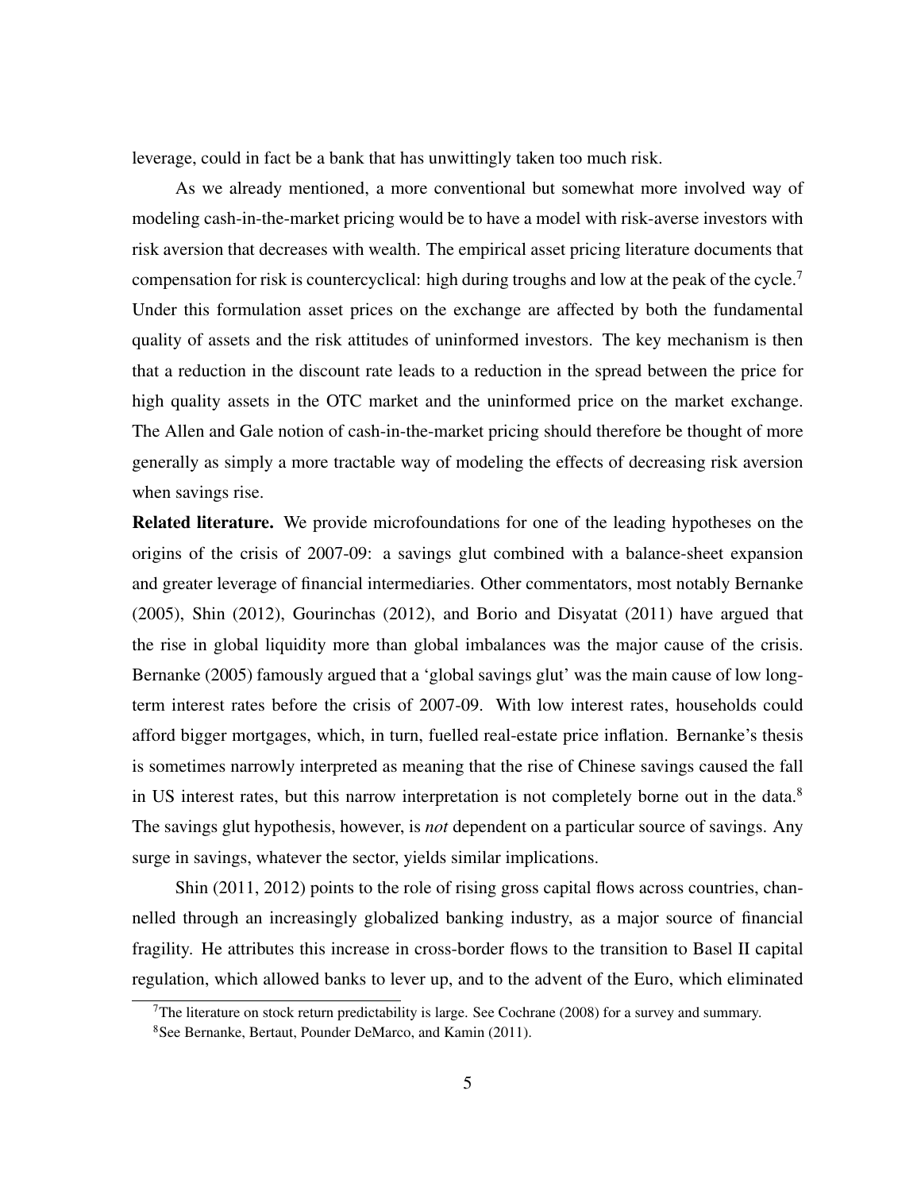leverage, could in fact be a bank that has unwittingly taken too much risk.

As we already mentioned, a more conventional but somewhat more involved way of modeling cash-in-the-market pricing would be to have a model with risk-averse investors with risk aversion that decreases with wealth. The empirical asset pricing literature documents that compensation for risk is countercyclical: high during troughs and low at the peak of the cycle.[7] Under this formulation asset prices on the exchange are affected by both the fundamental quality of assets and the risk attitudes of uninformed investors. The key mechanism is then that a reduction in the discount rate leads to a reduction in the spread between the price for high quality assets in the OTC market and the uninformed price on the market exchange. The Allen and Gale notion of cash-in-the-market pricing should therefore be thought of more generally as simply a more tractable way of modeling the effects of decreasing risk aversion when savings rise.

**Related literature.** We provide microfoundations for one of the leading hypotheses on the origins of the crisis of 2007-09: a savings glut combined with a balance-sheet expansion and greater leverage of financial intermediaries. Other commentators, most notably Bernanke (2005), Shin (2012), Gourinchas (2012), and Borio and Disyatat (2011) have argued that the rise in global liquidity more than global imbalances was the major cause of the crisis. Bernanke (2005) famously argued that a 'global savings glut' was the main cause of low long-term interest rates before the crisis of 2007-09. With low interest rates, households could afford bigger mortgages, which, in turn, fuelled real-estate price inflation. Bernanke's thesis is sometimes narrowly interpreted as meaning that the rise of Chinese savings caused the fall in US interest rates, but this narrow interpretation is not completely borne out in the data.[8] The savings glut hypothesis, however, is *not* dependent on a particular source of savings. Any surge in savings, whatever the sector, yields similar implications.

Shin (2011, 2012) points to the role of rising gross capital flows across countries, channelled through an increasingly globalized banking industry, as a major source of financial fragility. He attributes this increase in cross-border flows to the transition to Basel II capital regulation, which allowed banks to lever up, and to the advent of the Euro, which eliminated

[7] The literature on stock return predictability is large. See Cochrane (2008) for a survey and summary.

[8] See Bernanke, Bertaut, Pounder DeMarco, and Kamin (2011).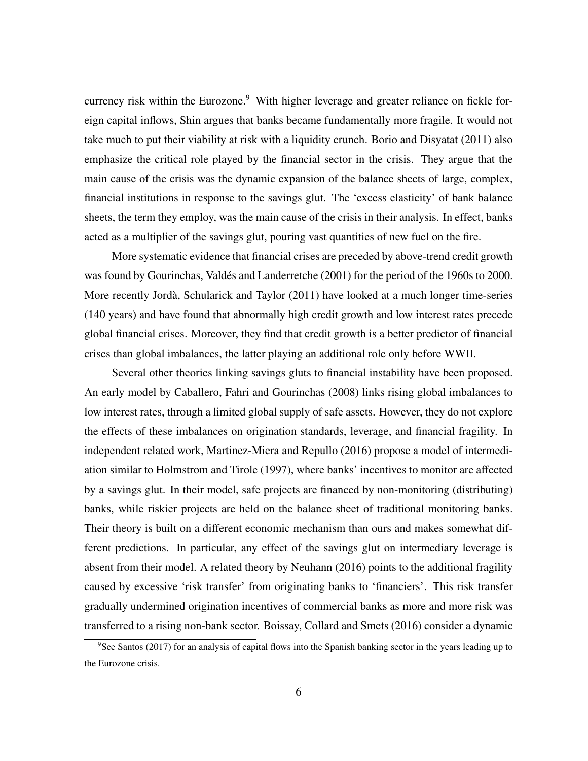currency risk within the Eurozone.[9] With higher leverage and greater reliance on fickle foreign capital inflows, Shin argues that banks became fundamentally more fragile. It would not take much to put their viability at risk with a liquidity crunch. Borio and Disyatat (2011) also emphasize the critical role played by the financial sector in the crisis. They argue that the main cause of the crisis was the dynamic expansion of the balance sheets of large, complex, financial institutions in response to the savings glut. The 'excess elasticity' of bank balance sheets, the term they employ, was the main cause of the crisis in their analysis. In effect, banks acted as a multiplier of the savings glut, pouring vast quantities of new fuel on the fire.

More systematic evidence that financial crises are preceded by above-trend credit growth was found by Gourinchas, Valdés and Landerretche (2001) for the period of the 1960s to 2000. More recently Jordà, Schularick and Taylor (2011) have looked at a much longer time-series (140 years) and have found that abnormally high credit growth and low interest rates precede global financial crises. Moreover, they find that credit growth is a better predictor of financial crises than global imbalances, the latter playing an additional role only before WWII.

Several other theories linking savings gluts to financial instability have been proposed. An early model by Caballero, Fahri and Gourinchas (2008) links rising global imbalances to low interest rates, through a limited global supply of safe assets. However, they do not explore the effects of these imbalances on origination standards, leverage, and financial fragility. In independent related work, Martinez-Miera and Repullo (2016) propose a model of intermediation similar to Holmstrom and Tirole (1997), where banks' incentives to monitor are affected by a savings glut. In their model, safe projects are financed by non-monitoring (distributing) banks, while riskier projects are held on the balance sheet of traditional monitoring banks. Their theory is built on a different economic mechanism than ours and makes somewhat different predictions. In particular, any effect of the savings glut on intermediary leverage is absent from their model. A related theory by Neuhann (2016) points to the additional fragility caused by excessive 'risk transfer' from originating banks to 'financiers'. This risk transfer gradually undermined origination incentives of commercial banks as more and more risk was transferred to a rising non-bank sector. Boissay, Collard and Smets (2016) consider a dynamic

[9] See Santos (2017) for an analysis of capital flows into the Spanish banking sector in the years leading up to the Eurozone crisis.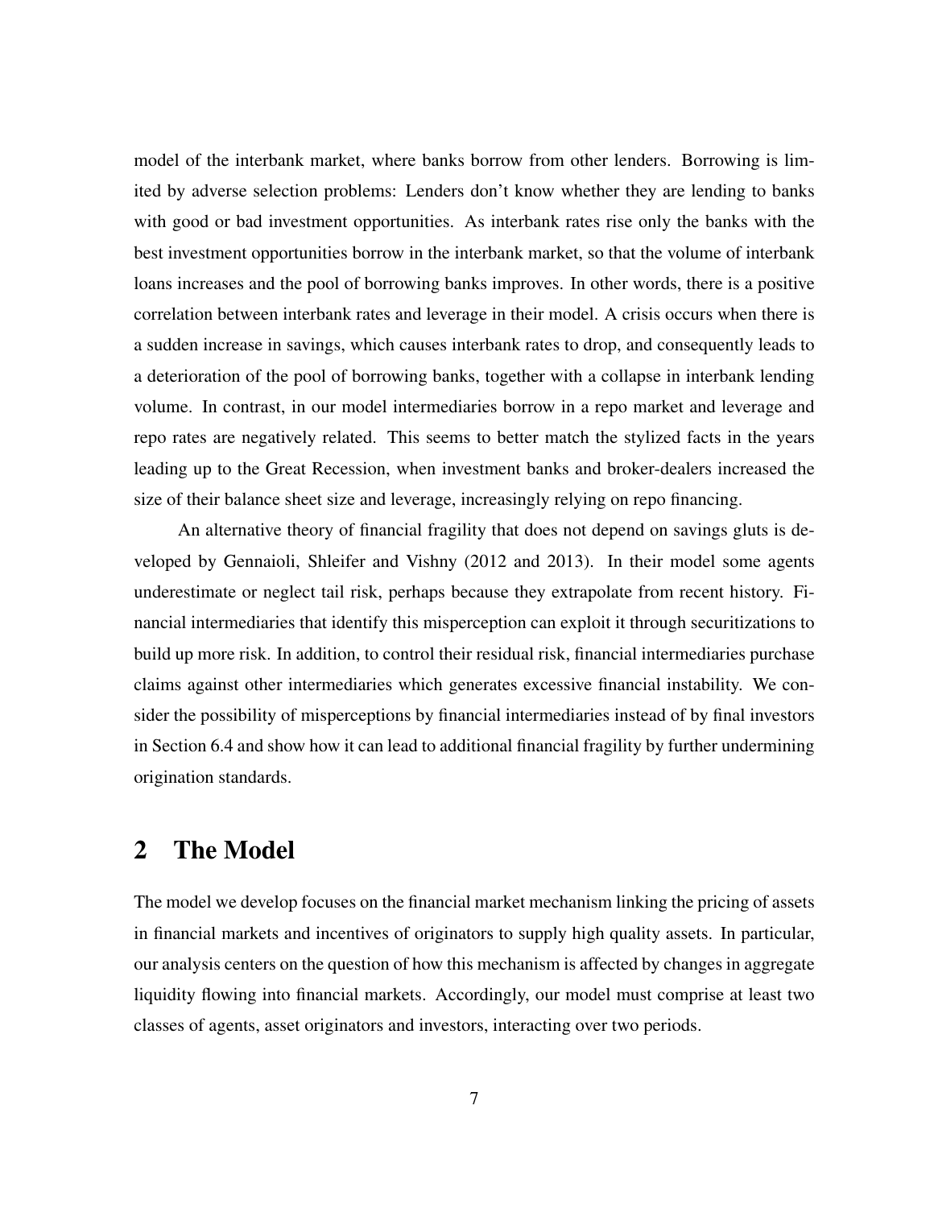model of the interbank market, where banks borrow from other lenders. Borrowing is limited by adverse selection problems: Lenders don't know whether they are lending to banks with good or bad investment opportunities. As interbank rates rise only the banks with the best investment opportunities borrow in the interbank market, so that the volume of interbank loans increases and the pool of borrowing banks improves. In other words, there is a positive correlation between interbank rates and leverage in their model. A crisis occurs when there is a sudden increase in savings, which causes interbank rates to drop, and consequently leads to a deterioration of the pool of borrowing banks, together with a collapse in interbank lending volume. In contrast, in our model intermediaries borrow in a repo market and leverage and repo rates are negatively related. This seems to better match the stylized facts in the years leading up to the Great Recession, when investment banks and broker-dealers increased the size of their balance sheet size and leverage, increasingly relying on repo financing.

An alternative theory of financial fragility that does not depend on savings gluts is developed by Gennaioli, Shleifer and Vishny (2012 and 2013). In their model some agents underestimate or neglect tail risk, perhaps because they extrapolate from recent history. Financial intermediaries that identify this misperception can exploit it through securitizations to build up more risk. In addition, to control their residual risk, financial intermediaries purchase claims against other intermediaries which generates excessive financial instability. We consider the possibility of misperceptions by financial intermediaries instead of by final investors in Section 6.4 and show how it can lead to additional financial fragility by further undermining origination standards.

## 2 The Model

The model we develop focuses on the financial market mechanism linking the pricing of assets in financial markets and incentives of originators to supply high quality assets. In particular, our analysis centers on the question of how this mechanism is affected by changes in aggregate liquidity flowing into financial markets. Accordingly, our model must comprise at least two classes of agents, asset originators and investors, interacting over two periods.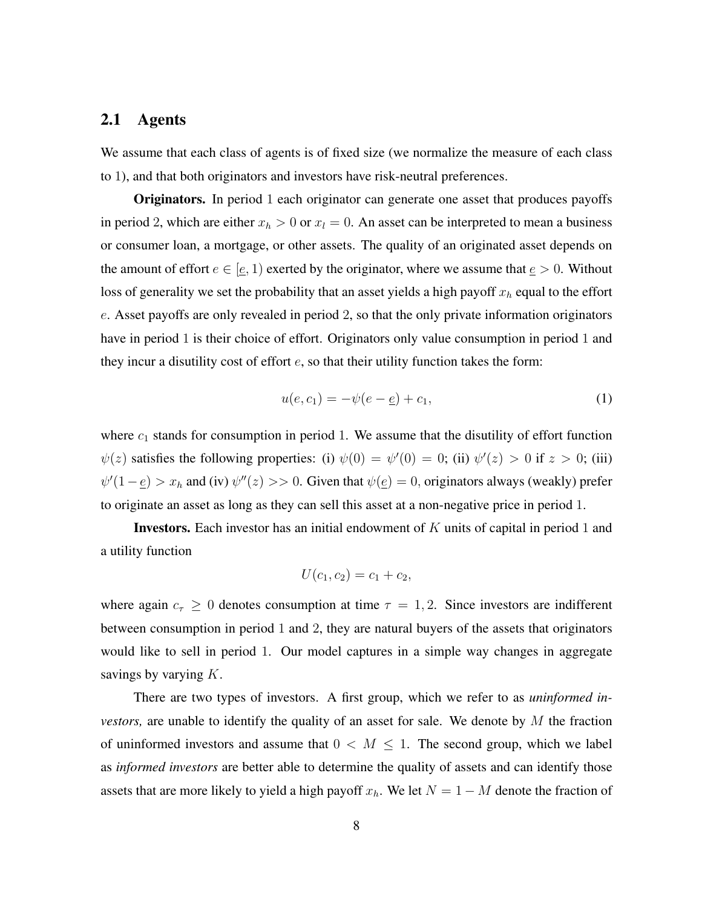## 2.1 Agents

We assume that each class of agents is of fixed size (we normalize the measure of each class to 1), and that both originators and investors have risk-neutral preferences.

**Originators.** In period 1 each originator can generate one asset that produces payoffs in period 2, which are either $x_h > 0$ or $x_l = 0$. An asset can be interpreted to mean a business or consumer loan, a mortgage, or other assets. The quality of an originated asset depends on the amount of effort $e \in [\underline{e}, 1)$ exerted by the originator, where we assume that $\underline{e} > 0$. Without loss of generality we set the probability that an asset yields a high payoff $x_h$ equal to the effort $e$. Asset payoffs are only revealed in period 2, so that the only private information originators have in period 1 is their choice of effort. Originators only value consumption in period 1 and they incur a disutility cost of effort $e$, so that their utility function takes the form:

$$u(e, c_1) = -\psi(e - \underline{e}) + c_1, \tag{1}$$

where $c_1$ stands for consumption in period 1. We assume that the disutility of effort function $\psi(z)$ satisfies the following properties: (i) $\psi(0) = \psi'(0) = 0$; (ii) $\psi'(z) > 0$ if $z > 0$; (iii) $\psi'(1 - \underline{e}) > x_h$ and (iv) $\psi''(z) >> 0$. Given that $\psi(\underline{e}) = 0$, originators always (weakly) prefer to originate an asset as long as they can sell this asset at a non-negative price in period 1.

**Investors.** Each investor has an initial endowment of $K$ units of capital in period 1 and a utility function

$$U(c_1, c_2) = c_1 + c_2,$$

where again $c_\tau \geq 0$ denotes consumption at time $\tau = 1, 2$. Since investors are indifferent between consumption in period 1 and 2, they are natural buyers of the assets that originators would like to sell in period 1. Our model captures in a simple way changes in aggregate savings by varying $K$.

There are two types of investors. A first group, which we refer to as *uninformed investors,* are unable to identify the quality of an asset for sale. We denote by $M$ the fraction of uninformed investors and assume that $0 < M \leq 1$. The second group, which we label as *informed investors* are better able to determine the quality of assets and can identify those assets that are more likely to yield a high payoff $x_h$. We let $N = 1 - M$ denote the fraction of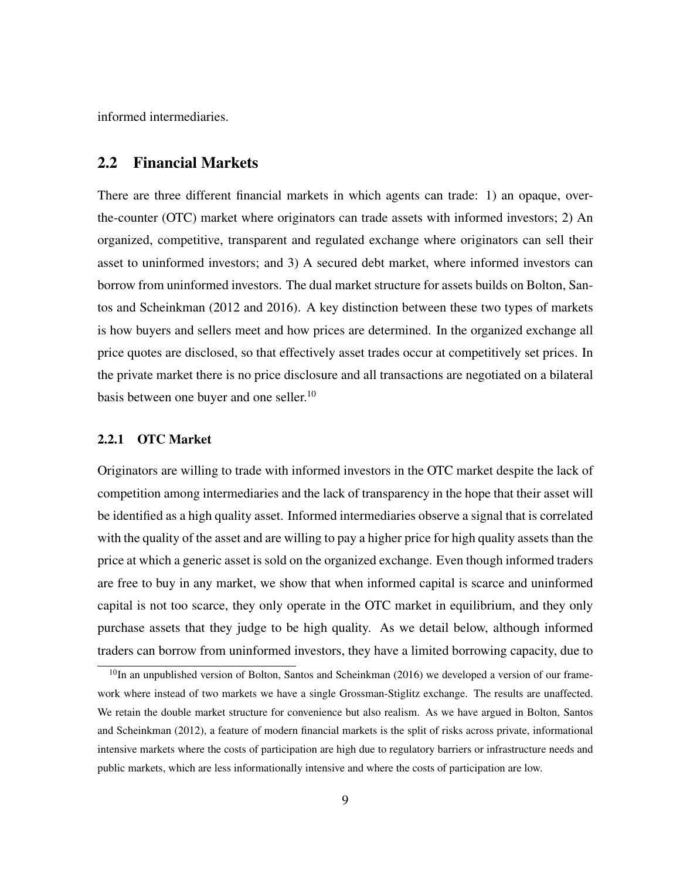informed intermediaries.

## 2.2 Financial Markets

There are three different financial markets in which agents can trade: 1) an opaque, over-the-counter (OTC) market where originators can trade assets with informed investors; 2) An organized, competitive, transparent and regulated exchange where originators can sell their asset to uninformed investors; and 3) A secured debt market, where informed investors can borrow from uninformed investors. The dual market structure for assets builds on Bolton, Santos and Scheinkman (2012 and 2016). A key distinction between these two types of markets is how buyers and sellers meet and how prices are determined. In the organized exchange all price quotes are disclosed, so that effectively asset trades occur at competitively set prices. In the private market there is no price disclosure and all transactions are negotiated on a bilateral basis between one buyer and one seller.[10]

### 2.2.1 OTC Market

Originators are willing to trade with informed investors in the OTC market despite the lack of competition among intermediaries and the lack of transparency in the hope that their asset will be identified as a high quality asset. Informed intermediaries observe a signal that is correlated with the quality of the asset and are willing to pay a higher price for high quality assets than the price at which a generic asset is sold on the organized exchange. Even though informed traders are free to buy in any market, we show that when informed capital is scarce and uninformed capital is not too scarce, they only operate in the OTC market in equilibrium, and they only purchase assets that they judge to be high quality. As we detail below, although informed traders can borrow from uninformed investors, they have a limited borrowing capacity, due to

[10] In an unpublished version of Bolton, Santos and Scheinkman (2016) we developed a version of our framework where instead of two markets we have a single Grossman-Stiglitz exchange. The results are unaffected. We retain the double market structure for convenience but also realism. As we have argued in Bolton, Santos and Scheinkman (2012), a feature of modern financial markets is the split of risks across private, informational intensive markets where the costs of participation are high due to regulatory barriers or infrastructure needs and public markets, which are less informationally intensive and where the costs of participation are low.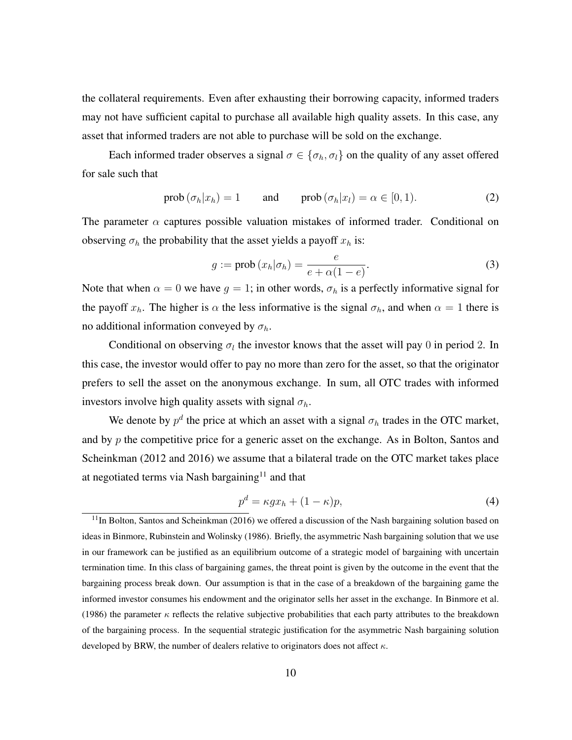the collateral requirements. Even after exhausting their borrowing capacity, informed traders may not have sufficient capital to purchase all available high quality assets. In this case, any asset that informed traders are not able to purchase will be sold on the exchange.

Each informed trader observes a signal $\sigma \in \{\sigma_h, \sigma_l\}$ on the quality of any asset offered for sale such that

$$\text{prob}\,(\sigma_h|x_h) = 1 \qquad \text{and} \qquad \text{prob}\,(\sigma_h|x_l) = \alpha \in [0, 1). \tag{2}$$

The parameter $\alpha$ captures possible valuation mistakes of informed trader. Conditional on observing $\sigma_h$ the probability that the asset yields a payoff $x_h$ is:

$$g := \text{prob}\,(x_h|\sigma_h) = \frac{e}{e + \alpha(1 - e)}. \tag{3}$$

Note that when $\alpha = 0$ we have $g = 1$; in other words, $\sigma_h$ is a perfectly informative signal for the payoff $x_h$. The higher is $\alpha$ the less informative is the signal $\sigma_h$, and when $\alpha = 1$ there is no additional information conveyed by $\sigma_h$.

Conditional on observing $\sigma_l$ the investor knows that the asset will pay $0$ in period $2$. In this case, the investor would offer to pay no more than zero for the asset, so that the originator prefers to sell the asset on the anonymous exchange. In sum, all OTC trades with informed investors involve high quality assets with signal $\sigma_h$.

We denote by $p^d$ the price at which an asset with a signal $\sigma_h$ trades in the OTC market, and by $p$ the competitive price for a generic asset on the exchange. As in Bolton, Santos and Scheinkman (2012 and 2016) we assume that a bilateral trade on the OTC market takes place at negotiated terms via Nash bargaining[11] and that

$$p^d = \kappa g x_h + (1 - \kappa)p, \tag{4}$$

[11] In Bolton, Santos and Scheinkman (2016) we offered a discussion of the Nash bargaining solution based on ideas in Binmore, Rubinstein and Wolinsky (1986). Briefly, the asymmetric Nash bargaining solution that we use in our framework can be justified as an equilibrium outcome of a strategic model of bargaining with uncertain termination time. In this class of bargaining games, the threat point is given by the outcome in the event that the bargaining process break down. Our assumption is that in the case of a breakdown of the bargaining game the informed investor consumes his endowment and the originator sells her asset in the exchange. In Binmore et al. (1986) the parameter $\kappa$ reflects the relative subjective probabilities that each party attributes to the breakdown of the bargaining process. In the sequential strategic justification for the asymmetric Nash bargaining solution developed by BRW, the number of dealers relative to originators does not affect $\kappa$.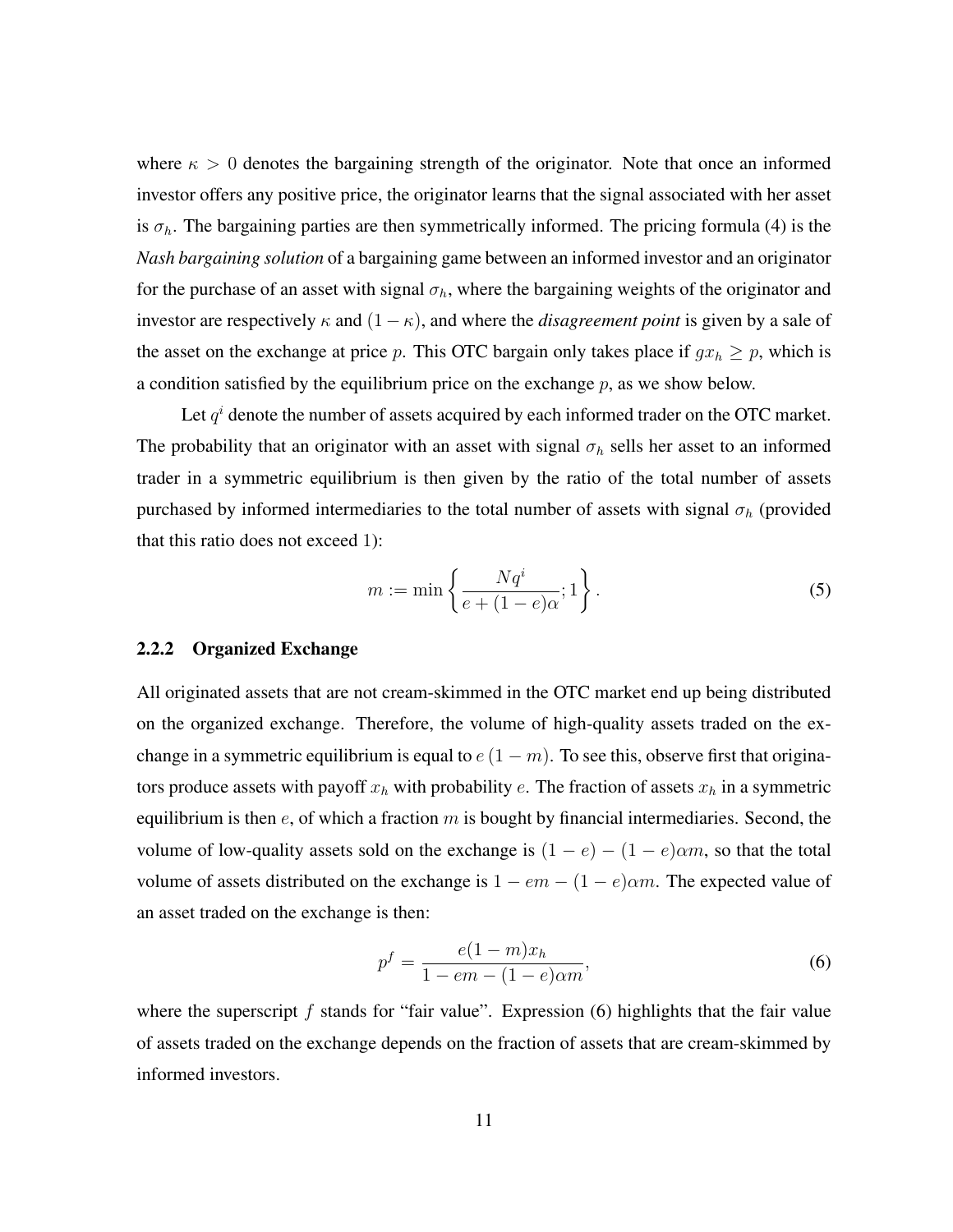where $\kappa > 0$ denotes the bargaining strength of the originator. Note that once an informed investor offers any positive price, the originator learns that the signal associated with her asset is $\sigma_h$. The bargaining parties are then symmetrically informed. The pricing formula (4) is the *Nash bargaining solution* of a bargaining game between an informed investor and an originator for the purchase of an asset with signal $\sigma_h$, where the bargaining weights of the originator and investor are respectively $\kappa$ and $(1 - \kappa)$, and where the *disagreement point* is given by a sale of the asset on the exchange at price $p$. This OTC bargain only takes place if $gx_h \geq p$, which is a condition satisfied by the equilibrium price on the exchange $p$, as we show below.

Let $q^i$ denote the number of assets acquired by each informed trader on the OTC market. The probability that an originator with an asset with signal $\sigma_h$ sells her asset to an informed trader in a symmetric equilibrium is then given by the ratio of the total number of assets purchased by informed intermediaries to the total number of assets with signal $\sigma_h$ (provided that this ratio does not exceed 1):

$$m := \min \left\{ \frac{Nq^i}{e + (1-e)\alpha}; 1 \right\}. \tag{5}$$

### 2.2.2 Organized Exchange

All originated assets that are not cream-skimmed in the OTC market end up being distributed on the organized exchange. Therefore, the volume of high-quality assets traded on the exchange in a symmetric equilibrium is equal to $e(1 - m)$. To see this, observe first that originators produce assets with payoff $x_h$ with probability $e$. The fraction of assets $x_h$ in a symmetric equilibrium is then $e$, of which a fraction $m$ is bought by financial intermediaries. Second, the volume of low-quality assets sold on the exchange is $(1 - e) - (1 - e)\alpha m$, so that the total volume of assets distributed on the exchange is $1 - em - (1 - e)\alpha m$. The expected value of an asset traded on the exchange is then:

$$p^f = \frac{e(1-m)x_h}{1 - em - (1-e)\alpha m}, \tag{6}$$

where the superscript $f$ stands for "fair value". Expression (6) highlights that the fair value of assets traded on the exchange depends on the fraction of assets that are cream-skimmed by informed investors.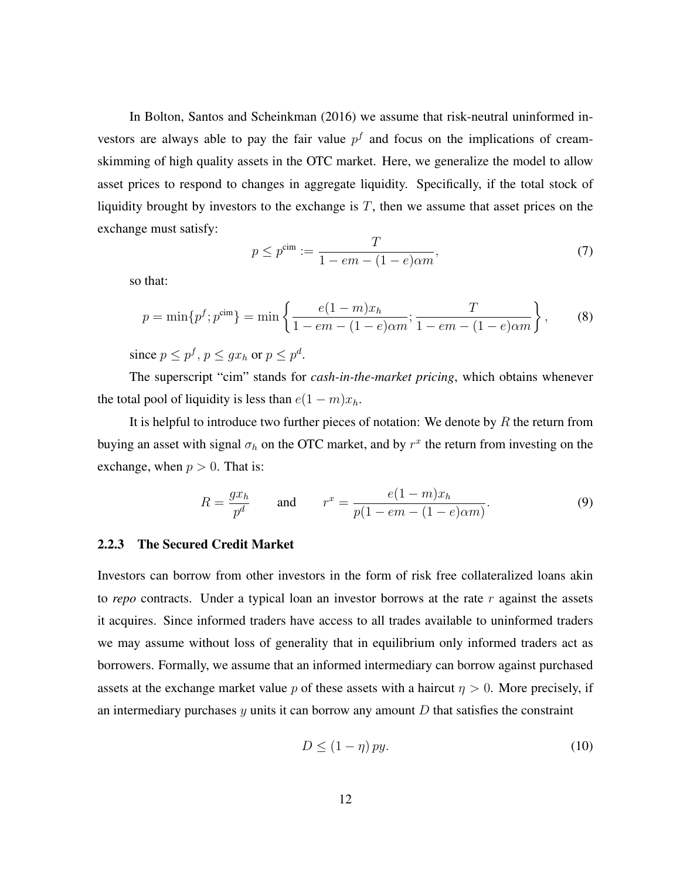In Bolton, Santos and Scheinkman (2016) we assume that risk-neutral uninformed investors are always able to pay the fair value $p^f$ and focus on the implications of cream-skimming of high quality assets in the OTC market. Here, we generalize the model to allow asset prices to respond to changes in aggregate liquidity. Specifically, if the total stock of liquidity brought by investors to the exchange is $T$, then we assume that asset prices on the exchange must satisfy:

$$p \leq p^{\text{cim}} := \frac{T}{1 - em - (1-e)\alpha m}, \tag{7}$$

so that:

$$p = \min\{p^f; p^{\text{cim}}\} = \min\left\{\frac{e(1-m)x_h}{1 - em - (1-e)\alpha m}; \frac{T}{1 - em - (1-e)\alpha m}\right\}, \tag{8}$$

since $p \leq p^f$, $p \leq gx_h$ or $p \leq p^d$.

The superscript "cim" stands for *cash-in-the-market pricing*, which obtains whenever the total pool of liquidity is less than $e(1-m)x_h$.

It is helpful to introduce two further pieces of notation: We denote by $R$ the return from buying an asset with signal $\sigma_h$ on the OTC market, and by $r^x$ the return from investing on the exchange, when $p > 0$. That is:

$$R = \frac{gx_h}{p^d} \qquad \text{and} \qquad r^x = \frac{e(1-m)x_h}{p(1 - em - (1-e)\alpha m)}. \tag{9}$$

### 2.2.3 The Secured Credit Market

Investors can borrow from other investors in the form of risk free collateralized loans akin to *repo* contracts. Under a typical loan an investor borrows at the rate $r$ against the assets it acquires. Since informed traders have access to all trades available to uninformed traders we may assume without loss of generality that in equilibrium only informed traders act as borrowers. Formally, we assume that an informed intermediary can borrow against purchased assets at the exchange market value $p$ of these assets with a haircut $\eta > 0$. More precisely, if an intermediary purchases $y$ units it can borrow any amount $D$ that satisfies the constraint

$$D \leq (1-\eta)\, py. \tag{10}$$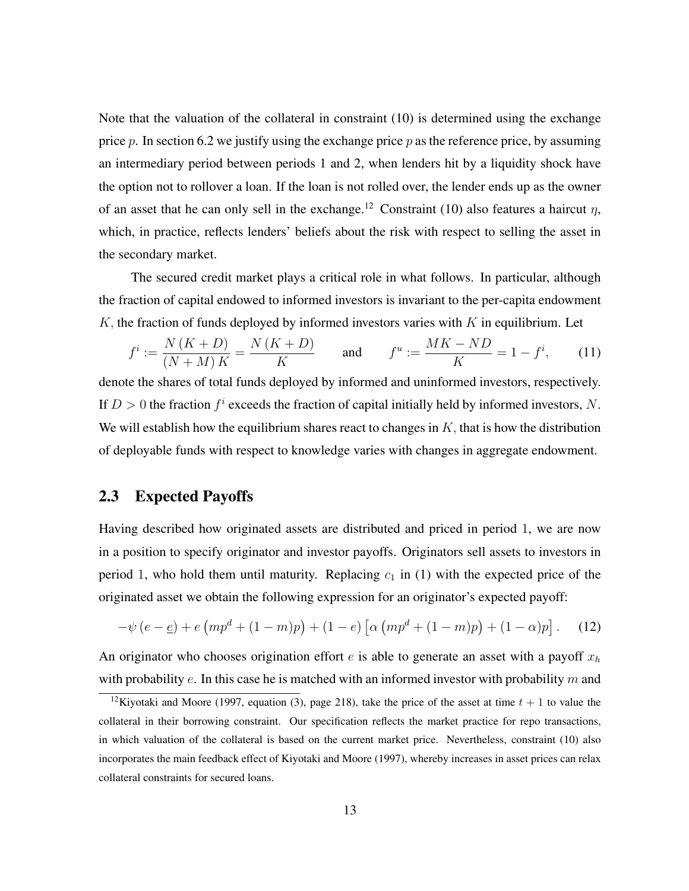Note that the valuation of the collateral in constraint (10) is determined using the exchange price $p$. In section 6.2 we justify using the exchange price $p$ as the reference price, by assuming an intermediary period between periods 1 and 2, when lenders hit by a liquidity shock have the option not to rollover a loan. If the loan is not rolled over, the lender ends up as the owner of an asset that he can only sell in the exchange.[12] Constraint (10) also features a haircut $\eta$, which, in practice, reflects lenders' beliefs about the risk with respect to selling the asset in the secondary market.

The secured credit market plays a critical role in what follows. In particular, although the fraction of capital endowed to informed investors is invariant to the per-capita endowment $K$, the fraction of funds deployed by informed investors varies with $K$ in equilibrium. Let

$$f^i := \frac{N(K+D)}{(N+M)K} = \frac{N(K+D)}{K} \qquad \text{and} \qquad f^u := \frac{MK - ND}{K} = 1 - f^i, \tag{11}$$

denote the shares of total funds deployed by informed and uninformed investors, respectively. If $D > 0$ the fraction $f^i$ exceeds the fraction of capital initially held by informed investors, $N$. We will establish how the equilibrium shares react to changes in $K$, that is how the distribution of deployable funds with respect to knowledge varies with changes in aggregate endowment.

## 2.3 Expected Payoffs

Having described how originated assets are distributed and priced in period 1, we are now in a position to specify originator and investor payoffs. Originators sell assets to investors in period 1, who hold them until maturity. Replacing $c_1$ in (1) with the expected price of the originated asset we obtain the following expression for an originator's expected payoff:

$$-\psi\left(e - \underline{e}\right) + e\left(mp^d + (1-m)p\right) + (1-e)\left[\alpha\left(mp^d + (1-m)p\right) + (1-\alpha)p\right]. \tag{12}$$

An originator who chooses origination effort $e$ is able to generate an asset with a payoff $x_h$ with probability $e$. In this case he is matched with an informed investor with probability $m$ and

[12] Kiyotaki and Moore (1997, equation (3), page 218), take the price of the asset at time $t+1$ to value the collateral in their borrowing constraint. Our specification reflects the market practice for repo transactions, in which valuation of the collateral is based on the current market price. Nevertheless, constraint (10) also incorporates the main feedback effect of Kiyotaki and Moore (1997), whereby increases in asset prices can relax collateral constraints for secured loans.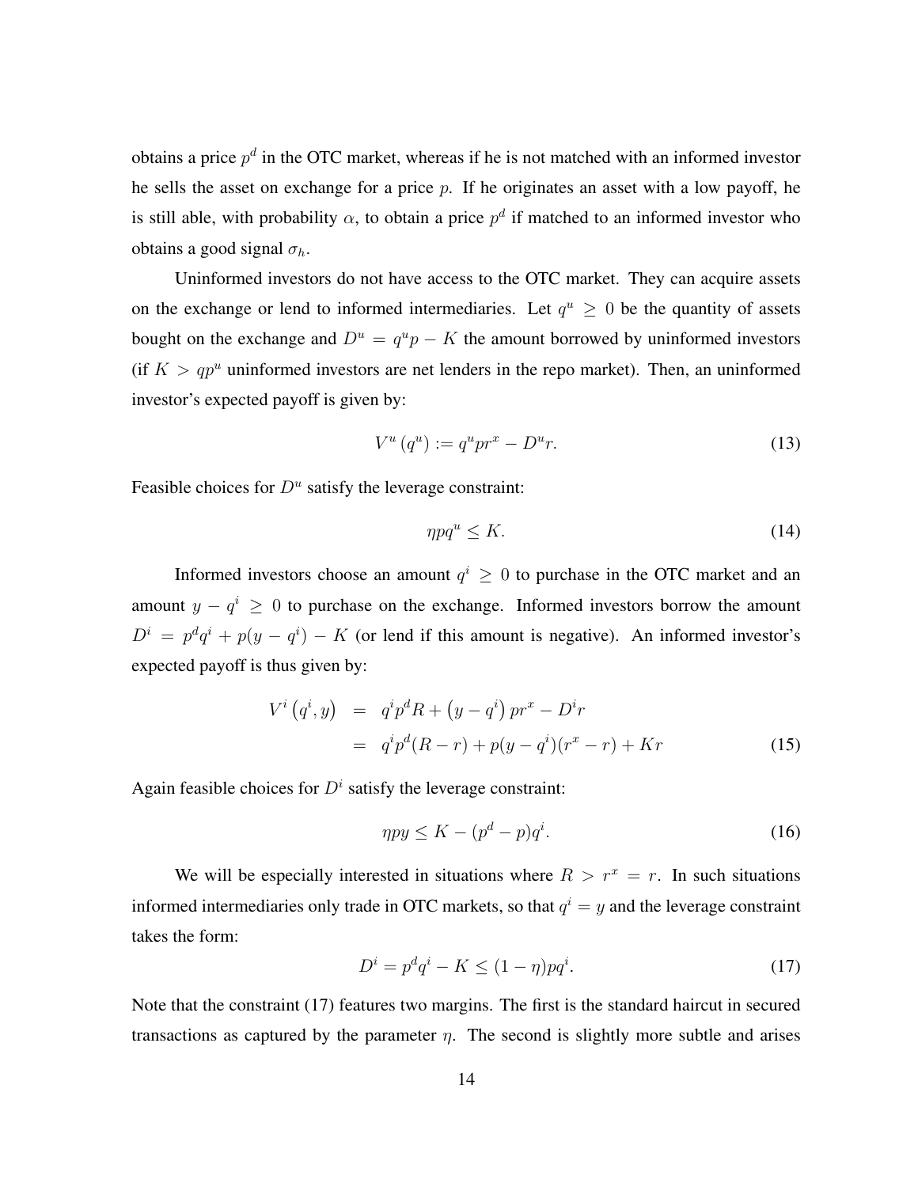obtains a price $p^d$ in the OTC market, whereas if he is not matched with an informed investor he sells the asset on exchange for a price $p$. If he originates an asset with a low payoff, he is still able, with probability $\alpha$, to obtain a price $p^d$ if matched to an informed investor who obtains a good signal $\sigma_h$.

Uninformed investors do not have access to the OTC market. They can acquire assets on the exchange or lend to informed intermediaries. Let $q^u \geq 0$ be the quantity of assets bought on the exchange and $D^u = q^u p - K$ the amount borrowed by uninformed investors (if $K > qp^u$ uninformed investors are net lenders in the repo market). Then, an uninformed investor's expected payoff is given by:

$$V^u(q^u) := q^u p r^x - D^u r. \tag{13}$$

Feasible choices for $D^u$ satisfy the leverage constraint:

$$\eta p q^u \leq K. \tag{14}$$

Informed investors choose an amount $q^i \geq 0$ to purchase in the OTC market and an amount $y - q^i \geq 0$ to purchase on the exchange. Informed investors borrow the amount $D^i = p^d q^i + p(y - q^i) - K$ (or lend if this amount is negative). An informed investor's expected payoff is thus given by:

$$\begin{aligned} V^i(q^i, y) &= q^i p^d R + (y - q^i) p r^x - D^i r \\ &= q^i p^d (R - r) + p(y - q^i)(r^x - r) + Kr \end{aligned} \tag{15}$$

Again feasible choices for $D^i$ satisfy the leverage constraint:

$$\eta p y \leq K - (p^d - p) q^i. \tag{16}$$

We will be especially interested in situations where $R > r^x = r$. In such situations informed intermediaries only trade in OTC markets, so that $q^i = y$ and the leverage constraint takes the form:

$$D^i = p^d q^i - K \leq (1 - \eta) p q^i. \tag{17}$$

Note that the constraint (17) features two margins. The first is the standard haircut in secured transactions as captured by the parameter $\eta$. The second is slightly more subtle and arises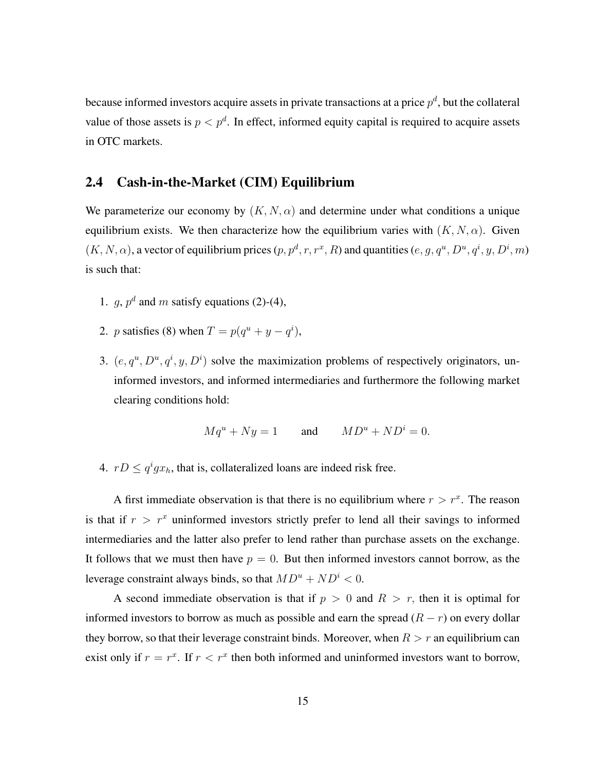because informed investors acquire assets in private transactions at a price $p^d$, but the collateral value of those assets is $p < p^d$. In effect, informed equity capital is required to acquire assets in OTC markets.

## 2.4 Cash-in-the-Market (CIM) Equilibrium

We parameterize our economy by $(K, N, \alpha)$ and determine under what conditions a unique equilibrium exists. We then characterize how the equilibrium varies with $(K, N, \alpha)$. Given $(K, N, \alpha)$, a vector of equilibrium prices $(p, p^d, r, r^x, R)$ and quantities $(e, g, q^u, D^u, q^i, y, D^i, m)$ is such that:

1. $g$, $p^d$ and $m$ satisfy equations (2)-(4),
2. $p$ satisfies (8) when $T = p(q^u + y - q^i)$,
3. $(e, q^u, D^u, q^i, y, D^i)$ solve the maximization problems of respectively originators, uninformed investors, and informed intermediaries and furthermore the following market clearing conditions hold:

$$Mq^u + Ny = 1 \qquad \text{and} \qquad MD^u + ND^i = 0.$$

4. $rD \leq q^i g x_h$, that is, collateralized loans are indeed risk free.

A first immediate observation is that there is no equilibrium where $r > r^x$. The reason is that if $r > r^x$ uninformed investors strictly prefer to lend all their savings to informed intermediaries and the latter also prefer to lend rather than purchase assets on the exchange. It follows that we must then have $p = 0$. But then informed investors cannot borrow, as the leverage constraint always binds, so that $MD^u + ND^i < 0$.

A second immediate observation is that if $p > 0$ and $R > r$, then it is optimal for informed investors to borrow as much as possible and earn the spread $(R - r)$ on every dollar they borrow, so that their leverage constraint binds. Moreover, when $R > r$ an equilibrium can exist only if $r = r^x$. If $r < r^x$ then both informed and uninformed investors want to borrow,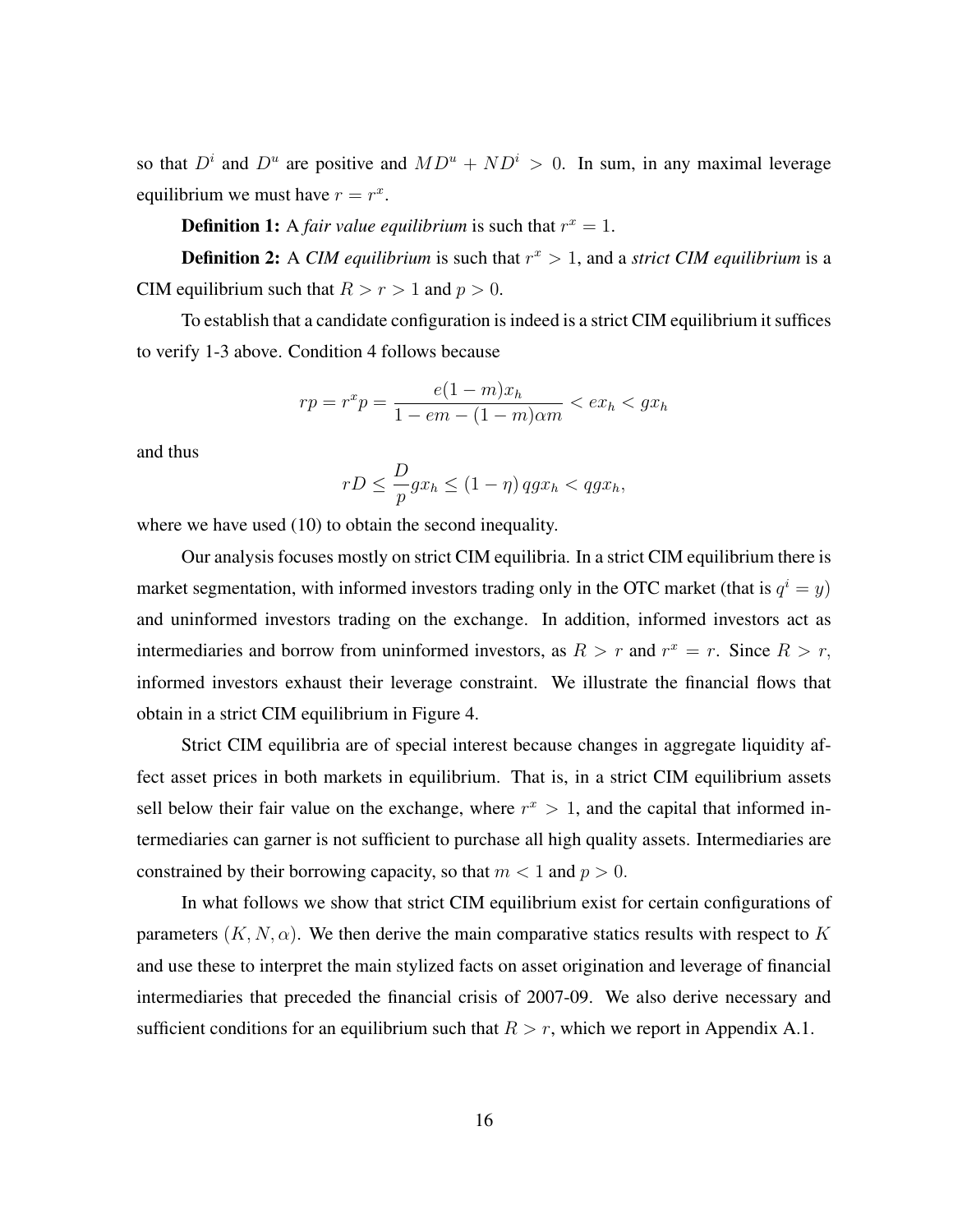so that $D^i$ and $D^u$ are positive and $MD^u + ND^i > 0$. In sum, in any maximal leverage equilibrium we must have $r = r^x$.

**Definition 1:** A *fair value equilibrium* is such that $r^x = 1$.

**Definition 2:** A *CIM equilibrium* is such that $r^x > 1$, and a *strict CIM equilibrium* is a CIM equilibrium such that $R > r > 1$ and $p > 0$.

To establish that a candidate configuration is indeed is a strict CIM equilibrium it suffices to verify 1-3 above. Condition 4 follows because

$$rp = r^x p = \frac{e(1-m)x_h}{1 - em - (1-m)\alpha m} < ex_h < gx_h$$

and thus

$$rD \leq \frac{D}{p} gx_h \leq (1-\eta)\, qgx_h < qgx_h,$$

where we have used (10) to obtain the second inequality.

Our analysis focuses mostly on strict CIM equilibria. In a strict CIM equilibrium there is market segmentation, with informed investors trading only in the OTC market (that is $q^i = y$) and uninformed investors trading on the exchange. In addition, informed investors act as intermediaries and borrow from uninformed investors, as $R > r$ and $r^x = r$. Since $R > r$, informed investors exhaust their leverage constraint. We illustrate the financial flows that obtain in a strict CIM equilibrium in Figure 4.

Strict CIM equilibria are of special interest because changes in aggregate liquidity affect asset prices in both markets in equilibrium. That is, in a strict CIM equilibrium assets sell below their fair value on the exchange, where $r^x > 1$, and the capital that informed intermediaries can garner is not sufficient to purchase all high quality assets. Intermediaries are constrained by their borrowing capacity, so that $m < 1$ and $p > 0$.

In what follows we show that strict CIM equilibrium exist for certain configurations of parameters $(K, N, \alpha)$. We then derive the main comparative statics results with respect to $K$ and use these to interpret the main stylized facts on asset origination and leverage of financial intermediaries that preceded the financial crisis of 2007-09. We also derive necessary and sufficient conditions for an equilibrium such that $R > r$, which we report in Appendix A.1.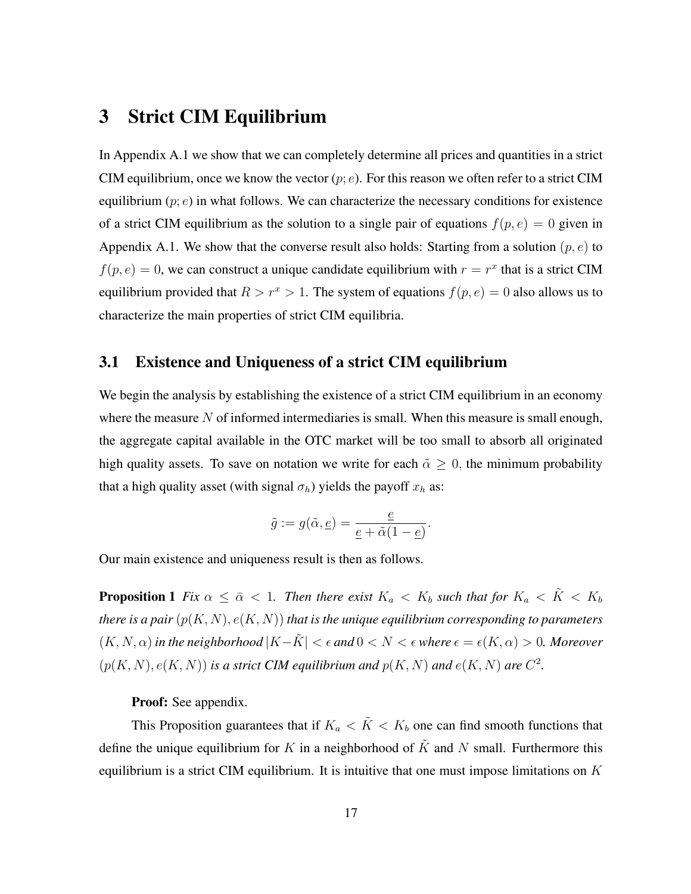# 3 Strict CIM Equilibrium

In Appendix A.1 we show that we can completely determine all prices and quantities in a strict CIM equilibrium, once we know the vector $(p; e)$. For this reason we often refer to a strict CIM equilibrium $(p; e)$ in what follows. We can characterize the necessary conditions for existence of a strict CIM equilibrium as the solution to a single pair of equations $f(p, e) = 0$ given in Appendix A.1. We show that the converse result also holds: Starting from a solution $(p, e)$ to $f(p, e) = 0$, we can construct a unique candidate equilibrium with $r = r^x$ that is a strict CIM equilibrium provided that $R > r^x > 1$. The system of equations $f(p, e) = 0$ also allows us to characterize the main properties of strict CIM equilibria.

## 3.1 Existence and Uniqueness of a strict CIM equilibrium

We begin the analysis by establishing the existence of a strict CIM equilibrium in an economy where the measure $N$ of informed intermediaries is small. When this measure is small enough, the aggregate capital available in the OTC market will be too small to absorb all originated high quality assets. To save on notation we write for each $\tilde{\alpha} \geq 0$, the minimum probability that a high quality asset (with signal $\sigma_h$) yields the payoff $x_h$ as:

$$\tilde{g} := g(\tilde{\alpha}, \underline{e}) = \frac{\underline{e}}{\underline{e} + \tilde{\alpha}(1 - \underline{e})}.$$

Our main existence and uniqueness result is then as follows.

**Proposition 1** *Fix $\alpha \leq \bar{\alpha} < 1$. Then there exist $K_a < K_b$ such that for $K_a < \tilde{K} < K_b$ there is a pair $(p(K, N), e(K, N))$ that is the unique equilibrium corresponding to parameters $(K, N, \alpha)$ in the neighborhood $|K - \tilde{K}| < \epsilon$ and $0 < N < \epsilon$ where $\epsilon = \epsilon(K, \alpha) > 0$. Moreover $(p(K, N), e(K, N))$ is a strict CIM equilibrium and $p(K, N)$ and $e(K, N)$ are $C^2$.*

**Proof:** See appendix.

This Proposition guarantees that if $K_a < \tilde{K} < K_b$ one can find smooth functions that define the unique equilibrium for $K$ in a neighborhood of $\tilde{K}$ and $N$ small. Furthermore this equilibrium is a strict CIM equilibrium. It is intuitive that one must impose limitations on $K$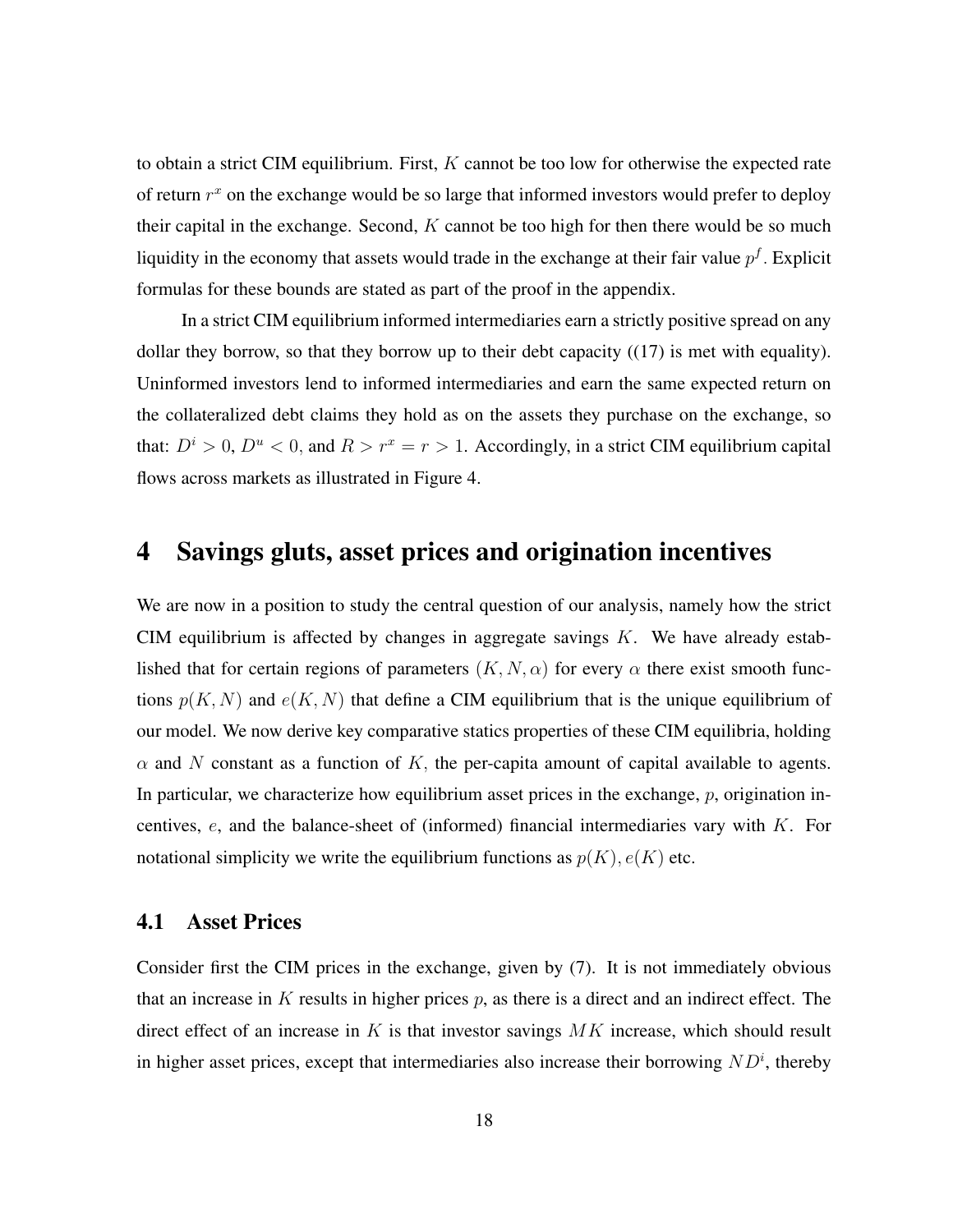to obtain a strict CIM equilibrium. First, $K$ cannot be too low for otherwise the expected rate of return $r^x$ on the exchange would be so large that informed investors would prefer to deploy their capital in the exchange. Second, $K$ cannot be too high for then there would be so much liquidity in the economy that assets would trade in the exchange at their fair value $p^f$. Explicit formulas for these bounds are stated as part of the proof in the appendix.

In a strict CIM equilibrium informed intermediaries earn a strictly positive spread on any dollar they borrow, so that they borrow up to their debt capacity ((17) is met with equality). Uninformed investors lend to informed intermediaries and earn the same expected return on the collateralized debt claims they hold as on the assets they purchase on the exchange, so that: $D^i > 0$, $D^u < 0$, and $R > r^x = r > 1$. Accordingly, in a strict CIM equilibrium capital flows across markets as illustrated in Figure 4.

# 4 Savings gluts, asset prices and origination incentives

We are now in a position to study the central question of our analysis, namely how the strict CIM equilibrium is affected by changes in aggregate savings $K$. We have already established that for certain regions of parameters $(K, N, \alpha)$ for every $\alpha$ there exist smooth functions $p(K, N)$ and $e(K, N)$ that define a CIM equilibrium that is the unique equilibrium of our model. We now derive key comparative statics properties of these CIM equilibria, holding $\alpha$ and $N$ constant as a function of $K$, the per-capita amount of capital available to agents. In particular, we characterize how equilibrium asset prices in the exchange, $p$, origination incentives, $e$, and the balance-sheet of (informed) financial intermediaries vary with $K$. For notational simplicity we write the equilibrium functions as $p(K), e(K)$ etc.

## 4.1 Asset Prices

Consider first the CIM prices in the exchange, given by (7). It is not immediately obvious that an increase in $K$ results in higher prices $p$, as there is a direct and an indirect effect. The direct effect of an increase in $K$ is that investor savings $MK$ increase, which should result in higher asset prices, except that intermediaries also increase their borrowing $ND^i$, thereby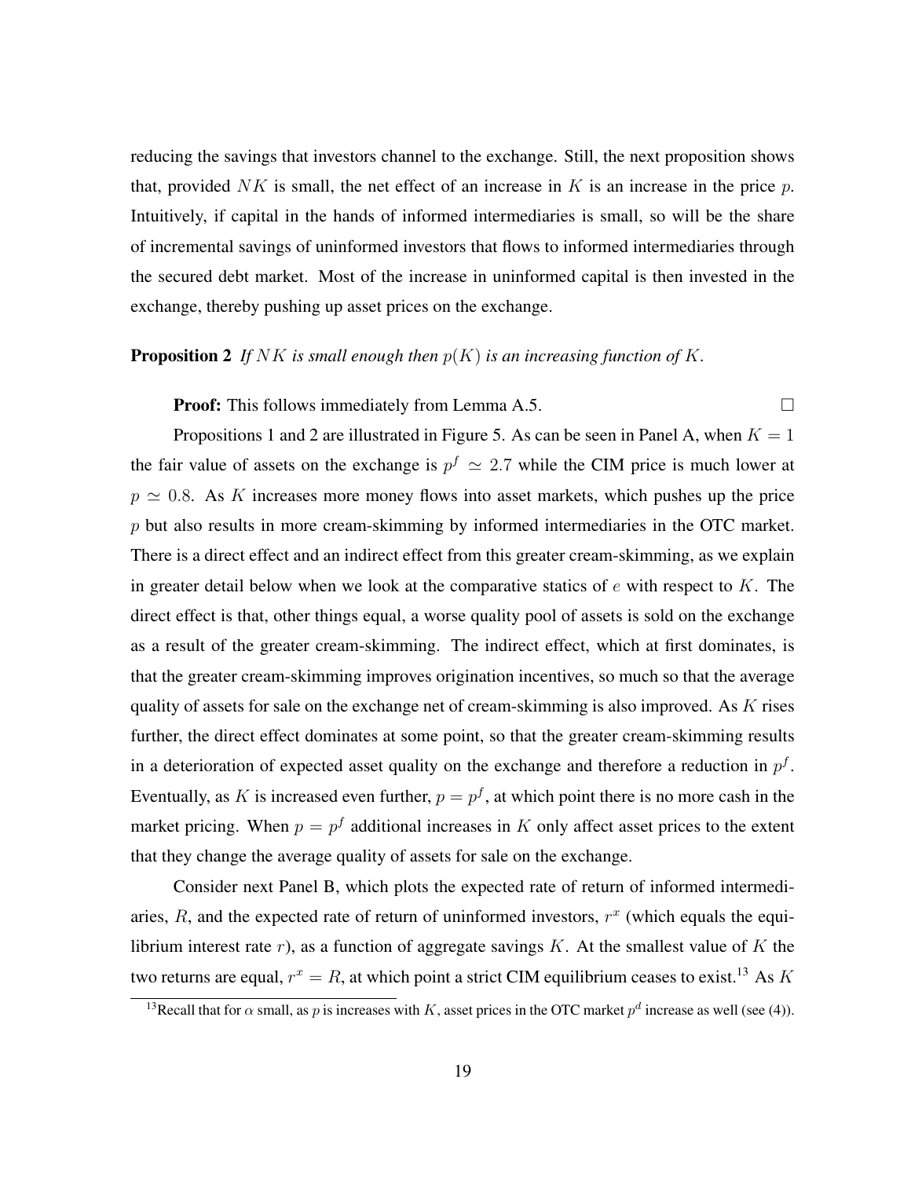reducing the savings that investors channel to the exchange. Still, the next proposition shows that, provided $NK$ is small, the net effect of an increase in $K$ is an increase in the price $p$. Intuitively, if capital in the hands of informed intermediaries is small, so will be the share of incremental savings of uninformed investors that flows to informed intermediaries through the secured debt market. Most of the increase in uninformed capital is then invested in the exchange, thereby pushing up asset prices on the exchange.

**Proposition 2** *If $NK$ is small enough then $p(K)$ is an increasing function of $K$.*

**Proof:** This follows immediately from Lemma A.5. □

Propositions 1 and 2 are illustrated in Figure 5. As can be seen in Panel A, when $K = 1$ the fair value of assets on the exchange is $p^f \simeq 2.7$ while the CIM price is much lower at $p \simeq 0.8$. As $K$ increases more money flows into asset markets, which pushes up the price $p$ but also results in more cream-skimming by informed intermediaries in the OTC market. There is a direct effect and an indirect effect from this greater cream-skimming, as we explain in greater detail below when we look at the comparative statics of $e$ with respect to $K$. The direct effect is that, other things equal, a worse quality pool of assets is sold on the exchange as a result of the greater cream-skimming. The indirect effect, which at first dominates, is that the greater cream-skimming improves origination incentives, so much so that the average quality of assets for sale on the exchange net of cream-skimming is also improved. As $K$ rises further, the direct effect dominates at some point, so that the greater cream-skimming results in a deterioration of expected asset quality on the exchange and therefore a reduction in $p^f$. Eventually, as $K$ is increased even further, $p = p^f$, at which point there is no more cash in the market pricing. When $p = p^f$ additional increases in $K$ only affect asset prices to the extent that they change the average quality of assets for sale on the exchange.

Consider next Panel B, which plots the expected rate of return of informed intermediaries, $R$, and the expected rate of return of uninformed investors, $r^x$ (which equals the equilibrium interest rate $r$), as a function of aggregate savings $K$. At the smallest value of $K$ the two returns are equal, $r^x = R$, at which point a strict CIM equilibrium ceases to exist.[13] As $K$

[13] Recall that for $\alpha$ small, as $p$ is increases with $K$, asset prices in the OTC market $p^d$ increase as well (see (4)).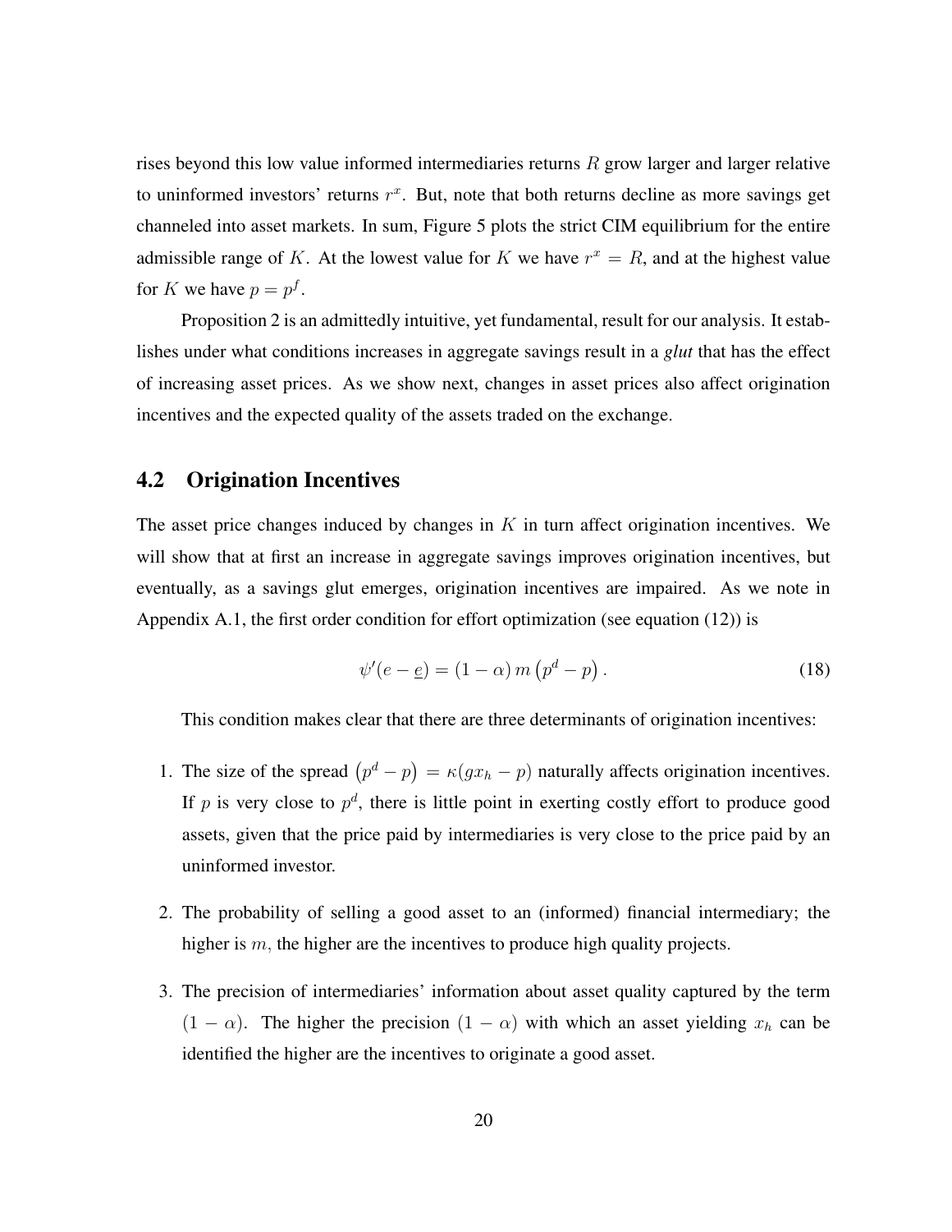rises beyond this low value informed intermediaries returns $R$ grow larger and larger relative to uninformed investors' returns $r^x$. But, note that both returns decline as more savings get channeled into asset markets. In sum, Figure 5 plots the strict CIM equilibrium for the entire admissible range of $K$. At the lowest value for $K$ we have $r^x = R$, and at the highest value for $K$ we have $p = p^f$.

Proposition 2 is an admittedly intuitive, yet fundamental, result for our analysis. It establishes under what conditions increases in aggregate savings result in a *glut* that has the effect of increasing asset prices. As we show next, changes in asset prices also affect origination incentives and the expected quality of the assets traded on the exchange.

## 4.2 Origination Incentives

The asset price changes induced by changes in $K$ in turn affect origination incentives. We will show that at first an increase in aggregate savings improves origination incentives, but eventually, as a savings glut emerges, origination incentives are impaired. As we note in Appendix A.1, the first order condition for effort optimization (see equation (12)) is

$$\psi'(e - \underline{e}) = (1 - \alpha)\, m \left(p^d - p\right). \tag{18}$$

This condition makes clear that there are three determinants of origination incentives:

1. The size of the spread $\left(p^d - p\right) = \kappa(gx_h - p)$ naturally affects origination incentives. If $p$ is very close to $p^d$, there is little point in exerting costly effort to produce good assets, given that the price paid by intermediaries is very close to the price paid by an uninformed investor.
2. The probability of selling a good asset to an (informed) financial intermediary; the higher is $m$, the higher are the incentives to produce high quality projects.
3. The precision of intermediaries' information about asset quality captured by the term $(1 - \alpha)$. The higher the precision $(1 - \alpha)$ with which an asset yielding $x_h$ can be identified the higher are the incentives to originate a good asset.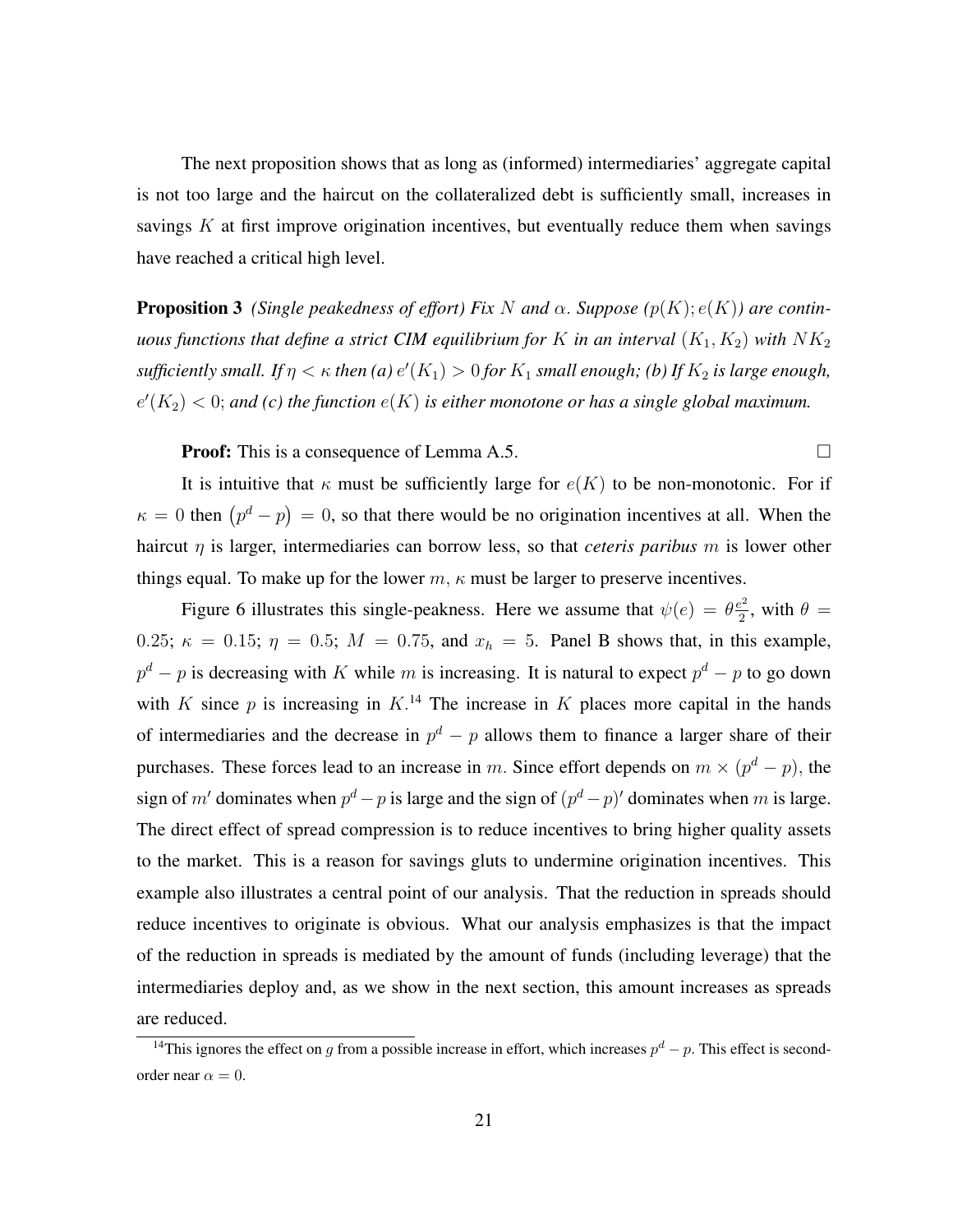The next proposition shows that as long as (informed) intermediaries' aggregate capital is not too large and the haircut on the collateralized debt is sufficiently small, increases in savings $K$ at first improve origination incentives, but eventually reduce them when savings have reached a critical high level.

**Proposition 3** *(Single peakedness of effort) Fix $N$ and $\alpha$. Suppose $(p(K); e(K))$ are continuous functions that define a strict CIM equilibrium for $K$ in an interval $(K_1, K_2)$ with $NK_2$ sufficiently small. If $\eta < \kappa$ then (a) $e'(K_1) > 0$ for $K_1$ small enough; (b) If $K_2$ is large enough, $e'(K_2) < 0$; and (c) the function $e(K)$ is either monotone or has a single global maximum.*

**Proof:** This is a consequence of Lemma A.5. □

It is intuitive that $\kappa$ must be sufficiently large for $e(K)$ to be non-monotonic. For if $\kappa = 0$ then $(p^d - p) = 0$, so that there would be no origination incentives at all. When the haircut $\eta$ is larger, intermediaries can borrow less, so that *ceteris paribus* $m$ is lower other things equal. To make up for the lower $m$, $\kappa$ must be larger to preserve incentives.

Figure 6 illustrates this single-peakness. Here we assume that $\psi(e) = \theta \frac{e^2}{2}$, with $\theta = 0.25$; $\kappa = 0.15$; $\eta = 0.5$; $M = 0.75$, and $x_h = 5$. Panel B shows that, in this example, $p^d - p$ is decreasing with $K$ while $m$ is increasing. It is natural to expect $p^d - p$ to go down with $K$ since $p$ is increasing in $K$.[14] The increase in $K$ places more capital in the hands of intermediaries and the decrease in $p^d - p$ allows them to finance a larger share of their purchases. These forces lead to an increase in $m$. Since effort depends on $m \times (p^d - p)$, the sign of $m'$ dominates when $p^d - p$ is large and the sign of $(p^d - p)'$ dominates when $m$ is large. The direct effect of spread compression is to reduce incentives to bring higher quality assets to the market. This is a reason for savings gluts to undermine origination incentives. This example also illustrates a central point of our analysis. That the reduction in spreads should reduce incentives to originate is obvious. What our analysis emphasizes is that the impact of the reduction in spreads is mediated by the amount of funds (including leverage) that the intermediaries deploy and, as we show in the next section, this amount increases as spreads are reduced.

[14] This ignores the effect on $g$ from a possible increase in effort, which increases $p^d - p$. This effect is second-order near $\alpha = 0$.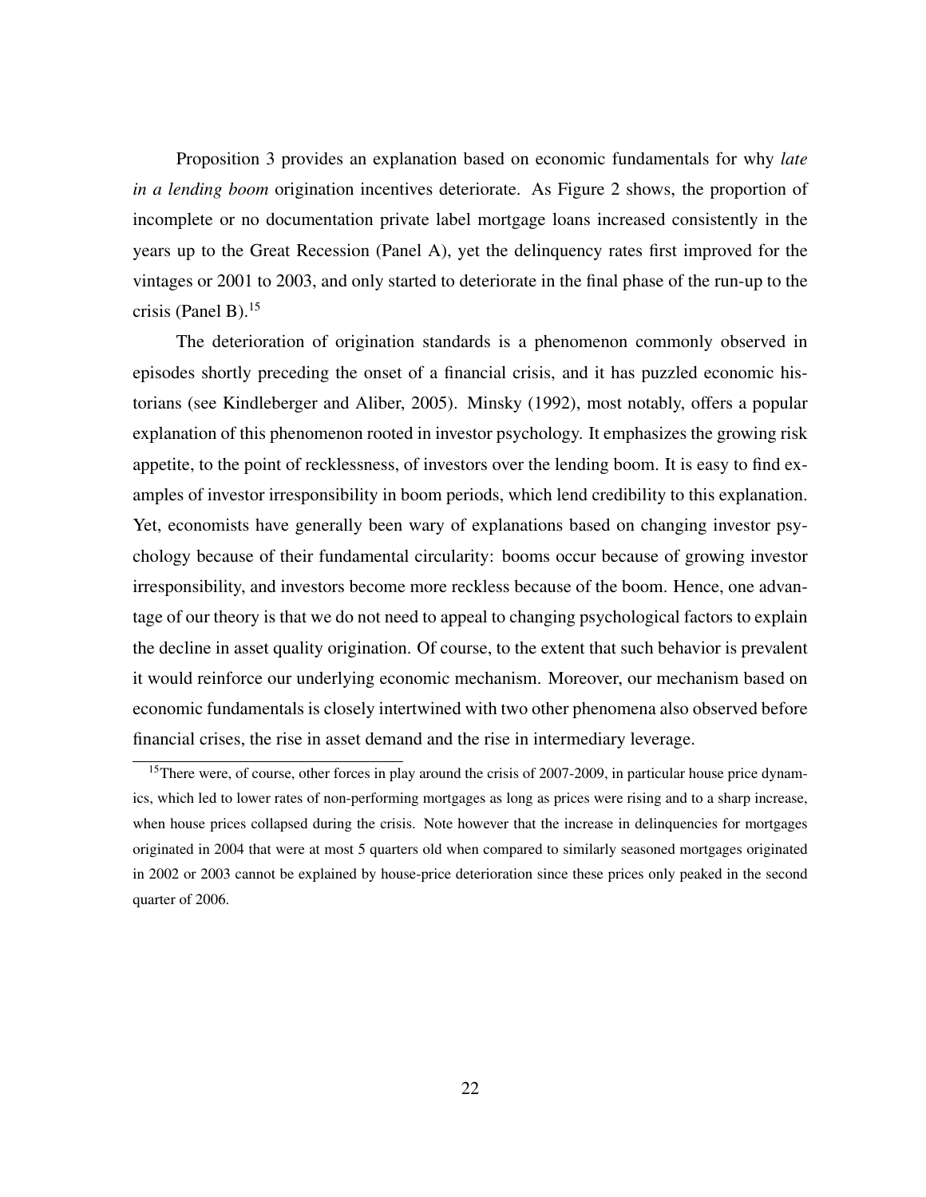Proposition 3 provides an explanation based on economic fundamentals for why *late in a lending boom* origination incentives deteriorate. As Figure 2 shows, the proportion of incomplete or no documentation private label mortgage loans increased consistently in the years up to the Great Recession (Panel A), yet the delinquency rates first improved for the vintages or 2001 to 2003, and only started to deteriorate in the final phase of the run-up to the crisis (Panel B).[15]

The deterioration of origination standards is a phenomenon commonly observed in episodes shortly preceding the onset of a financial crisis, and it has puzzled economic historians (see Kindleberger and Aliber, 2005). Minsky (1992), most notably, offers a popular explanation of this phenomenon rooted in investor psychology. It emphasizes the growing risk appetite, to the point of recklessness, of investors over the lending boom. It is easy to find examples of investor irresponsibility in boom periods, which lend credibility to this explanation. Yet, economists have generally been wary of explanations based on changing investor psychology because of their fundamental circularity: booms occur because of growing investor irresponsibility, and investors become more reckless because of the boom. Hence, one advantage of our theory is that we do not need to appeal to changing psychological factors to explain the decline in asset quality origination. Of course, to the extent that such behavior is prevalent it would reinforce our underlying economic mechanism. Moreover, our mechanism based on economic fundamentals is closely intertwined with two other phenomena also observed before financial crises, the rise in asset demand and the rise in intermediary leverage.

[15]There were, of course, other forces in play around the crisis of 2007-2009, in particular house price dynamics, which led to lower rates of non-performing mortgages as long as prices were rising and to a sharp increase, when house prices collapsed during the crisis. Note however that the increase in delinquencies for mortgages originated in 2004 that were at most 5 quarters old when compared to similarly seasoned mortgages originated in 2002 or 2003 cannot be explained by house-price deterioration since these prices only peaked in the second quarter of 2006.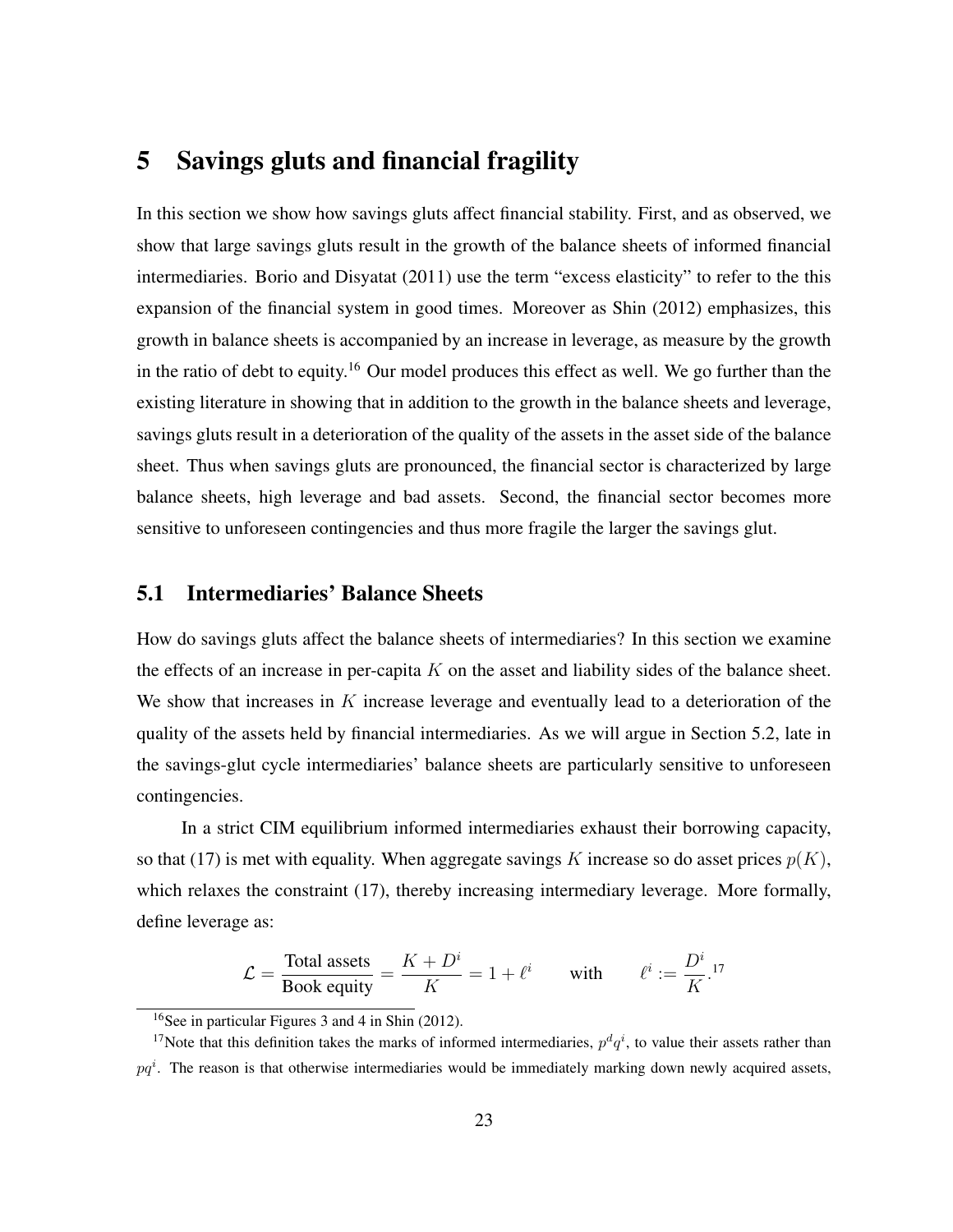# 5 Savings gluts and financial fragility

In this section we show how savings gluts affect financial stability. First, and as observed, we show that large savings gluts result in the growth of the balance sheets of informed financial intermediaries. Borio and Disyatat (2011) use the term "excess elasticity" to refer to the this expansion of the financial system in good times. Moreover as Shin (2012) emphasizes, this growth in balance sheets is accompanied by an increase in leverage, as measure by the growth in the ratio of debt to equity.[16] Our model produces this effect as well. We go further than the existing literature in showing that in addition to the growth in the balance sheets and leverage, savings gluts result in a deterioration of the quality of the assets in the asset side of the balance sheet. Thus when savings gluts are pronounced, the financial sector is characterized by large balance sheets, high leverage and bad assets. Second, the financial sector becomes more sensitive to unforeseen contingencies and thus more fragile the larger the savings glut.

## 5.1 Intermediaries' Balance Sheets

How do savings gluts affect the balance sheets of intermediaries? In this section we examine the effects of an increase in per-capita $K$ on the asset and liability sides of the balance sheet. We show that increases in $K$ increase leverage and eventually lead to a deterioration of the quality of the assets held by financial intermediaries. As we will argue in Section 5.2, late in the savings-glut cycle intermediaries' balance sheets are particularly sensitive to unforeseen contingencies.

In a strict CIM equilibrium informed intermediaries exhaust their borrowing capacity, so that (17) is met with equality. When aggregate savings $K$ increase so do asset prices $p(K)$, which relaxes the constraint (17), thereby increasing intermediary leverage. More formally, define leverage as:

$$\mathcal{L} = \frac{\text{Total assets}}{\text{Book equity}} = \frac{K + D^i}{K} = 1 + \ell^i \qquad \text{with} \qquad \ell^i := \frac{D^i}{K}.^{17}$$

[16] See in particular Figures 3 and 4 in Shin (2012).

[17] Note that this definition takes the marks of informed intermediaries, $p^d q^i$, to value their assets rather than $pq^i$. The reason is that otherwise intermediaries would be immediately marking down newly acquired assets,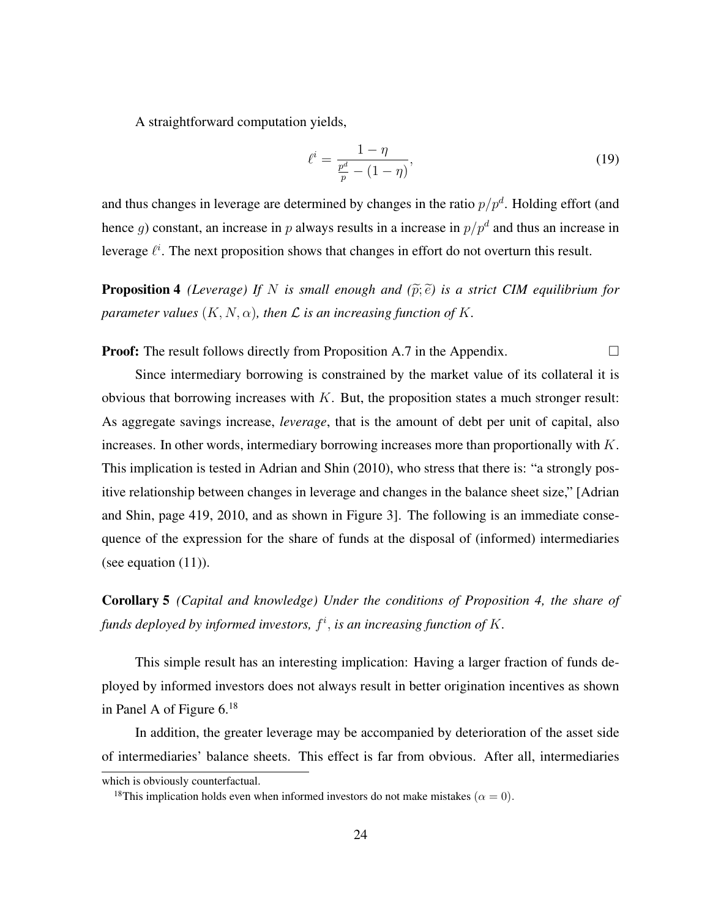A straightforward computation yields,

$$\ell^i = \frac{1-\eta}{\frac{p^d}{p} - (1-\eta)}, \tag{19}$$

and thus changes in leverage are determined by changes in the ratio $p/p^d$. Holding effort (and hence $g$) constant, an increase in $p$ always results in a increase in $p/p^d$ and thus an increase in leverage $\ell^i$. The next proposition shows that changes in effort do not overturn this result.

**Proposition 4** *(Leverage) If $N$ is small enough and $(\widetilde{p}; \widetilde{e})$ is a strict CIM equilibrium for parameter values $(K, N, \alpha)$, then $\mathcal{L}$ is an increasing function of $K$.*

**Proof:** The result follows directly from Proposition A.7 in the Appendix. □

Since intermediary borrowing is constrained by the market value of its collateral it is obvious that borrowing increases with $K$. But, the proposition states a much stronger result: As aggregate savings increase, *leverage*, that is the amount of debt per unit of capital, also increases. In other words, intermediary borrowing increases more than proportionally with $K$. This implication is tested in Adrian and Shin (2010), who stress that there is: "a strongly positive relationship between changes in leverage and changes in the balance sheet size," [Adrian and Shin, page 419, 2010, and as shown in Figure 3]. The following is an immediate consequence of the expression for the share of funds at the disposal of (informed) intermediaries (see equation (11)).

**Corollary 5** *(Capital and knowledge) Under the conditions of Proposition 4, the share of funds deployed by informed investors, $f^i$, is an increasing function of $K$.*

This simple result has an interesting implication: Having a larger fraction of funds deployed by informed investors does not always result in better origination incentives as shown in Panel A of Figure 6.[18]

In addition, the greater leverage may be accompanied by deterioration of the asset side of intermediaries' balance sheets. This effect is far from obvious. After all, intermediaries

which is obviously counterfactual.

[18]This implication holds even when informed investors do not make mistakes ($\alpha = 0$).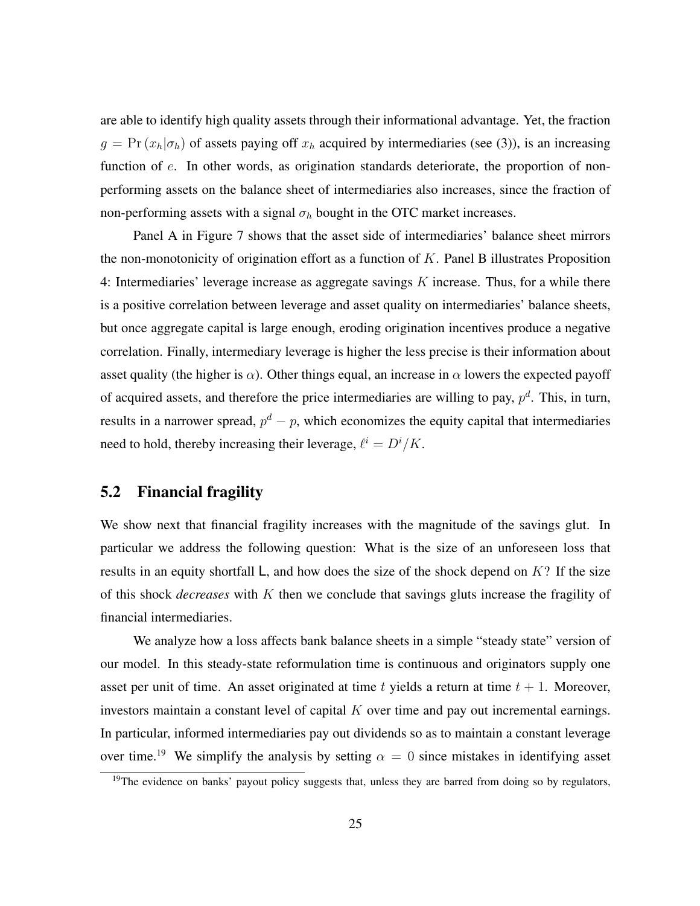are able to identify high quality assets through their informational advantage. Yet, the fraction $g = \Pr(x_h|\sigma_h)$ of assets paying off $x_h$ acquired by intermediaries (see (3)), is an increasing function of $e$. In other words, as origination standards deteriorate, the proportion of non-performing assets on the balance sheet of intermediaries also increases, since the fraction of non-performing assets with a signal $\sigma_h$ bought in the OTC market increases.

Panel A in Figure 7 shows that the asset side of intermediaries' balance sheet mirrors the non-monotonicity of origination effort as a function of $K$. Panel B illustrates Proposition 4: Intermediaries' leverage increase as aggregate savings $K$ increase. Thus, for a while there is a positive correlation between leverage and asset quality on intermediaries' balance sheets, but once aggregate capital is large enough, eroding origination incentives produce a negative correlation. Finally, intermediary leverage is higher the less precise is their information about asset quality (the higher is $\alpha$). Other things equal, an increase in $\alpha$ lowers the expected payoff of acquired assets, and therefore the price intermediaries are willing to pay, $p^d$. This, in turn, results in a narrower spread, $p^d - p$, which economizes the equity capital that intermediaries need to hold, thereby increasing their leverage, $\ell^i = D^i/K$.

## 5.2 Financial fragility

We show next that financial fragility increases with the magnitude of the savings glut. In particular we address the following question: What is the size of an unforeseen loss that results in an equity shortfall $\mathsf{L}$, and how does the size of the shock depend on $K$? If the size of this shock *decreases* with $K$ then we conclude that savings gluts increase the fragility of financial intermediaries.

We analyze how a loss affects bank balance sheets in a simple "steady state" version of our model. In this steady-state reformulation time is continuous and originators supply one asset per unit of time. An asset originated at time $t$ yields a return at time $t + 1$. Moreover, investors maintain a constant level of capital $K$ over time and pay out incremental earnings. In particular, informed intermediaries pay out dividends so as to maintain a constant leverage over time.[19] We simplify the analysis by setting $\alpha = 0$ since mistakes in identifying asset

[19] The evidence on banks' payout policy suggests that, unless they are barred from doing so by regulators,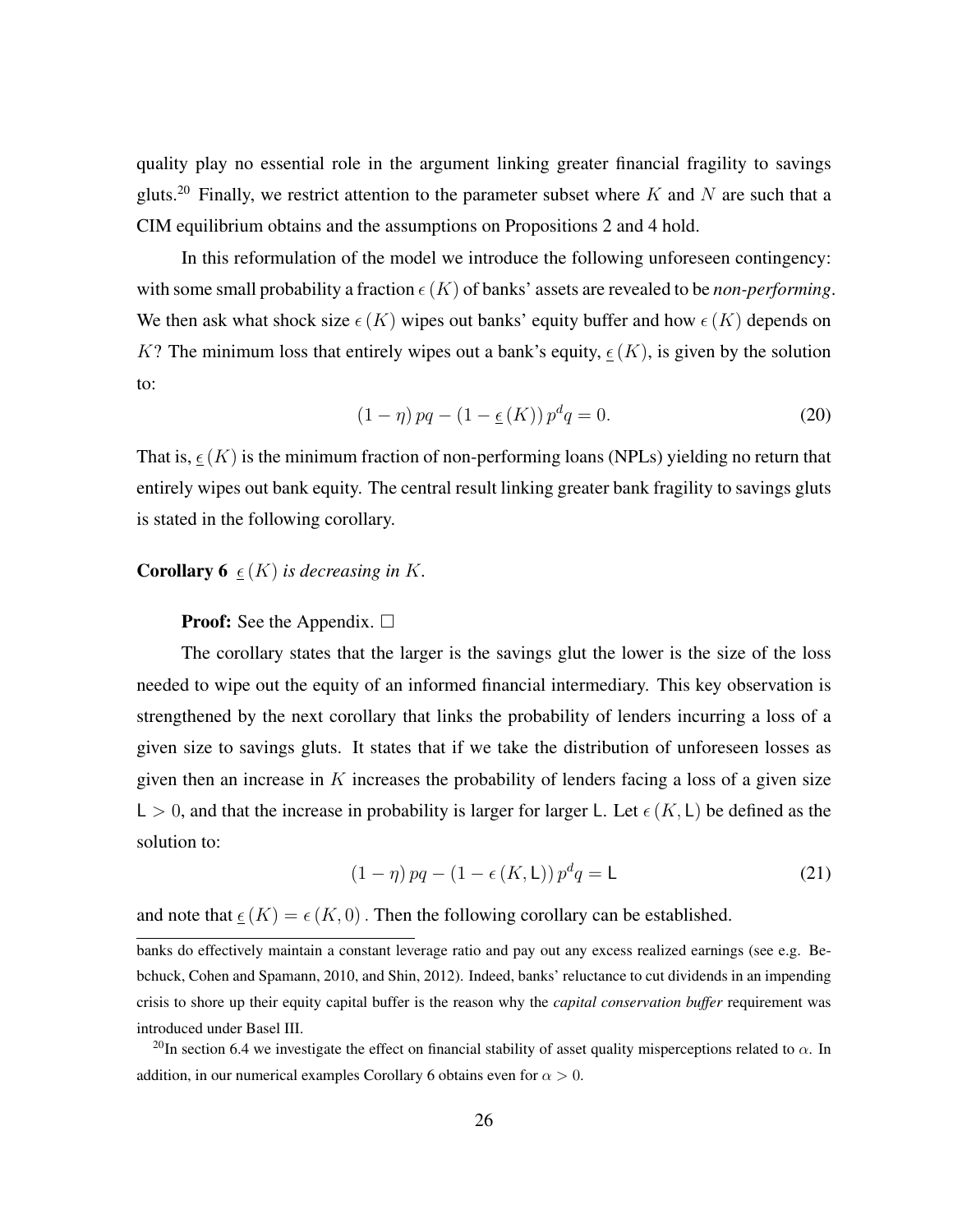quality play no essential role in the argument linking greater financial fragility to savings gluts.[20] Finally, we restrict attention to the parameter subset where $K$ and $N$ are such that a CIM equilibrium obtains and the assumptions on Propositions 2 and 4 hold.

In this reformulation of the model we introduce the following unforeseen contingency: with some small probability a fraction $\epsilon(K)$ of banks' assets are revealed to be *non-performing*. We then ask what shock size $\epsilon(K)$ wipes out banks' equity buffer and how $\epsilon(K)$ depends on $K$? The minimum loss that entirely wipes out a bank's equity, $\underline{\epsilon}(K)$, is given by the solution to:

$$(1-\eta)\,pq - (1-\underline{\epsilon}(K))\,p^d q = 0. \tag{20}$$

That is, $\underline{\epsilon}(K)$ is the minimum fraction of non-performing loans (NPLs) yielding no return that entirely wipes out bank equity. The central result linking greater bank fragility to savings gluts is stated in the following corollary.

**Corollary 6** *$\underline{\epsilon}(K)$ is decreasing in $K$.*

**Proof:** See the Appendix. □

The corollary states that the larger is the savings glut the lower is the size of the loss needed to wipe out the equity of an informed financial intermediary. This key observation is strengthened by the next corollary that links the probability of lenders incurring a loss of a given size to savings gluts. It states that if we take the distribution of unforeseen losses as given then an increase in $K$ increases the probability of lenders facing a loss of a given size $\mathsf{L} > 0$, and that the increase in probability is larger for larger $\mathsf{L}$. Let $\epsilon(K, \mathsf{L})$ be defined as the solution to:

$$(1-\eta)\,pq - (1-\epsilon(K,\mathsf{L}))\,p^d q = \mathsf{L} \tag{21}$$

and note that $\underline{\epsilon}(K) = \epsilon(K, 0)$. Then the following corollary can be established.

banks do effectively maintain a constant leverage ratio and pay out any excess realized earnings (see e.g. Bebchuck, Cohen and Spamann, 2010, and Shin, 2012). Indeed, banks' reluctance to cut dividends in an impending crisis to shore up their equity capital buffer is the reason why the *capital conservation buffer* requirement was introduced under Basel III.

[20] In section 6.4 we investigate the effect on financial stability of asset quality misperceptions related to $\alpha$. In addition, in our numerical examples Corollary 6 obtains even for $\alpha > 0$.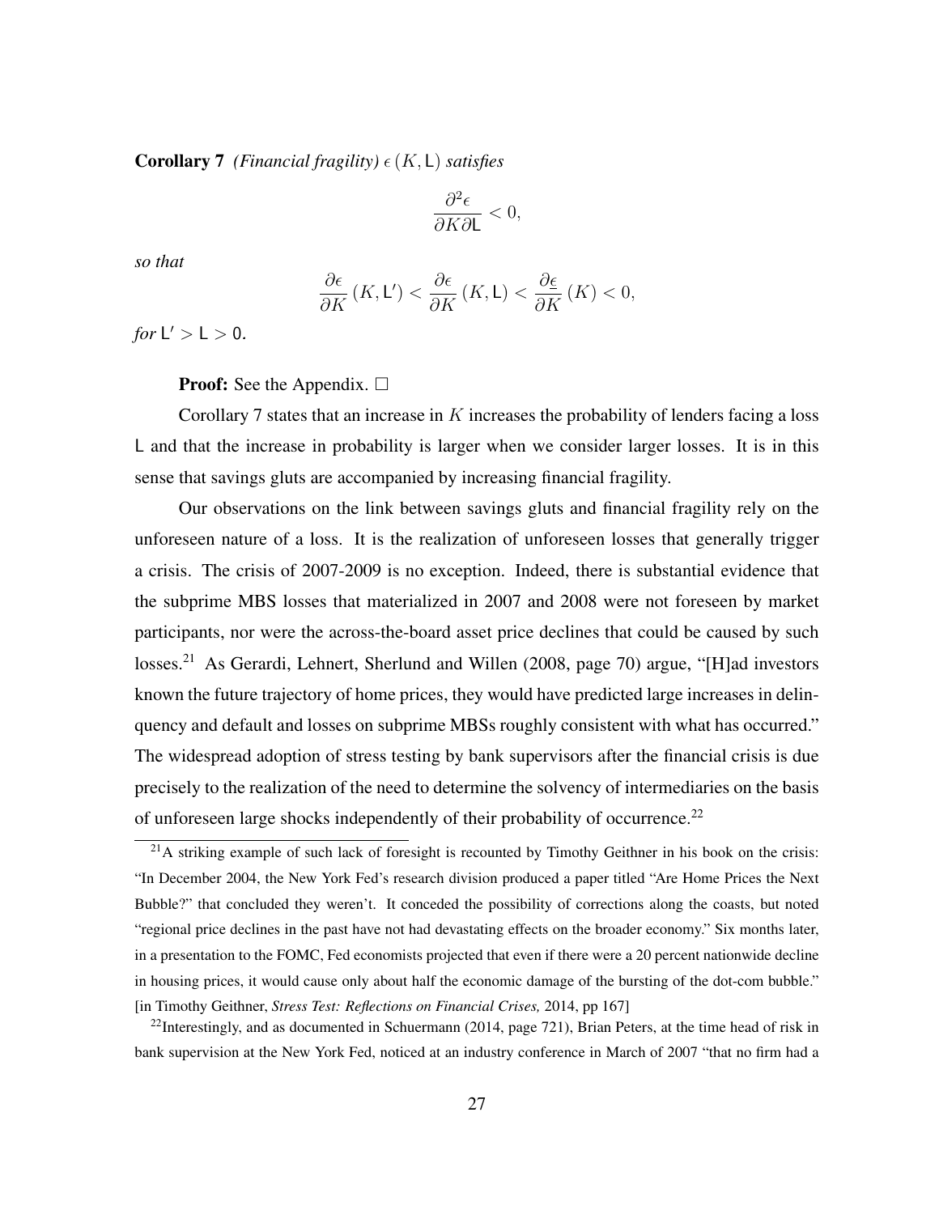**Corollary 7** *(Financial fragility)* $\epsilon(K, \mathsf{L})$ *satisfies*

$$\frac{\partial^2 \epsilon}{\partial K \partial \mathsf{L}} < 0,$$

*so that*

$$\frac{\partial \epsilon}{\partial K}(K, \mathsf{L}') < \frac{\partial \epsilon}{\partial K}(K, \mathsf{L}) < \frac{\partial \underline{\epsilon}}{\partial K}(K) < 0,$$

*for* $\mathsf{L}' > \mathsf{L} > 0$.

**Proof:** See the Appendix. □

Corollary 7 states that an increase in $K$ increases the probability of lenders facing a loss $\mathsf{L}$ and that the increase in probability is larger when we consider larger losses. It is in this sense that savings gluts are accompanied by increasing financial fragility.

Our observations on the link between savings gluts and financial fragility rely on the unforeseen nature of a loss. It is the realization of unforeseen losses that generally trigger a crisis. The crisis of 2007-2009 is no exception. Indeed, there is substantial evidence that the subprime MBS losses that materialized in 2007 and 2008 were not foreseen by market participants, nor were the across-the-board asset price declines that could be caused by such losses.[21] As Gerardi, Lehnert, Sherlund and Willen (2008, page 70) argue, "[H]ad investors known the future trajectory of home prices, they would have predicted large increases in delinquency and default and losses on subprime MBSs roughly consistent with what has occurred." The widespread adoption of stress testing by bank supervisors after the financial crisis is due precisely to the realization of the need to determine the solvency of intermediaries on the basis of unforeseen large shocks independently of their probability of occurrence.[22]

[21] A striking example of such lack of foresight is recounted by Timothy Geithner in his book on the crisis: "In December 2004, the New York Fed's research division produced a paper titled "Are Home Prices the Next Bubble?" that concluded they weren't. It conceded the possibility of corrections along the coasts, but noted "regional price declines in the past have not had devastating effects on the broader economy." Six months later, in a presentation to the FOMC, Fed economists projected that even if there were a 20 percent nationwide decline in housing prices, it would cause only about half the economic damage of the bursting of the dot-com bubble." [in Timothy Geithner, *Stress Test: Reflections on Financial Crises,* 2014, pp 167]

[22] Interestingly, and as documented in Schuermann (2014, page 721), Brian Peters, at the time head of risk in bank supervision at the New York Fed, noticed at an industry conference in March of 2007 "that no firm had a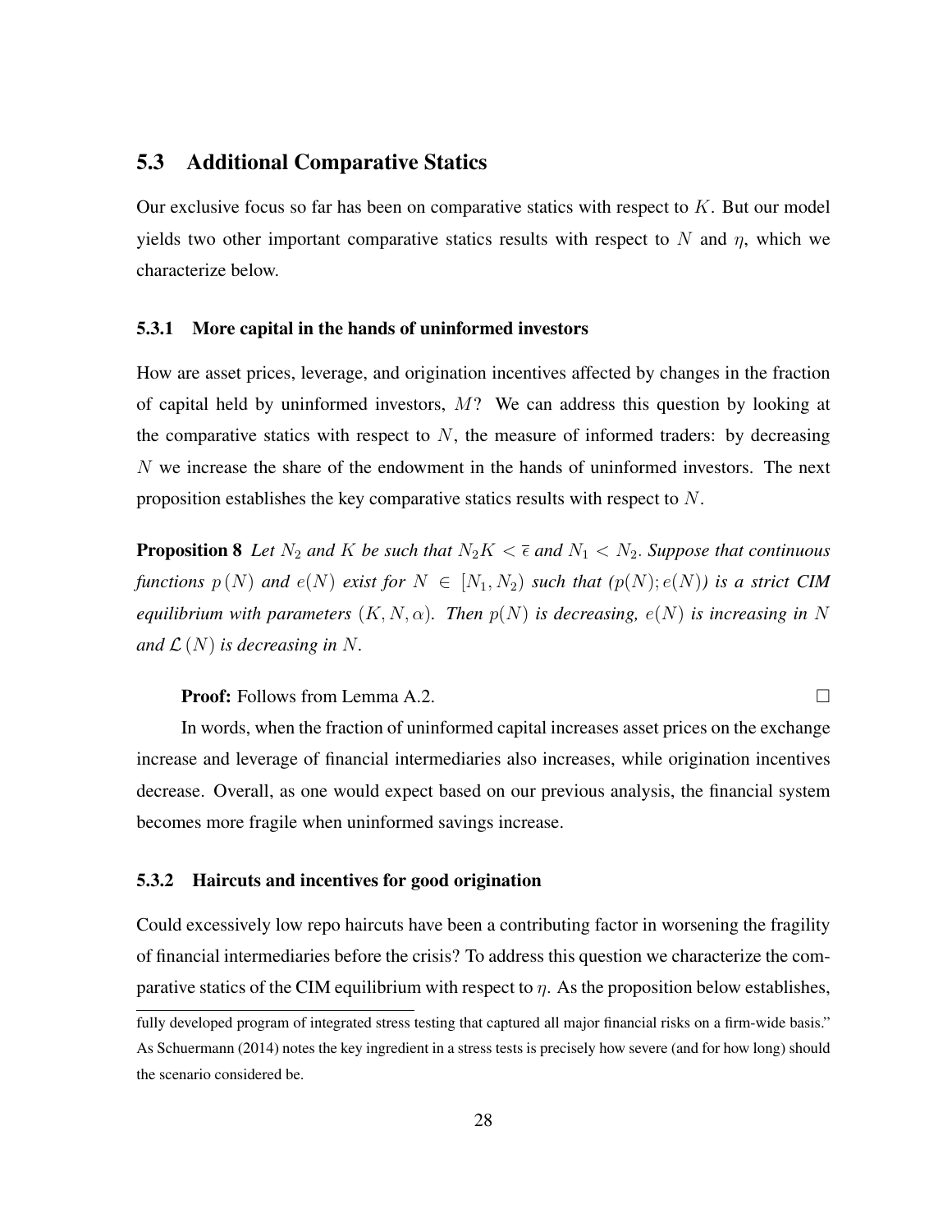### 5.3 Additional Comparative Statics

Our exclusive focus so far has been on comparative statics with respect to $K$. But our model yields two other important comparative statics results with respect to $N$ and $\eta$, which we characterize below.

#### 5.3.1 More capital in the hands of uninformed investors

How are asset prices, leverage, and origination incentives affected by changes in the fraction of capital held by uninformed investors, $M$? We can address this question by looking at the comparative statics with respect to $N$, the measure of informed traders: by decreasing $N$ we increase the share of the endowment in the hands of uninformed investors. The next proposition establishes the key comparative statics results with respect to $N$.

**Proposition 8** *Let $N_2$ and $K$ be such that $N_2 K < \bar{\epsilon}$ and $N_1 < N_2$. Suppose that continuous functions $p(N)$ and $e(N)$ exist for $N \in [N_1, N_2)$ such that $(p(N); e(N))$ is a strict CIM equilibrium with parameters $(K, N, \alpha)$. Then $p(N)$ is decreasing, $e(N)$ is increasing in $N$ and $\mathcal{L}(N)$ is decreasing in $N$.*

**Proof:** Follows from Lemma A.2. □

In words, when the fraction of uninformed capital increases asset prices on the exchange increase and leverage of financial intermediaries also increases, while origination incentives decrease. Overall, as one would expect based on our previous analysis, the financial system becomes more fragile when uninformed savings increase.

#### 5.3.2 Haircuts and incentives for good origination

Could excessively low repo haircuts have been a contributing factor in worsening the fragility of financial intermediaries before the crisis? To address this question we characterize the comparative statics of the CIM equilibrium with respect to $\eta$. As the proposition below establishes,

fully developed program of integrated stress testing that captured all major financial risks on a firm-wide basis." As Schuermann (2014) notes the key ingredient in a stress tests is precisely how severe (and for how long) should the scenario considered be.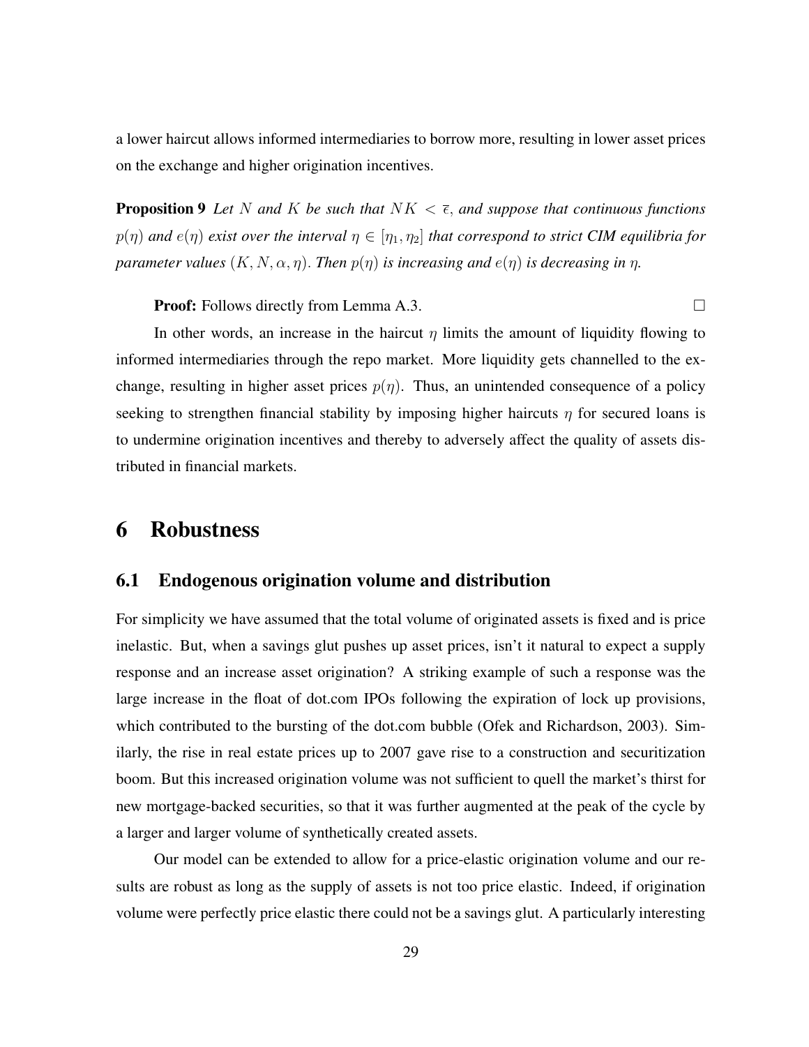a lower haircut allows informed intermediaries to borrow more, resulting in lower asset prices on the exchange and higher origination incentives.

**Proposition 9** *Let $N$ and $K$ be such that $NK < \bar{\epsilon}$, and suppose that continuous functions $p(\eta)$ and $e(\eta)$ exist over the interval $\eta \in [\eta_1, \eta_2]$ that correspond to strict CIM equilibria for parameter values $(K, N, \alpha, \eta)$. Then $p(\eta)$ is increasing and $e(\eta)$ is decreasing in $\eta$.*

**Proof:** Follows directly from Lemma A.3. □

In other words, an increase in the haircut $\eta$ limits the amount of liquidity flowing to informed intermediaries through the repo market. More liquidity gets channelled to the exchange, resulting in higher asset prices $p(\eta)$. Thus, an unintended consequence of a policy seeking to strengthen financial stability by imposing higher haircuts $\eta$ for secured loans is to undermine origination incentives and thereby to adversely affect the quality of assets distributed in financial markets.

# 6 Robustness

## 6.1 Endogenous origination volume and distribution

For simplicity we have assumed that the total volume of originated assets is fixed and is price inelastic. But, when a savings glut pushes up asset prices, isn't it natural to expect a supply response and an increase asset origination? A striking example of such a response was the large increase in the float of dot.com IPOs following the expiration of lock up provisions, which contributed to the bursting of the dot.com bubble (Ofek and Richardson, 2003). Similarly, the rise in real estate prices up to 2007 gave rise to a construction and securitization boom. But this increased origination volume was not sufficient to quell the market's thirst for new mortgage-backed securities, so that it was further augmented at the peak of the cycle by a larger and larger volume of synthetically created assets.

Our model can be extended to allow for a price-elastic origination volume and our results are robust as long as the supply of assets is not too price elastic. Indeed, if origination volume were perfectly price elastic there could not be a savings glut. A particularly interesting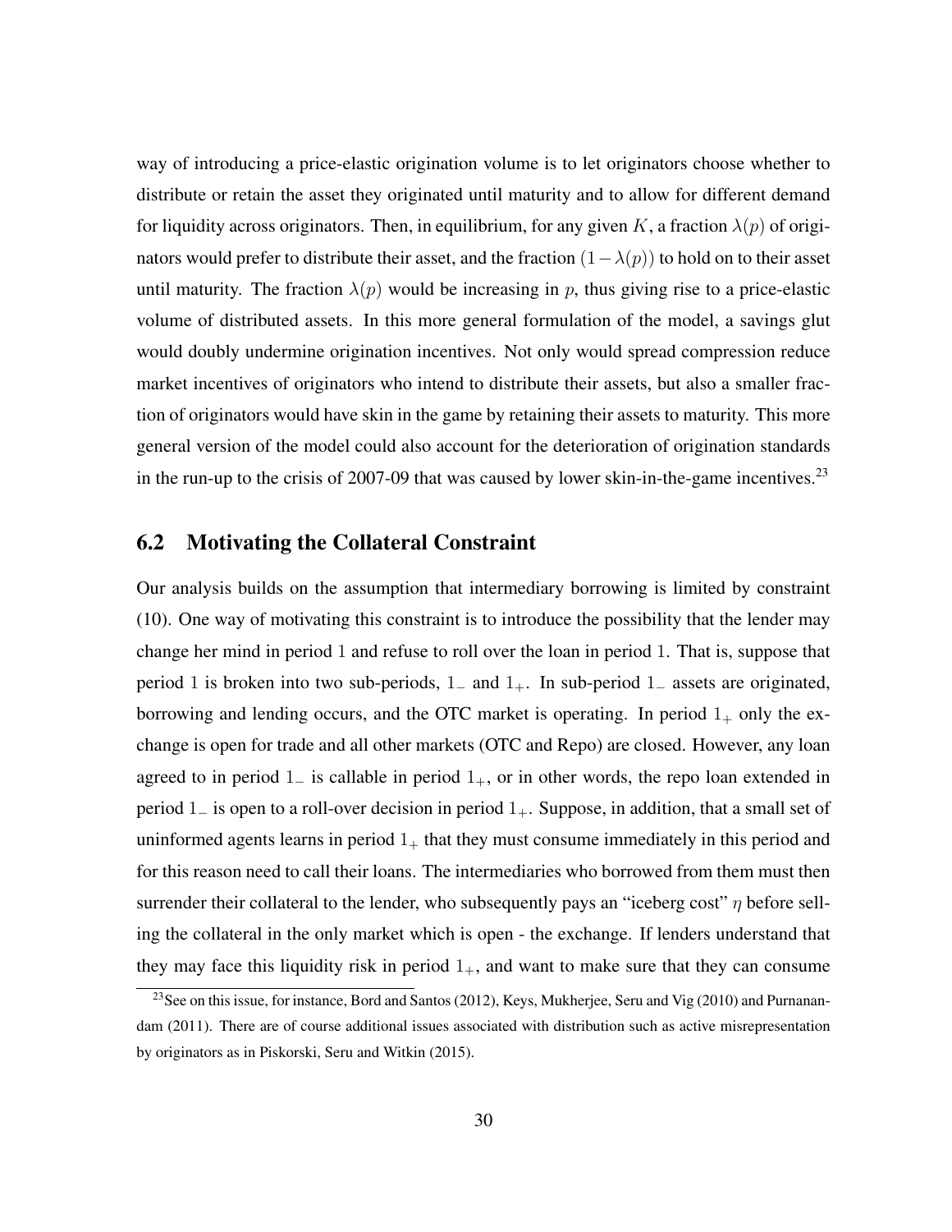way of introducing a price-elastic origination volume is to let originators choose whether to distribute or retain the asset they originated until maturity and to allow for different demand for liquidity across originators. Then, in equilibrium, for any given $K$, a fraction $\lambda(p)$ of originators would prefer to distribute their asset, and the fraction $(1-\lambda(p))$ to hold on to their asset until maturity. The fraction $\lambda(p)$ would be increasing in $p$, thus giving rise to a price-elastic volume of distributed assets. In this more general formulation of the model, a savings glut would doubly undermine origination incentives. Not only would spread compression reduce market incentives of originators who intend to distribute their assets, but also a smaller fraction of originators would have skin in the game by retaining their assets to maturity. This more general version of the model could also account for the deterioration of origination standards in the run-up to the crisis of 2007-09 that was caused by lower skin-in-the-game incentives.[23]

## 6.2 Motivating the Collateral Constraint

Our analysis builds on the assumption that intermediary borrowing is limited by constraint (10). One way of motivating this constraint is to introduce the possibility that the lender may change her mind in period 1 and refuse to roll over the loan in period 1. That is, suppose that period 1 is broken into two sub-periods, $1_-$ and $1_+$. In sub-period $1_-$ assets are originated, borrowing and lending occurs, and the OTC market is operating. In period $1_+$ only the exchange is open for trade and all other markets (OTC and Repo) are closed. However, any loan agreed to in period $1_-$ is callable in period $1_+$, or in other words, the repo loan extended in period $1_-$ is open to a roll-over decision in period $1_+$. Suppose, in addition, that a small set of uninformed agents learns in period $1_+$ that they must consume immediately in this period and for this reason need to call their loans. The intermediaries who borrowed from them must then surrender their collateral to the lender, who subsequently pays an "iceberg cost" $\eta$ before selling the collateral in the only market which is open - the exchange. If lenders understand that they may face this liquidity risk in period $1_+$, and want to make sure that they can consume

[23] See on this issue, for instance, Bord and Santos (2012), Keys, Mukherjee, Seru and Vig (2010) and Purnanandam (2011). There are of course additional issues associated with distribution such as active misrepresentation by originators as in Piskorski, Seru and Witkin (2015).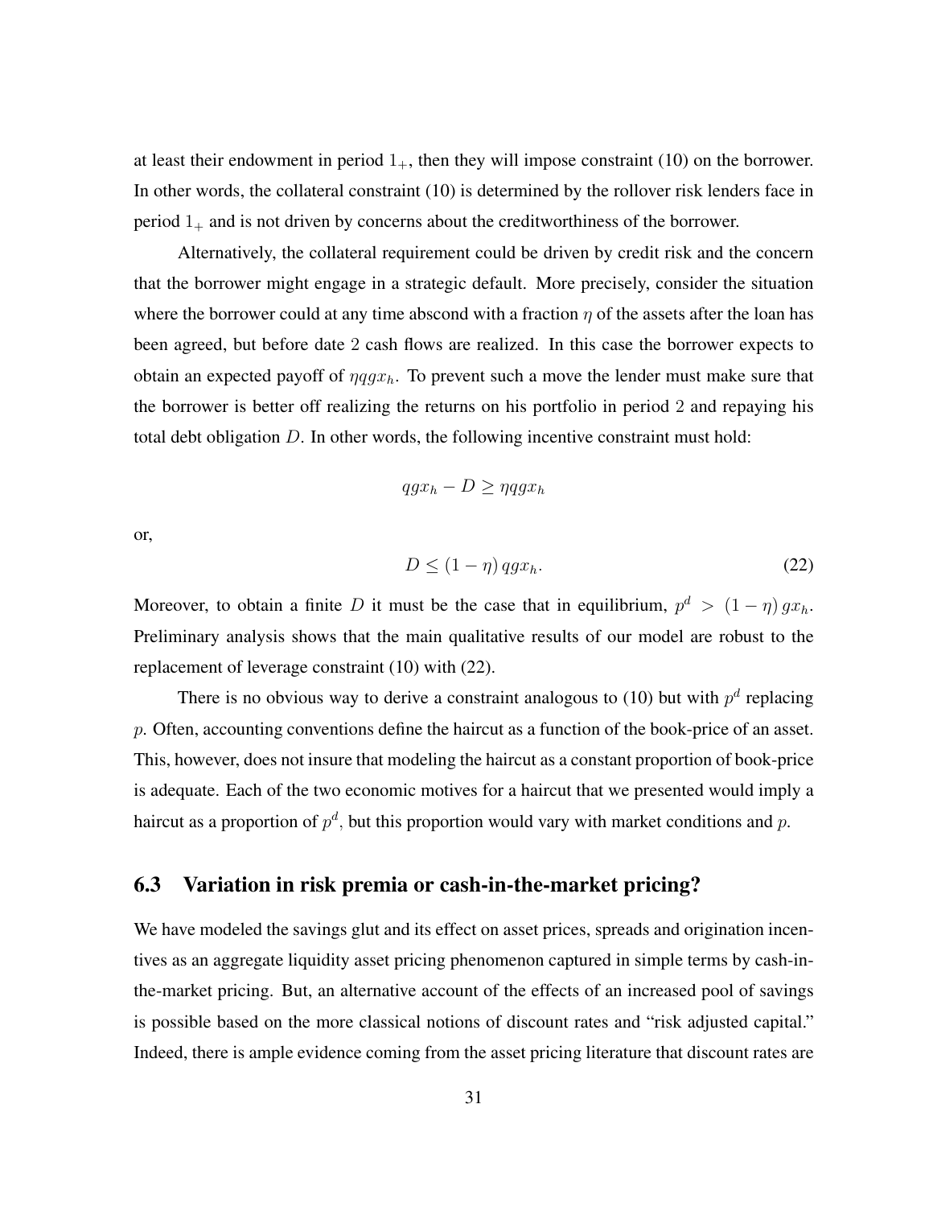at least their endowment in period $1_+$, then they will impose constraint (10) on the borrower. In other words, the collateral constraint (10) is determined by the rollover risk lenders face in period $1_+$ and is not driven by concerns about the creditworthiness of the borrower.

Alternatively, the collateral requirement could be driven by credit risk and the concern that the borrower might engage in a strategic default. More precisely, consider the situation where the borrower could at any time abscond with a fraction $\eta$ of the assets after the loan has been agreed, but before date 2 cash flows are realized. In this case the borrower expects to obtain an expected payoff of $\eta q g x_h$. To prevent such a move the lender must make sure that the borrower is better off realizing the returns on his portfolio in period 2 and repaying his total debt obligation $D$. In other words, the following incentive constraint must hold:

$$qgx_h - D \geq \eta q g x_h$$

or,

$$D \leq (1 - \eta)\, q g x_h. \tag{22}$$

Moreover, to obtain a finite $D$ it must be the case that in equilibrium, $p^d > (1 - \eta)\, g x_h$. Preliminary analysis shows that the main qualitative results of our model are robust to the replacement of leverage constraint (10) with (22).

There is no obvious way to derive a constraint analogous to (10) but with $p^d$ replacing $p$. Often, accounting conventions define the haircut as a function of the book-price of an asset. This, however, does not insure that modeling the haircut as a constant proportion of book-price is adequate. Each of the two economic motives for a haircut that we presented would imply a haircut as a proportion of $p^d$, but this proportion would vary with market conditions and $p$.

## 6.3 Variation in risk premia or cash-in-the-market pricing?

We have modeled the savings glut and its effect on asset prices, spreads and origination incentives as an aggregate liquidity asset pricing phenomenon captured in simple terms by cash-in-the-market pricing. But, an alternative account of the effects of an increased pool of savings is possible based on the more classical notions of discount rates and "risk adjusted capital." Indeed, there is ample evidence coming from the asset pricing literature that discount rates are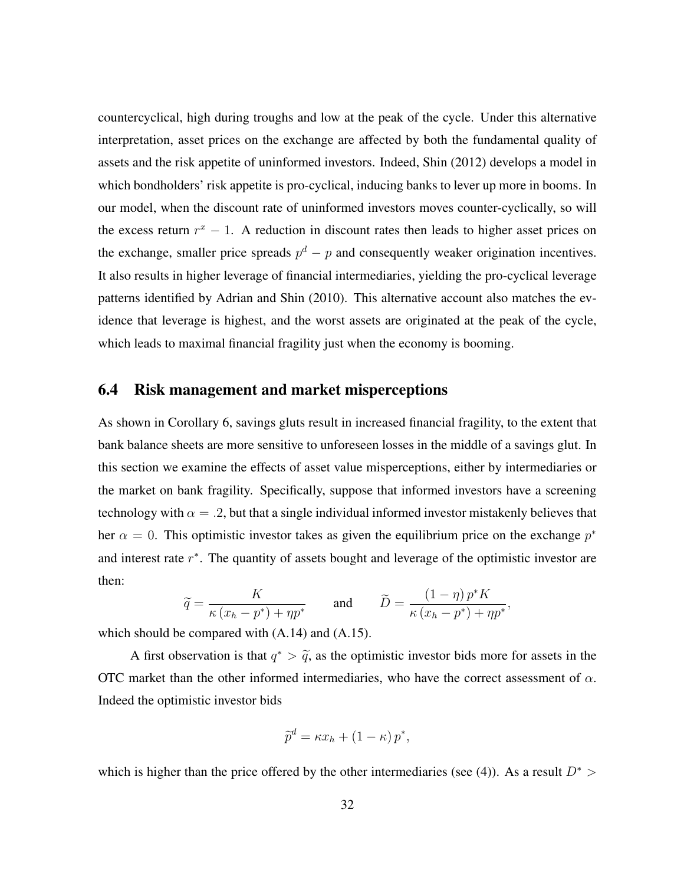countercyclical, high during troughs and low at the peak of the cycle. Under this alternative interpretation, asset prices on the exchange are affected by both the fundamental quality of assets and the risk appetite of uninformed investors. Indeed, Shin (2012) develops a model in which bondholders' risk appetite is pro-cyclical, inducing banks to lever up more in booms. In our model, when the discount rate of uninformed investors moves counter-cyclically, so will the excess return $r^x - 1$. A reduction in discount rates then leads to higher asset prices on the exchange, smaller price spreads $p^d - p$ and consequently weaker origination incentives. It also results in higher leverage of financial intermediaries, yielding the pro-cyclical leverage patterns identified by Adrian and Shin (2010). This alternative account also matches the evidence that leverage is highest, and the worst assets are originated at the peak of the cycle, which leads to maximal financial fragility just when the economy is booming.

## 6.4 Risk management and market misperceptions

As shown in Corollary 6, savings gluts result in increased financial fragility, to the extent that bank balance sheets are more sensitive to unforeseen losses in the middle of a savings glut. In this section we examine the effects of asset value misperceptions, either by intermediaries or the market on bank fragility. Specifically, suppose that informed investors have a screening technology with $\alpha = .2$, but that a single individual informed investor mistakenly believes that her $\alpha = 0$. This optimistic investor takes as given the equilibrium price on the exchange $p^*$ and interest rate $r^*$. The quantity of assets bought and leverage of the optimistic investor are then:

$$\widetilde{q} = \frac{K}{\kappa\left(x_h - p^*\right) + \eta p^*} \qquad \text{and} \qquad \widetilde{D} = \frac{\left(1-\eta\right)p^* K}{\kappa\left(x_h - p^*\right) + \eta p^*},$$

which should be compared with (A.14) and (A.15).

A first observation is that $q^* > \widetilde{q}$, as the optimistic investor bids more for assets in the OTC market than the other informed intermediaries, who have the correct assessment of $\alpha$. Indeed the optimistic investor bids

$$\widetilde{p}^d = \kappa x_h + \left(1-\kappa\right)p^*,$$

which is higher than the price offered by the other intermediaries (see (4)). As a result $D^* >$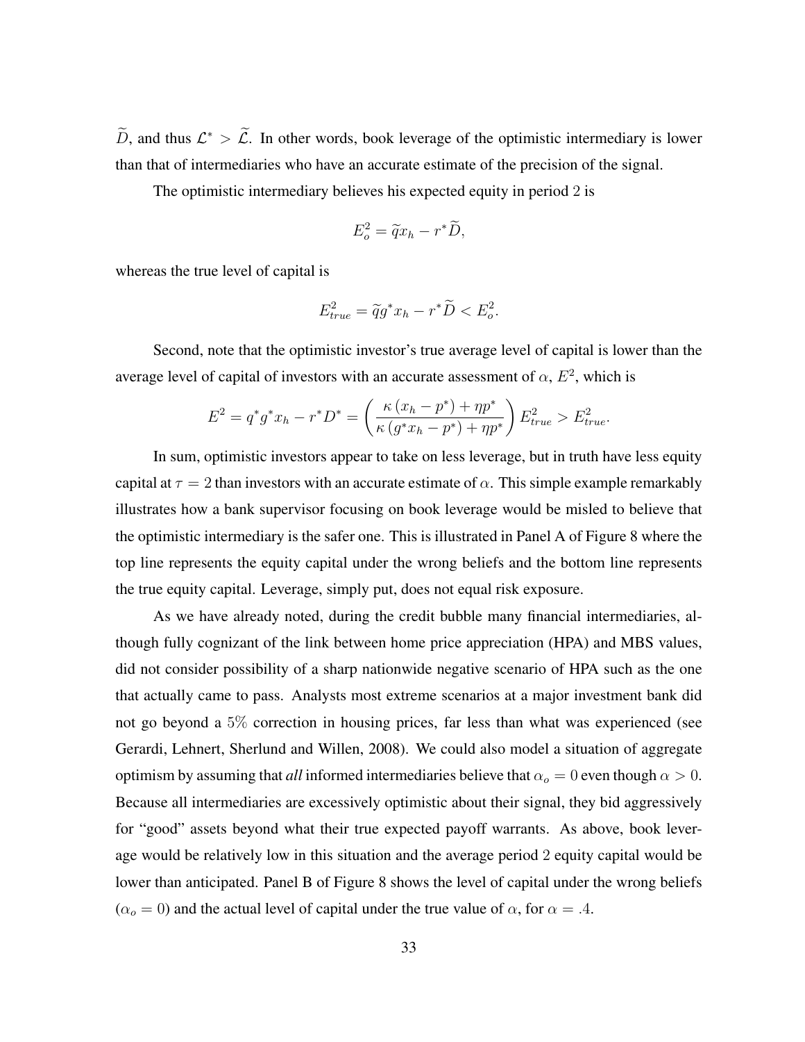$\widetilde{D}$, and thus $\mathcal{L}^* > \widetilde{\mathcal{L}}$. In other words, book leverage of the optimistic intermediary is lower than that of intermediaries who have an accurate estimate of the precision of the signal.

The optimistic intermediary believes his expected equity in period 2 is

$$E_o^2 = \widetilde{q} x_h - r^* \widetilde{D},$$

whereas the true level of capital is

$$E_{true}^2 = \widetilde{q} g^* x_h - r^* \widetilde{D} < E_o^2.$$

Second, note that the optimistic investor's true average level of capital is lower than the average level of capital of investors with an accurate assessment of $\alpha$, $E^2$, which is

$$E^2 = q^* g^* x_h - r^* D^* = \left( \frac{\kappa \left( x_h - p^* \right) + \eta p^*}{\kappa \left( g^* x_h - p^* \right) + \eta p^*} \right) E_{true}^2 > E_{true}^2.$$

In sum, optimistic investors appear to take on less leverage, but in truth have less equity capital at $\tau = 2$ than investors with an accurate estimate of $\alpha$. This simple example remarkably illustrates how a bank supervisor focusing on book leverage would be misled to believe that the optimistic intermediary is the safer one. This is illustrated in Panel A of Figure 8 where the top line represents the equity capital under the wrong beliefs and the bottom line represents the true equity capital. Leverage, simply put, does not equal risk exposure.

As we have already noted, during the credit bubble many financial intermediaries, although fully cognizant of the link between home price appreciation (HPA) and MBS values, did not consider possibility of a sharp nationwide negative scenario of HPA such as the one that actually came to pass. Analysts most extreme scenarios at a major investment bank did not go beyond a 5% correction in housing prices, far less than what was experienced (see Gerardi, Lehnert, Sherlund and Willen, 2008). We could also model a situation of aggregate optimism by assuming that *all* informed intermediaries believe that $\alpha_o = 0$ even though $\alpha > 0$. Because all intermediaries are excessively optimistic about their signal, they bid aggressively for "good" assets beyond what their true expected payoff warrants. As above, book leverage would be relatively low in this situation and the average period 2 equity capital would be lower than anticipated. Panel B of Figure 8 shows the level of capital under the wrong beliefs ($\alpha_o = 0$) and the actual level of capital under the true value of $\alpha$, for $\alpha = .4$.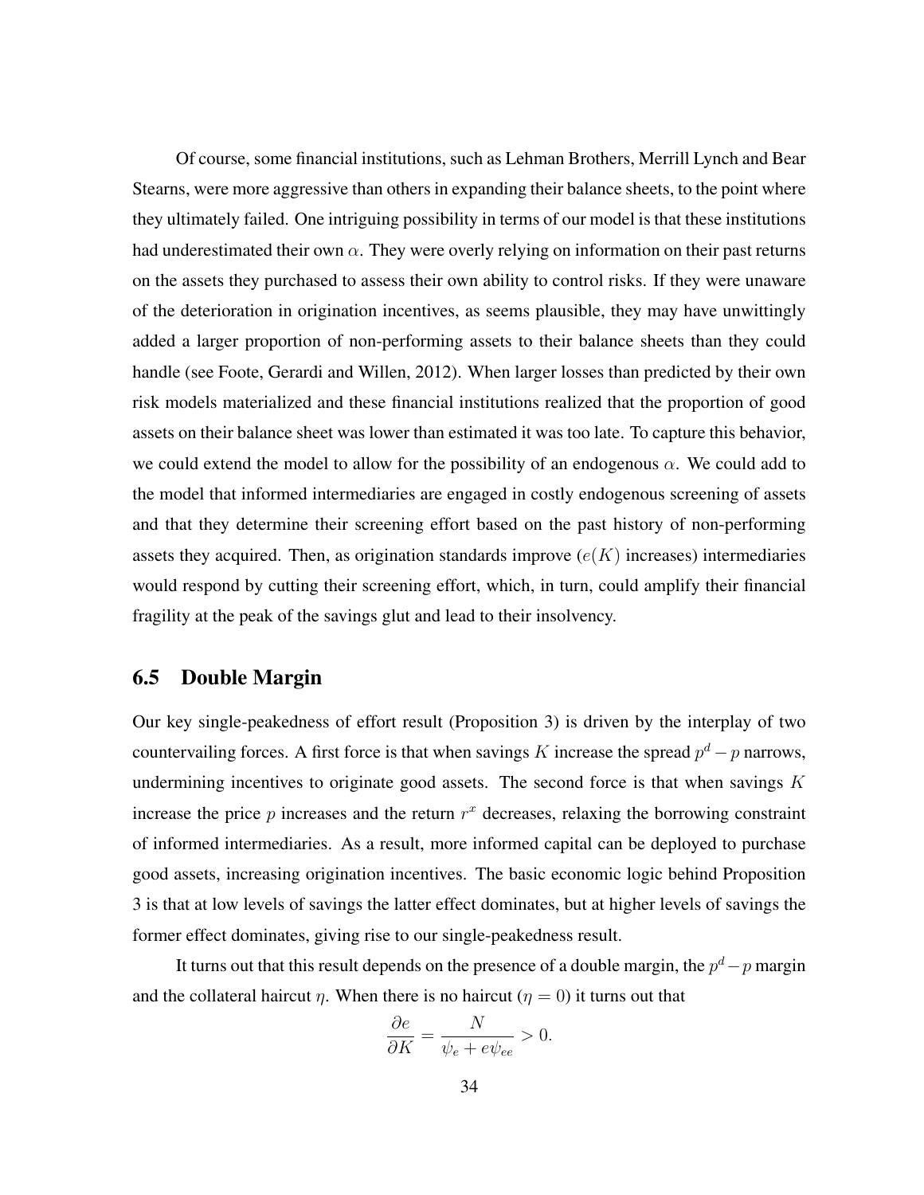Of course, some financial institutions, such as Lehman Brothers, Merrill Lynch and Bear Stearns, were more aggressive than others in expanding their balance sheets, to the point where they ultimately failed. One intriguing possibility in terms of our model is that these institutions had underestimated their own $\alpha$. They were overly relying on information on their past returns on the assets they purchased to assess their own ability to control risks. If they were unaware of the deterioration in origination incentives, as seems plausible, they may have unwittingly added a larger proportion of non-performing assets to their balance sheets than they could handle (see Foote, Gerardi and Willen, 2012). When larger losses than predicted by their own risk models materialized and these financial institutions realized that the proportion of good assets on their balance sheet was lower than estimated it was too late. To capture this behavior, we could extend the model to allow for the possibility of an endogenous $\alpha$. We could add to the model that informed intermediaries are engaged in costly endogenous screening of assets and that they determine their screening effort based on the past history of non-performing assets they acquired. Then, as origination standards improve ($e(K)$ increases) intermediaries would respond by cutting their screening effort, which, in turn, could amplify their financial fragility at the peak of the savings glut and lead to their insolvency.

## 6.5 Double Margin

Our key single-peakedness of effort result (Proposition 3) is driven by the interplay of two countervailing forces. A first force is that when savings $K$ increase the spread $p^d - p$ narrows, undermining incentives to originate good assets. The second force is that when savings $K$ increase the price $p$ increases and the return $r^x$ decreases, relaxing the borrowing constraint of informed intermediaries. As a result, more informed capital can be deployed to purchase good assets, increasing origination incentives. The basic economic logic behind Proposition 3 is that at low levels of savings the latter effect dominates, but at higher levels of savings the former effect dominates, giving rise to our single-peakedness result.

It turns out that this result depends on the presence of a double margin, the $p^d - p$ margin and the collateral haircut $\eta$. When there is no haircut ($\eta = 0$) it turns out that

$$\frac{\partial e}{\partial K} = \frac{N}{\psi_e + e\psi_{ee}} > 0.$$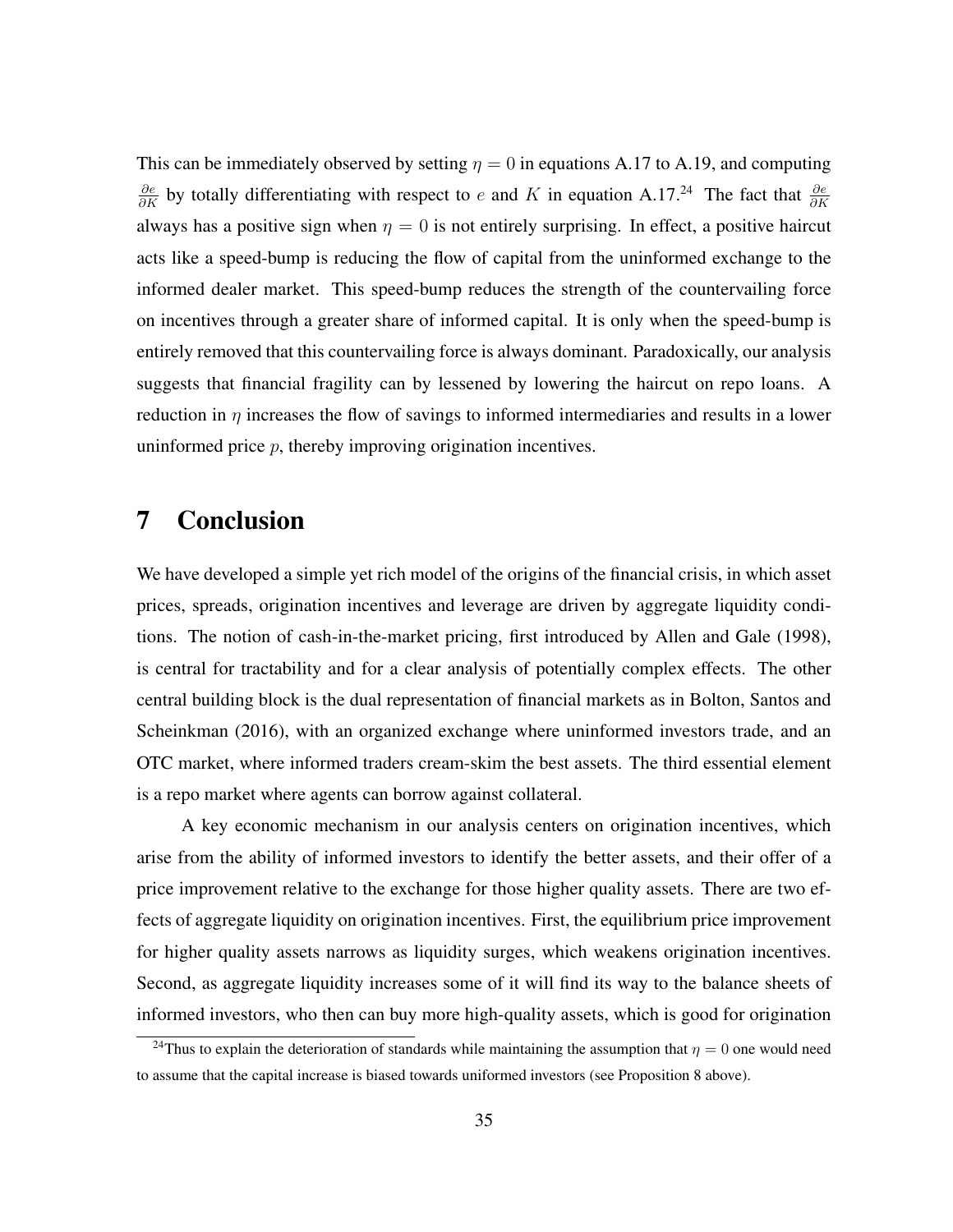This can be immediately observed by setting $\eta = 0$ in equations A.17 to A.19, and computing $\frac{\partial e}{\partial K}$ by totally differentiating with respect to $e$ and $K$ in equation A.17.[24] The fact that $\frac{\partial e}{\partial K}$ always has a positive sign when $\eta = 0$ is not entirely surprising. In effect, a positive haircut acts like a speed-bump is reducing the flow of capital from the uninformed exchange to the informed dealer market. This speed-bump reduces the strength of the countervailing force on incentives through a greater share of informed capital. It is only when the speed-bump is entirely removed that this countervailing force is always dominant. Paradoxically, our analysis suggests that financial fragility can by lessened by lowering the haircut on repo loans. A reduction in $\eta$ increases the flow of savings to informed intermediaries and results in a lower uninformed price $p$, thereby improving origination incentives.

# 7 Conclusion

We have developed a simple yet rich model of the origins of the financial crisis, in which asset prices, spreads, origination incentives and leverage are driven by aggregate liquidity conditions. The notion of cash-in-the-market pricing, first introduced by Allen and Gale (1998), is central for tractability and for a clear analysis of potentially complex effects. The other central building block is the dual representation of financial markets as in Bolton, Santos and Scheinkman (2016), with an organized exchange where uninformed investors trade, and an OTC market, where informed traders cream-skim the best assets. The third essential element is a repo market where agents can borrow against collateral.

A key economic mechanism in our analysis centers on origination incentives, which arise from the ability of informed investors to identify the better assets, and their offer of a price improvement relative to the exchange for those higher quality assets. There are two effects of aggregate liquidity on origination incentives. First, the equilibrium price improvement for higher quality assets narrows as liquidity surges, which weakens origination incentives. Second, as aggregate liquidity increases some of it will find its way to the balance sheets of informed investors, who then can buy more high-quality assets, which is good for origination

[24] Thus to explain the deterioration of standards while maintaining the assumption that $\eta = 0$ one would need to assume that the capital increase is biased towards uniformed investors (see Proposition 8 above).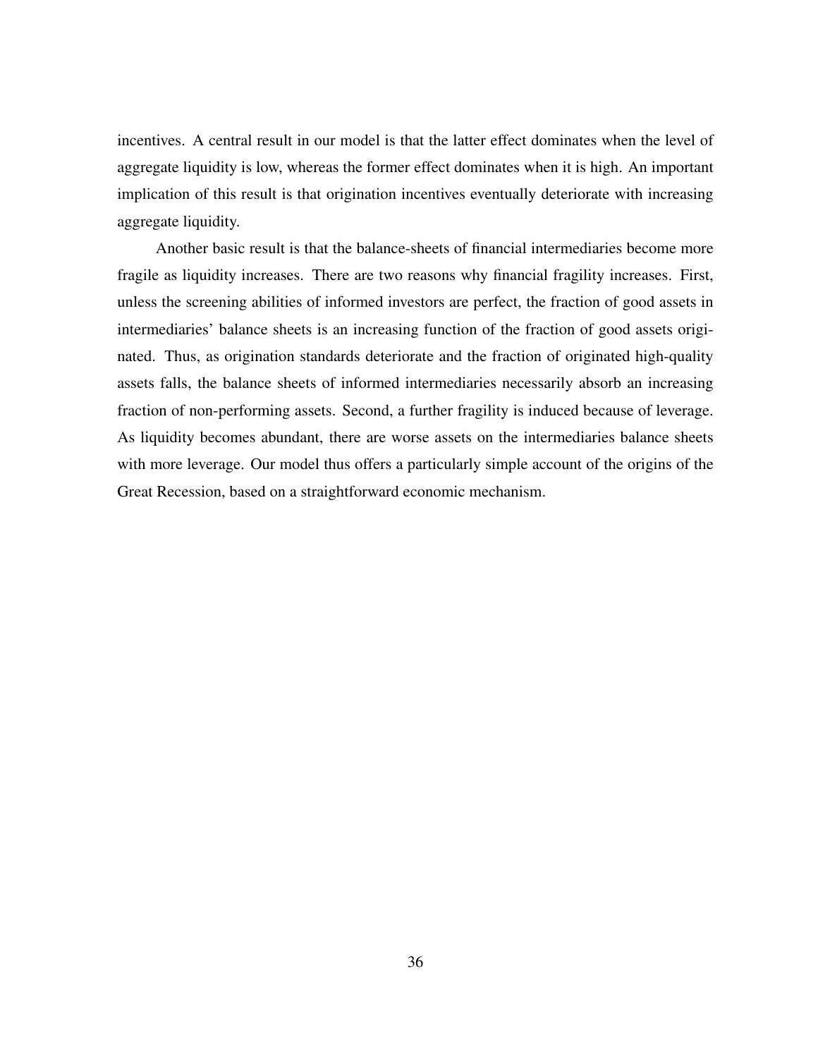incentives. A central result in our model is that the latter effect dominates when the level of aggregate liquidity is low, whereas the former effect dominates when it is high. An important implication of this result is that origination incentives eventually deteriorate with increasing aggregate liquidity.

Another basic result is that the balance-sheets of financial intermediaries become more fragile as liquidity increases. There are two reasons why financial fragility increases. First, unless the screening abilities of informed investors are perfect, the fraction of good assets in intermediaries' balance sheets is an increasing function of the fraction of good assets originated. Thus, as origination standards deteriorate and the fraction of originated high-quality assets falls, the balance sheets of informed intermediaries necessarily absorb an increasing fraction of non-performing assets. Second, a further fragility is induced because of leverage. As liquidity becomes abundant, there are worse assets on the intermediaries balance sheets with more leverage. Our model thus offers a particularly simple account of the origins of the Great Recession, based on a straightforward economic mechanism.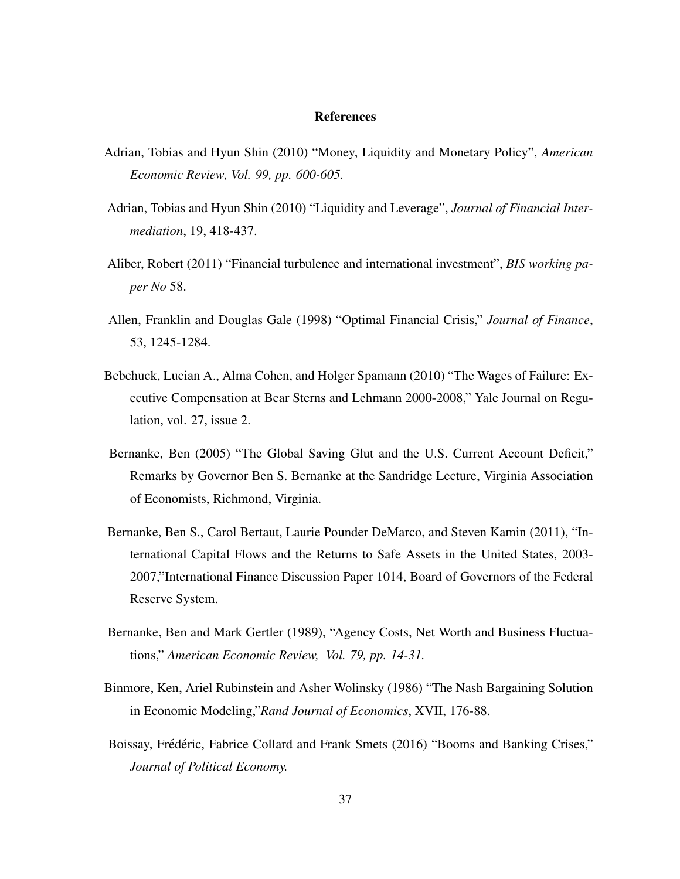## References

Adrian, Tobias and Hyun Shin (2010) "Money, Liquidity and Monetary Policy", *American Economic Review, Vol. 99, pp. 600-605.*

Adrian, Tobias and Hyun Shin (2010) "Liquidity and Leverage", *Journal of Financial Intermediation*, 19, 418-437.

Aliber, Robert (2011) "Financial turbulence and international investment", *BIS working paper No* 58.

Allen, Franklin and Douglas Gale (1998) "Optimal Financial Crisis," *Journal of Finance*, 53, 1245-1284.

Bebchuck, Lucian A., Alma Cohen, and Holger Spamann (2010) "The Wages of Failure: Executive Compensation at Bear Sterns and Lehmann 2000-2008," Yale Journal on Regulation, vol. 27, issue 2.

Bernanke, Ben (2005) "The Global Saving Glut and the U.S. Current Account Deficit," Remarks by Governor Ben S. Bernanke at the Sandridge Lecture, Virginia Association of Economists, Richmond, Virginia.

Bernanke, Ben S., Carol Bertaut, Laurie Pounder DeMarco, and Steven Kamin (2011), "International Capital Flows and the Returns to Safe Assets in the United States, 2003-2007,"International Finance Discussion Paper 1014, Board of Governors of the Federal Reserve System.

Bernanke, Ben and Mark Gertler (1989), "Agency Costs, Net Worth and Business Fluctuations," *American Economic Review, Vol. 79, pp. 14-31.*

Binmore, Ken, Ariel Rubinstein and Asher Wolinsky (1986) "The Nash Bargaining Solution in Economic Modeling,"*Rand Journal of Economics*, XVII, 176-88.

Boissay, Frédéric, Fabrice Collard and Frank Smets (2016) "Booms and Banking Crises," *Journal of Political Economy.*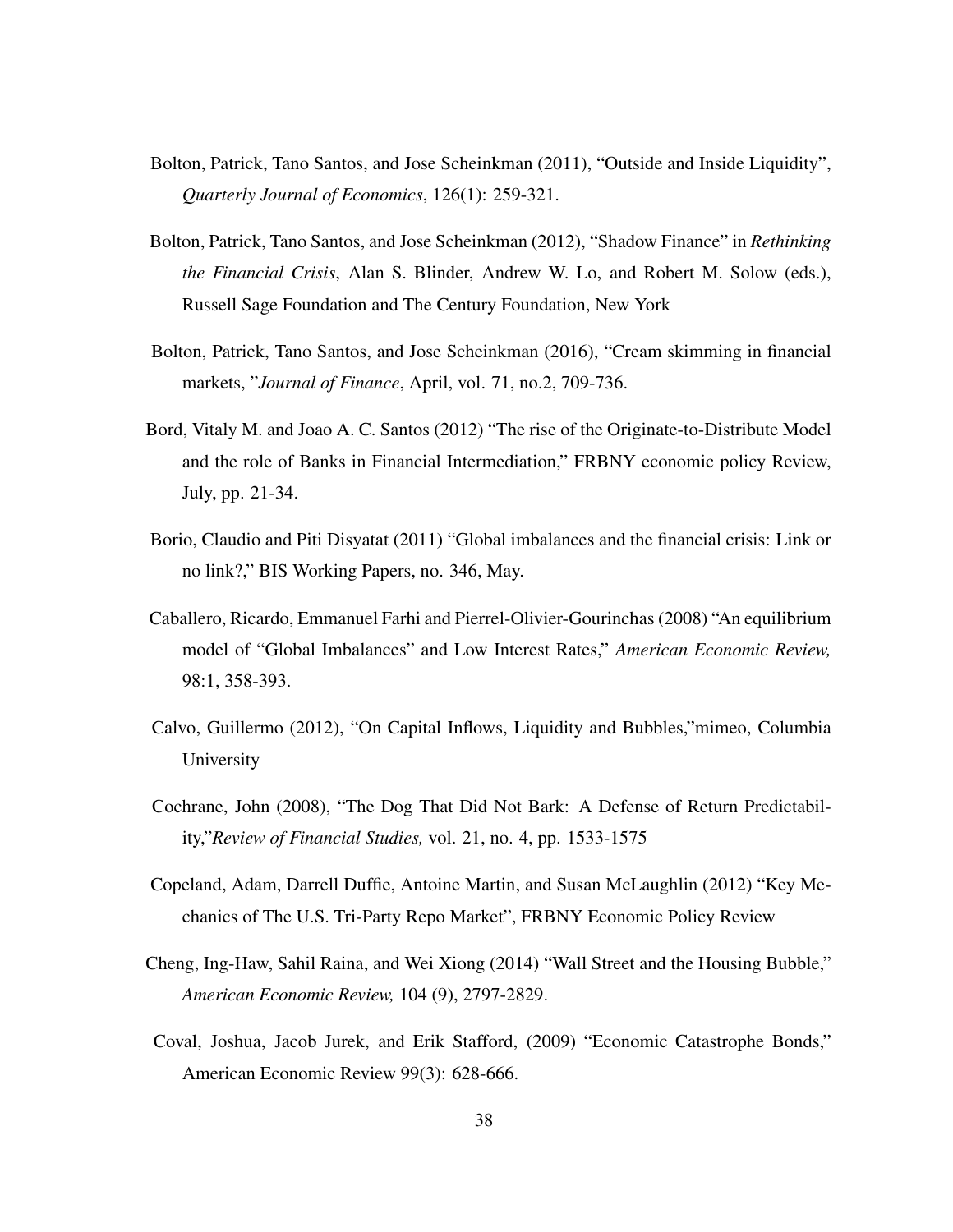Bolton, Patrick, Tano Santos, and Jose Scheinkman (2011), "Outside and Inside Liquidity", *Quarterly Journal of Economics*, 126(1): 259-321.

Bolton, Patrick, Tano Santos, and Jose Scheinkman (2012), "Shadow Finance" in *Rethinking the Financial Crisis*, Alan S. Blinder, Andrew W. Lo, and Robert M. Solow (eds.), Russell Sage Foundation and The Century Foundation, New York

Bolton, Patrick, Tano Santos, and Jose Scheinkman (2016), "Cream skimming in financial markets, "*Journal of Finance*, April, vol. 71, no.2, 709-736.

Bord, Vitaly M. and Joao A. C. Santos (2012) "The rise of the Originate-to-Distribute Model and the role of Banks in Financial Intermediation," FRBNY economic policy Review, July, pp. 21-34.

Borio, Claudio and Piti Disyatat (2011) "Global imbalances and the financial crisis: Link or no link?," BIS Working Papers, no. 346, May.

Caballero, Ricardo, Emmanuel Farhi and Pierrel-Olivier-Gourinchas (2008) "An equilibrium model of "Global Imbalances" and Low Interest Rates," *American Economic Review,* 98:1, 358-393.

Calvo, Guillermo (2012), "On Capital Inflows, Liquidity and Bubbles,"mimeo, Columbia University

Cochrane, John (2008), "The Dog That Did Not Bark: A Defense of Return Predictability,"*Review of Financial Studies,* vol. 21, no. 4, pp. 1533-1575

Copeland, Adam, Darrell Duffie, Antoine Martin, and Susan McLaughlin (2012) "Key Mechanics of The U.S. Tri-Party Repo Market", FRBNY Economic Policy Review

Cheng, Ing-Haw, Sahil Raina, and Wei Xiong (2014) "Wall Street and the Housing Bubble," *American Economic Review,* 104 (9), 2797-2829.

Coval, Joshua, Jacob Jurek, and Erik Stafford, (2009) "Economic Catastrophe Bonds," American Economic Review 99(3): 628-666.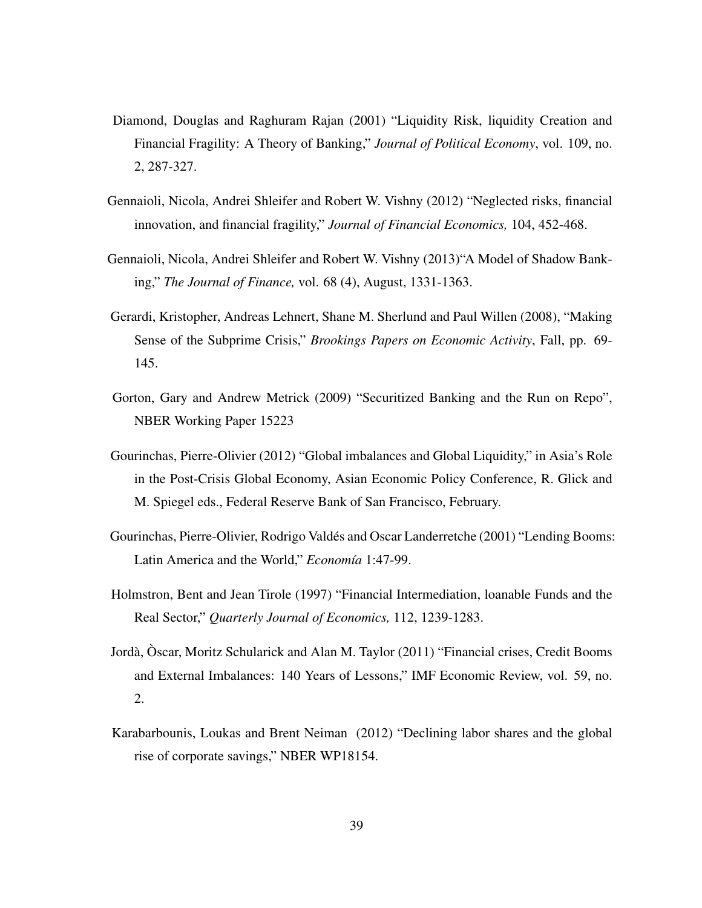Diamond, Douglas and Raghuram Rajan (2001) "Liquidity Risk, liquidity Creation and Financial Fragility: A Theory of Banking," *Journal of Political Economy*, vol. 109, no. 2, 287-327.

Gennaioli, Nicola, Andrei Shleifer and Robert W. Vishny (2012) "Neglected risks, financial innovation, and financial fragility," *Journal of Financial Economics,* 104, 452-468.

Gennaioli, Nicola, Andrei Shleifer and Robert W. Vishny (2013)"A Model of Shadow Banking," *The Journal of Finance,* vol. 68 (4), August, 1331-1363.

Gerardi, Kristopher, Andreas Lehnert, Shane M. Sherlund and Paul Willen (2008), "Making Sense of the Subprime Crisis," *Brookings Papers on Economic Activity*, Fall, pp. 69-145.

Gorton, Gary and Andrew Metrick (2009) "Securitized Banking and the Run on Repo", NBER Working Paper 15223

Gourinchas, Pierre-Olivier (2012) "Global imbalances and Global Liquidity," in Asia's Role in the Post-Crisis Global Economy, Asian Economic Policy Conference, R. Glick and M. Spiegel eds., Federal Reserve Bank of San Francisco, February.

Gourinchas, Pierre-Olivier, Rodrigo Valdés and Oscar Landerretche (2001) "Lending Booms: Latin America and the World," *Economía* 1:47-99.

Holmstron, Bent and Jean Tirole (1997) "Financial Intermediation, loanable Funds and the Real Sector," *Quarterly Journal of Economics,* 112, 1239-1283.

Jordà, Òscar, Moritz Schularick and Alan M. Taylor (2011) "Financial crises, Credit Booms and External Imbalances: 140 Years of Lessons," IMF Economic Review, vol. 59, no. 2.

Karabarbounis, Loukas and Brent Neiman (2012) "Declining labor shares and the global rise of corporate savings," NBER WP18154.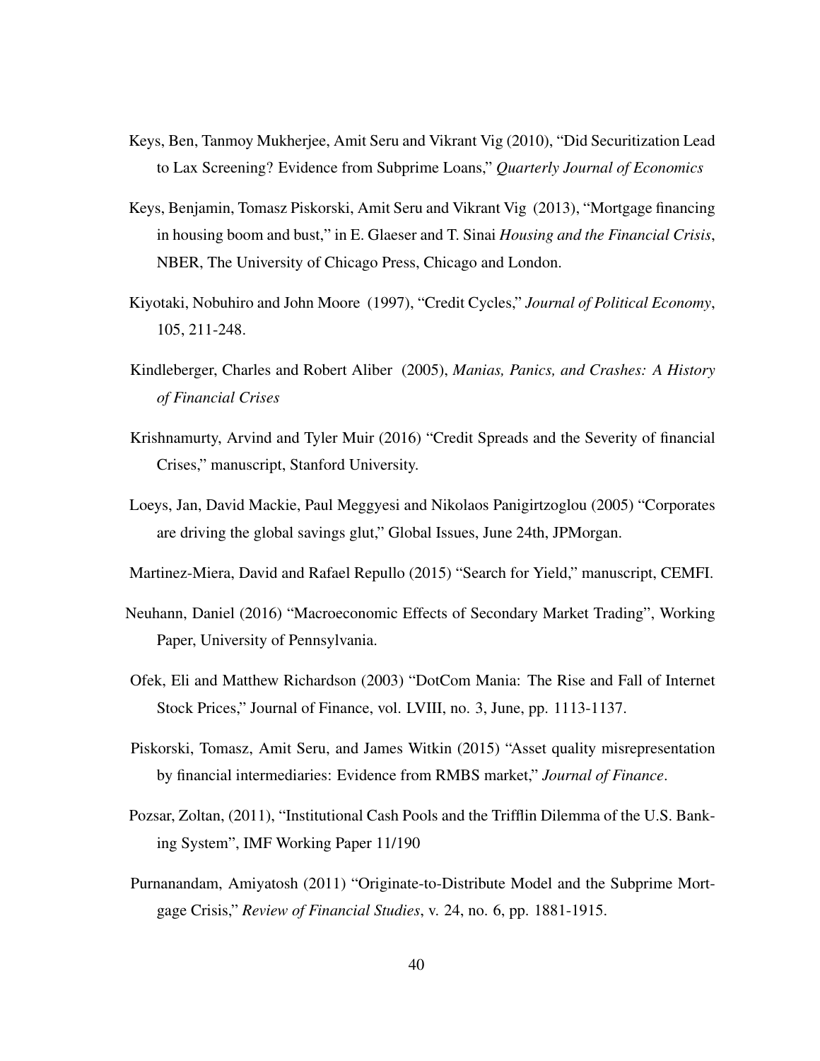Keys, Ben, Tanmoy Mukherjee, Amit Seru and Vikrant Vig (2010), "Did Securitization Lead to Lax Screening? Evidence from Subprime Loans," *Quarterly Journal of Economics*

Keys, Benjamin, Tomasz Piskorski, Amit Seru and Vikrant Vig (2013), "Mortgage financing in housing boom and bust," in E. Glaeser and T. Sinai *Housing and the Financial Crisis*, NBER, The University of Chicago Press, Chicago and London.

Kiyotaki, Nobuhiro and John Moore (1997), "Credit Cycles," *Journal of Political Economy*, 105, 211-248.

Kindleberger, Charles and Robert Aliber (2005), *Manias, Panics, and Crashes: A History of Financial Crises*

Krishnamurty, Arvind and Tyler Muir (2016) "Credit Spreads and the Severity of financial Crises," manuscript, Stanford University.

Loeys, Jan, David Mackie, Paul Meggyesi and Nikolaos Panigirtzoglou (2005) "Corporates are driving the global savings glut," Global Issues, June 24th, JPMorgan.

Martinez-Miera, David and Rafael Repullo (2015) "Search for Yield," manuscript, CEMFI.

Neuhann, Daniel (2016) "Macroeconomic Effects of Secondary Market Trading", Working Paper, University of Pennsylvania.

Ofek, Eli and Matthew Richardson (2003) "DotCom Mania: The Rise and Fall of Internet Stock Prices," Journal of Finance, vol. LVIII, no. 3, June, pp. 1113-1137.

Piskorski, Tomasz, Amit Seru, and James Witkin (2015) "Asset quality misrepresentation by financial intermediaries: Evidence from RMBS market," *Journal of Finance*.

Pozsar, Zoltan, (2011), "Institutional Cash Pools and the Trifflin Dilemma of the U.S. Banking System", IMF Working Paper 11/190

Purnanandam, Amiyatosh (2011) "Originate-to-Distribute Model and the Subprime Mortgage Crisis," *Review of Financial Studies*, v. 24, no. 6, pp. 1881-1915.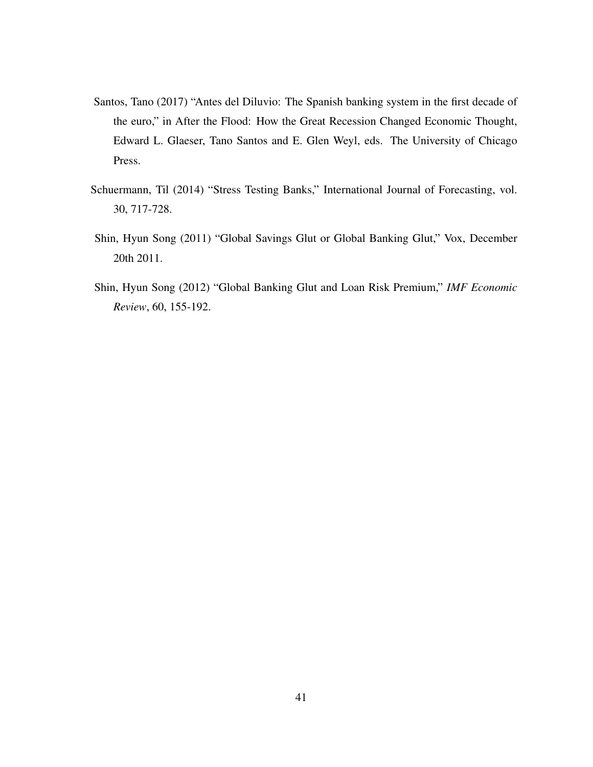Santos, Tano (2017) "Antes del Diluvio: The Spanish banking system in the first decade of the euro," in After the Flood: How the Great Recession Changed Economic Thought, Edward L. Glaeser, Tano Santos and E. Glen Weyl, eds. The University of Chicago Press.

Schuermann, Til (2014) "Stress Testing Banks," International Journal of Forecasting, vol. 30, 717-728.

Shin, Hyun Song (2011) "Global Savings Glut or Global Banking Glut," Vox, December 20th 2011.

Shin, Hyun Song (2012) "Global Banking Glut and Loan Risk Premium," *IMF Economic Review*, 60, 155-192.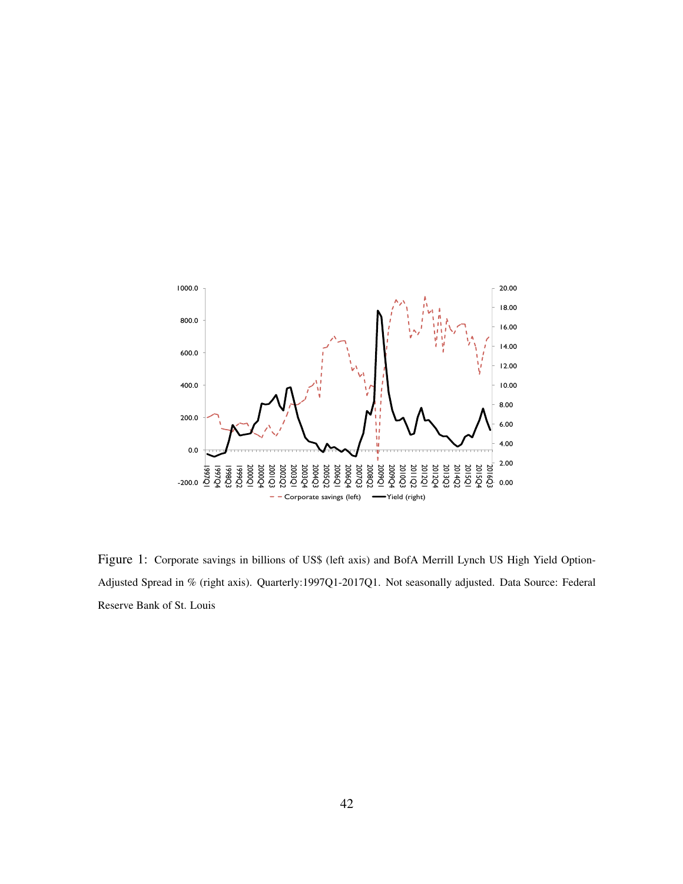Figure 1: Corporate savings in billions of US$ (left axis) and BofA Merrill Lynch US High Yield Option-Adjusted Spread in % (right axis). Quarterly:1997Q1-2017Q1. Not seasonally adjusted. Data Source: Federal Reserve Bank of St. Louis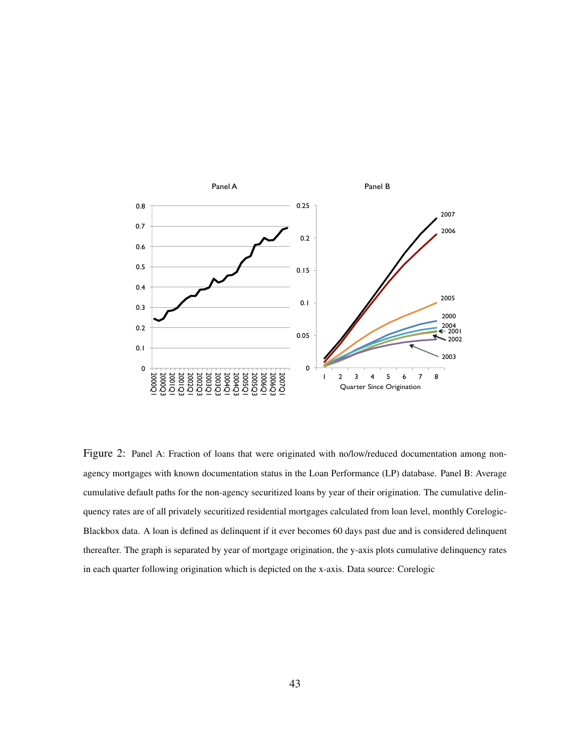Figure 2: Panel A: Fraction of loans that were originated with no/low/reduced documentation among non-agency mortgages with known documentation status in the Loan Performance (LP) database. Panel B: Average cumulative default paths for the non-agency securitized loans by year of their origination. The cumulative delinquency rates are of all privately securitized residential mortgages calculated from loan level, monthly Corelogic-Blackbox data. A loan is defined as delinquent if it ever becomes 60 days past due and is considered delinquent thereafter. The graph is separated by year of mortgage origination, the y-axis plots cumulative delinquency rates in each quarter following origination which is depicted on the x-axis. Data source: Corelogic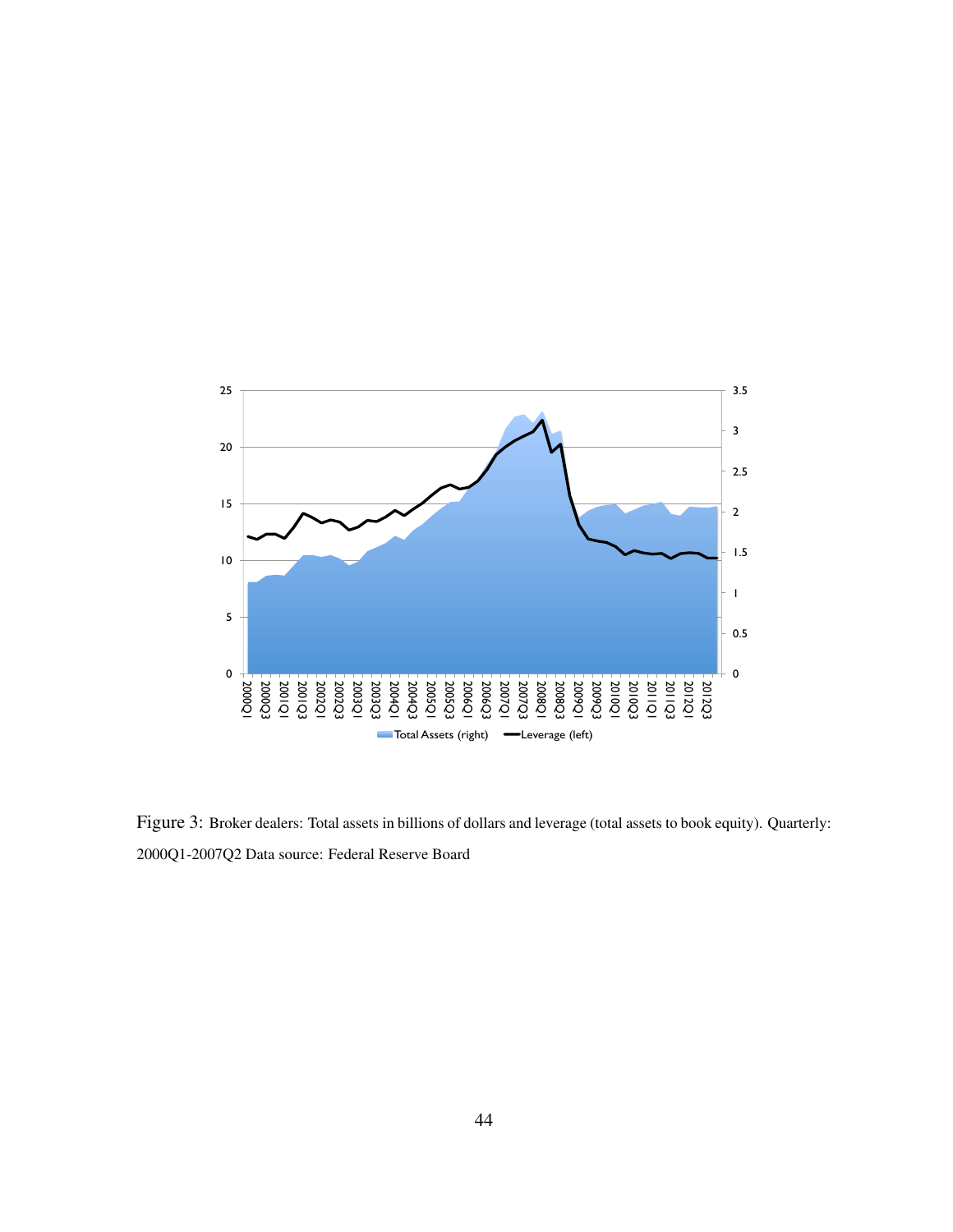Figure 3: Broker dealers: Total assets in billions of dollars and leverage (total assets to book equity). Quarterly: 2000Q1-2007Q2 Data source: Federal Reserve Board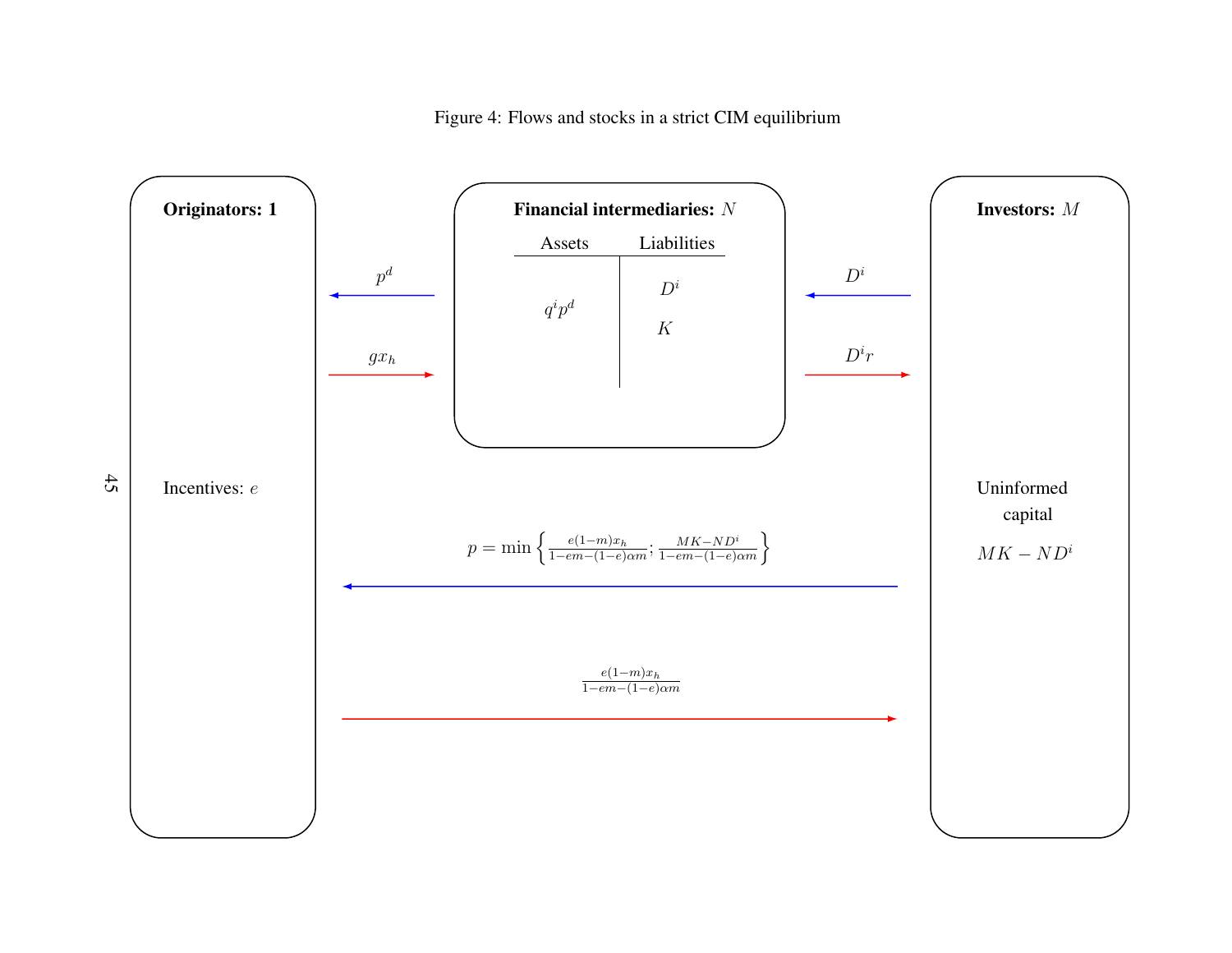Figure 4: Flows and stocks in a strict CIM equilibrium

**Originators: 1**

Incentives: $e$

**Financial intermediaries:** $N$

| Assets | Liabilities |
|---|---|
| $q^i p^d$ | $D^i$ |
| | $K$ |

**Investors:** $M$

Uninformed capital

$MK - ND^i$

$p^d$

$gx_h$

$D^i$

$D^i r$

$$p = \min\left\{\frac{e(1-m)x_h}{1-em-(1-e)\alpha m}; \frac{MK-ND^i}{1-em-(1-e)\alpha m}\right\}$$

$$\frac{e(1-m)x_h}{1-em-(1-e)\alpha m}$$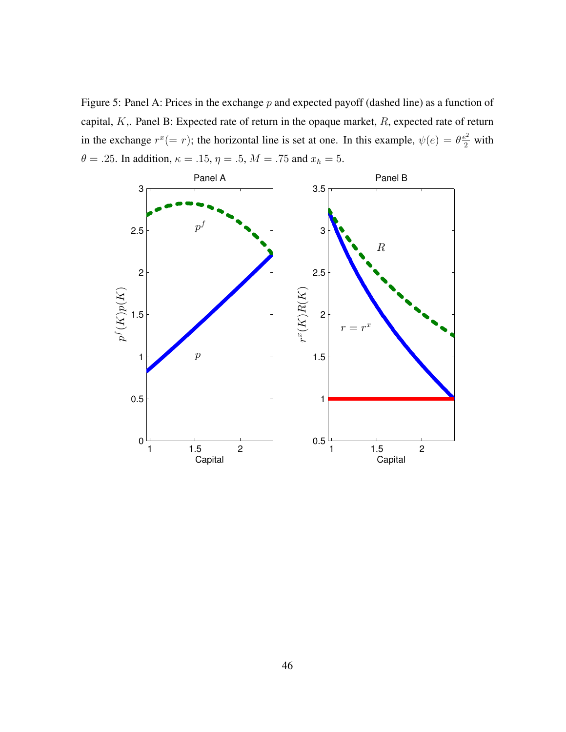Figure 5: Panel A: Prices in the exchange $p$ and expected payoff (dashed line) as a function of capital, $K$,. Panel B: Expected rate of return in the opaque market, $R$, expected rate of return in the exchange $r^x (= r)$; the horizontal line is set at one. In this example, $\psi(e) = \theta \frac{e^2}{2}$ with $\theta = .25$. In addition, $\kappa = .15$, $\eta = .5$, $M = .75$ and $x_h = 5$.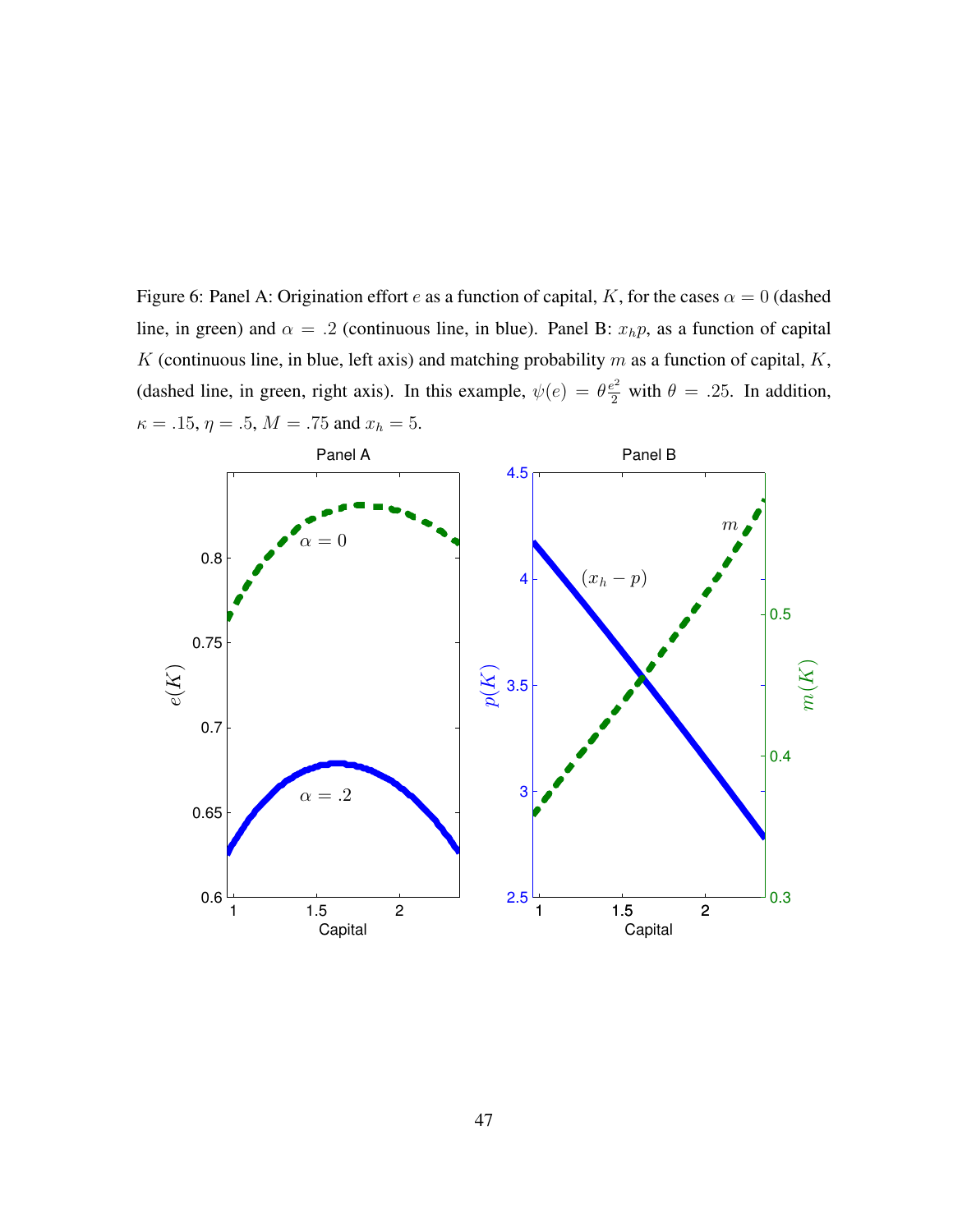Figure 6: Panel A: Origination effort $e$ as a function of capital, $K$, for the cases $\alpha = 0$ (dashed line, in green) and $\alpha = .2$ (continuous line, in blue). Panel B: $x_h p$, as a function of capital $K$ (continuous line, in blue, left axis) and matching probability $m$ as a function of capital, $K$, (dashed line, in green, right axis). In this example, $\psi(e) = \theta \frac{e^2}{2}$ with $\theta = .25$. In addition, $\kappa = .15$, $\eta = .5$, $M = .75$ and $x_h = 5$.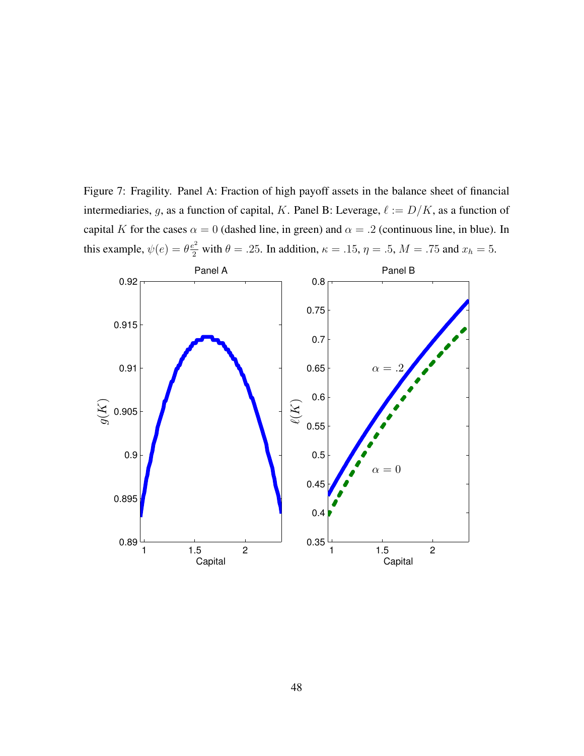Figure 7: Fragility. Panel A: Fraction of high payoff assets in the balance sheet of financial intermediaries, $g$, as a function of capital, $K$. Panel B: Leverage, $\ell := D/K$, as a function of capital $K$ for the cases $\alpha = 0$ (dashed line, in green) and $\alpha = .2$ (continuous line, in blue). In this example, $\psi(e) = \theta \frac{e^2}{2}$ with $\theta = .25$. In addition, $\kappa = .15$, $\eta = .5$, $M = .75$ and $x_h = 5$.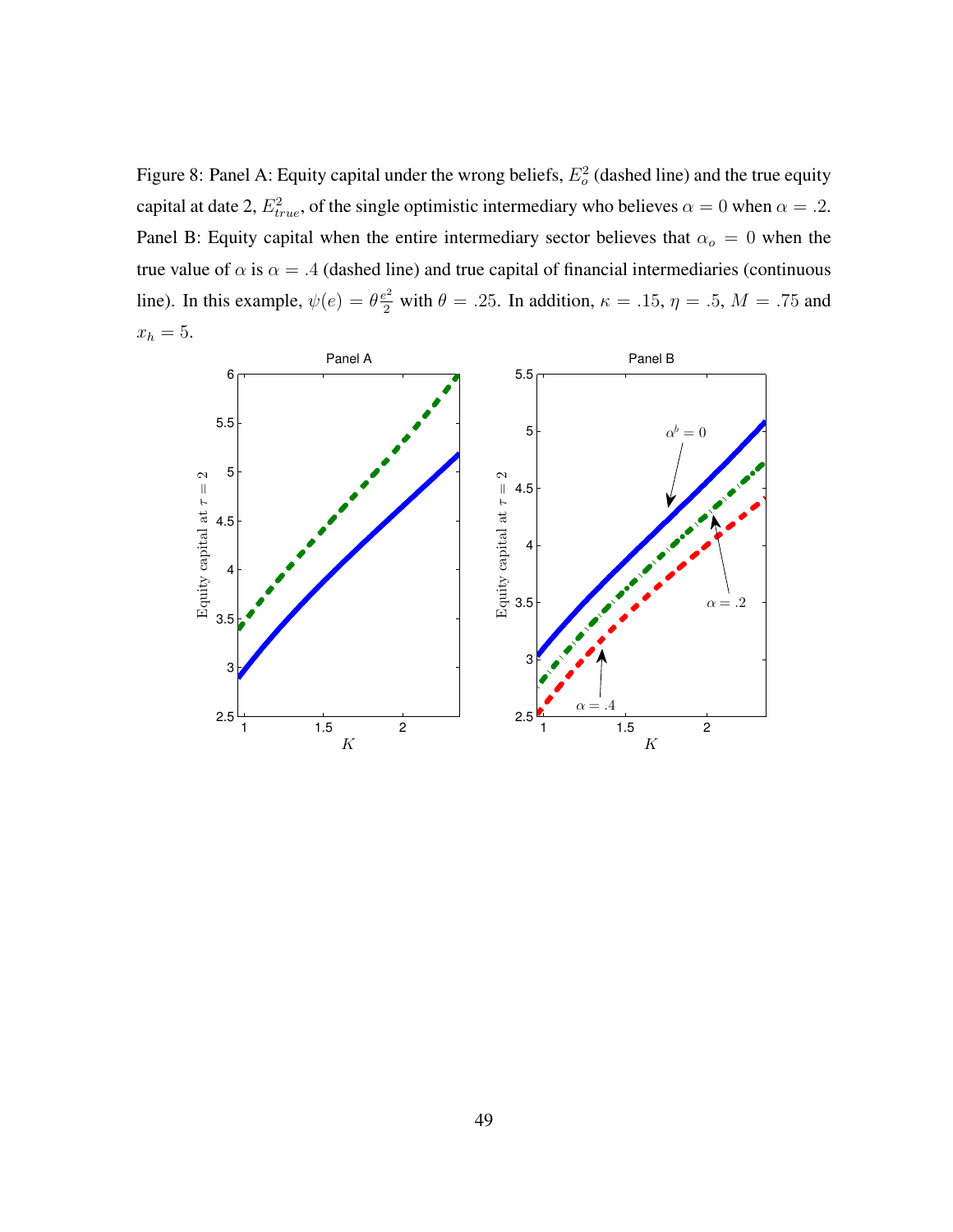Figure 8: Panel A: Equity capital under the wrong beliefs, $E_o^2$ (dashed line) and the true equity capital at date 2, $E_{true}^2$, of the single optimistic intermediary who believes $\alpha = 0$ when $\alpha = .2$. Panel B: Equity capital when the entire intermediary sector believes that $\alpha_o = 0$ when the true value of $\alpha$ is $\alpha = .4$ (dashed line) and true capital of financial intermediaries (continuous line). In this example, $\psi(e) = \theta \frac{e^2}{2}$ with $\theta = .25$. In addition, $\kappa = .15$, $\eta = .5$, $M = .75$ and $x_h = 5$.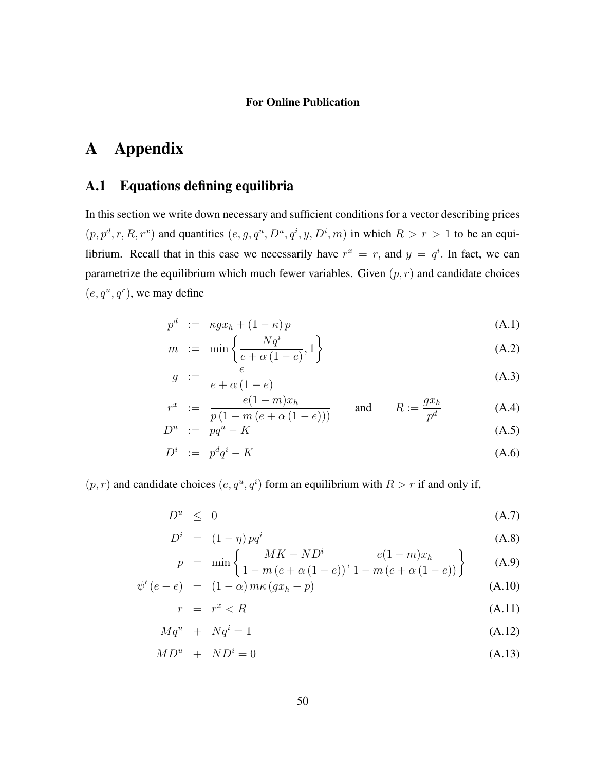**For Online Publication**

# A Appendix

## A.1 Equations defining equilibria

In this section we write down necessary and sufficient conditions for a vector describing prices $(p, p^d, r, R, r^x)$ and quantities $(e, g, q^u, D^u, q^i, y, D^i, m)$ in which $R > r > 1$ to be an equilibrium. Recall that in this case we necessarily have $r^x = r$, and $y = q^i$. In fact, we can parametrize the equilibrium which much fewer variables. Given $(p, r)$ and candidate choices $(e, q^u, q^r)$, we may define

$$p^d := \kappa g x_h + (1-\kappa)\, p \tag{A.1}$$

$$m := \min\left\{ \frac{N q^i}{e + \alpha\,(1-e)}, 1 \right\} \tag{A.2}$$

$$g := \frac{e}{e + \alpha\,(1-e)} \tag{A.3}$$

$$r^x := \frac{e(1-m)x_h}{p\,(1 - m\,(e + \alpha\,(1-e)))} \qquad \text{and} \qquad R := \frac{g x_h}{p^d} \tag{A.4}$$

$$D^u := p q^u - K \tag{A.5}$$

$$D^i := p^d q^i - K \tag{A.6}$$

$(p, r)$ and candidate choices $(e, q^u, q^i)$ form an equilibrium with $R > r$ if and only if,

$$D^u \leq 0 \tag{A.7}$$

$$D^i = (1-\eta)\, p q^i \tag{A.8}$$

$$p = \min\left\{ \frac{MK - ND^i}{1 - m\,(e + \alpha\,(1-e))}, \frac{e(1-m)x_h}{1 - m\,(e + \alpha\,(1-e))} \right\} \tag{A.9}$$

$$\psi'\,(e - \underline{e}) = (1-\alpha)\, m\kappa\,(g x_h - p) \tag{A.10}$$

$$r = r^x < R \tag{A.11}$$

$$M q^u + N q^i = 1 \tag{A.12}$$

$$M D^u + N D^i = 0 \tag{A.13}$$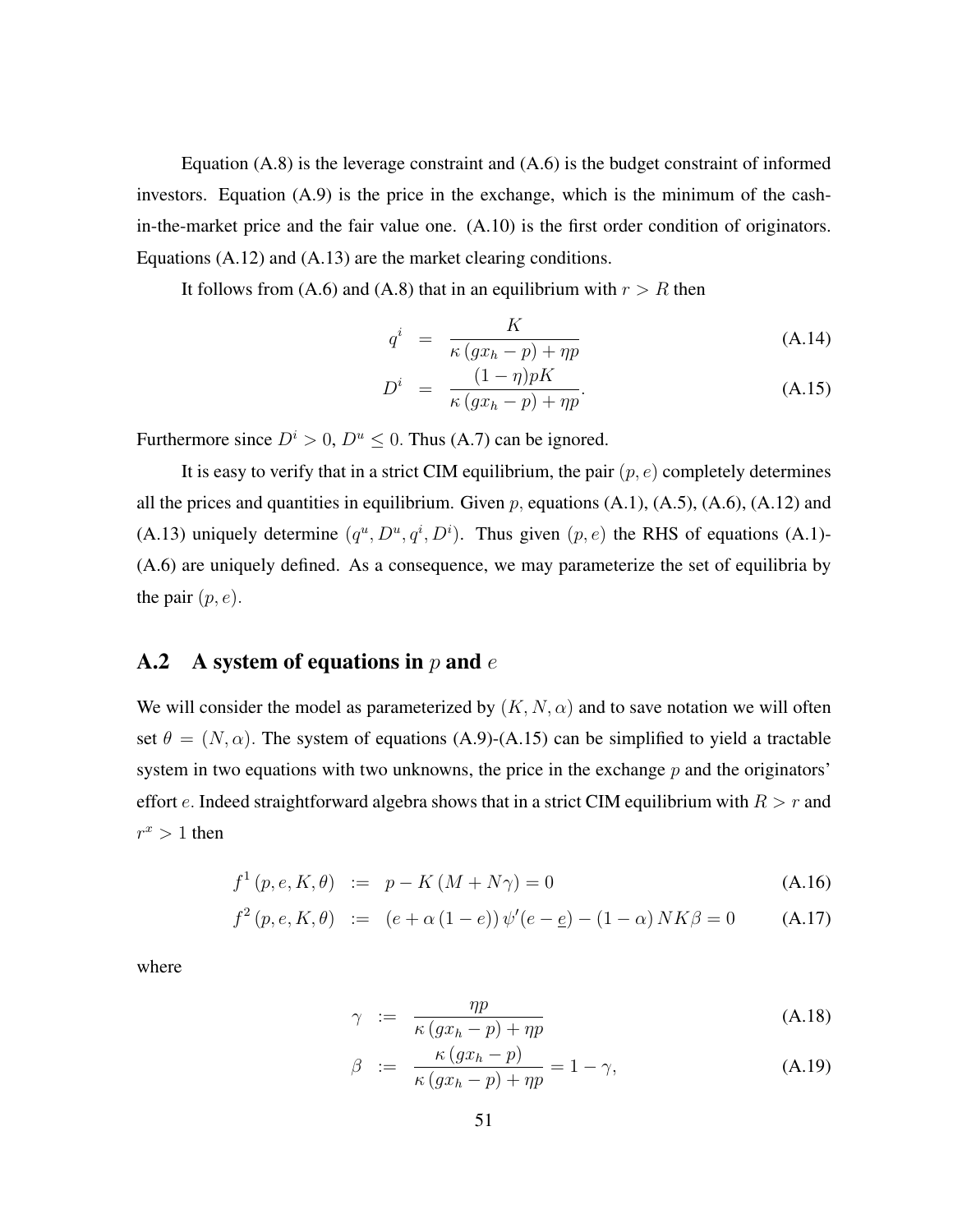Equation (A.8) is the leverage constraint and (A.6) is the budget constraint of informed investors. Equation (A.9) is the price in the exchange, which is the minimum of the cash-in-the-market price and the fair value one. (A.10) is the first order condition of originators. Equations (A.12) and (A.13) are the market clearing conditions.

It follows from (A.6) and (A.8) that in an equilibrium with $r > R$ then

$$q^i = \frac{K}{\kappa (gx_h - p) + \eta p} \tag{A.14}$$

$$D^i = \frac{(1-\eta) pK}{\kappa (gx_h - p) + \eta p}. \tag{A.15}$$

Furthermore since $D^i > 0$, $D^u \leq 0$. Thus (A.7) can be ignored.

It is easy to verify that in a strict CIM equilibrium, the pair $(p, e)$ completely determines all the prices and quantities in equilibrium. Given $p$, equations (A.1), (A.5), (A.6), (A.12) and (A.13) uniquely determine $(q^u, D^u, q^i, D^i)$. Thus given $(p, e)$ the RHS of equations (A.1)-(A.6) are uniquely defined. As a consequence, we may parameterize the set of equilibria by the pair $(p, e)$.

## A.2 A system of equations in $p$ and $e$

We will consider the model as parameterized by $(K, N, \alpha)$ and to save notation we will often set $\theta = (N, \alpha)$. The system of equations (A.9)-(A.15) can be simplified to yield a tractable system in two equations with two unknowns, the price in the exchange $p$ and the originators' effort $e$. Indeed straightforward algebra shows that in a strict CIM equilibrium with $R > r$ and $r^x > 1$ then

$$f^1 (p, e, K, \theta) := p - K (M + N\gamma) = 0 \tag{A.16}$$

$$f^2 (p, e, K, \theta) := (e + \alpha (1 - e)) \psi'(e - \underline{e}) - (1 - \alpha) NK\beta = 0 \tag{A.17}$$

where

$$\gamma := \frac{\eta p}{\kappa (gx_h - p) + \eta p} \tag{A.18}$$

$$\beta := \frac{\kappa (gx_h - p)}{\kappa (gx_h - p) + \eta p} = 1 - \gamma, \tag{A.19}$$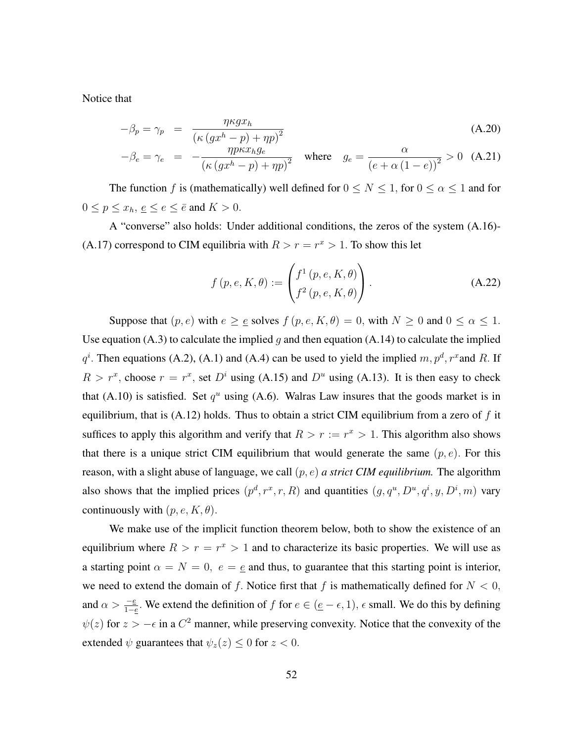Notice that

$$-\beta_p = \gamma_p = \frac{\eta \kappa g x_h}{\left(\kappa\left(g x^h - p\right) + \eta p\right)^2} \tag{A.20}$$

$$-\beta_e = \gamma_e = -\frac{\eta p \kappa x_h g_e}{\left(\kappa\left(g x^h - p\right) + \eta p\right)^2} \quad \text{where} \quad g_e = \frac{\alpha}{\left(e + \alpha\left(1 - e\right)\right)^2} > 0 \tag{A.21}$$

The function $f$ is (mathematically) well defined for $0 \leq N \leq 1$, for $0 \leq \alpha \leq 1$ and for $0 \leq p \leq x_h$, $\underline{e} \leq e \leq \bar{e}$ and $K > 0$.

A "converse" also holds: Under additional conditions, the zeros of the system (A.16)-(A.17) correspond to CIM equilibria with $R > r = r^x > 1$. To show this let

$$f\left(p, e, K, \theta\right) := \begin{pmatrix} f^1\left(p, e, K, \theta\right) \\ f^2\left(p, e, K, \theta\right) \end{pmatrix}. \tag{A.22}$$

Suppose that $(p, e)$ with $e \geq \underline{e}$ solves $f\left(p, e, K, \theta\right) = 0$, with $N \geq 0$ and $0 \leq \alpha \leq 1$. Use equation (A.3) to calculate the implied $g$ and then equation (A.14) to calculate the implied $q^i$. Then equations (A.2), (A.1) and (A.4) can be used to yield the implied $m, p^d, r^x$ and $R$. If $R > r^x$, choose $r = r^x$, set $D^i$ using (A.15) and $D^u$ using (A.13). It is then easy to check that (A.10) is satisfied. Set $q^u$ using (A.6). Walras Law insures that the goods market is in equilibrium, that is (A.12) holds. Thus to obtain a strict CIM equilibrium from a zero of $f$ it suffices to apply this algorithm and verify that $R > r := r^x > 1$. This algorithm also shows that there is a unique strict CIM equilibrium that would generate the same $(p, e)$. For this reason, with a slight abuse of language, we call $(p, e)$ *a strict CIM equilibrium.* The algorithm also shows that the implied prices $(p^d, r^x, r, R)$ and quantities $(g, q^u, D^u, q^i, y, D^i, m)$ vary continuously with $(p, e, K, \theta)$.

We make use of the implicit function theorem below, both to show the existence of an equilibrium where $R > r = r^x > 1$ and to characterize its basic properties. We will use as a starting point $\alpha = N = 0$, $e = \underline{e}$ and thus, to guarantee that this starting point is interior, we need to extend the domain of $f$. Notice first that $f$ is mathematically defined for $N < 0$, and $\alpha > \frac{-\underline{e}}{1-\underline{e}}$. We extend the definition of $f$ for $e \in (\underline{e} - \epsilon, 1)$, $\epsilon$ small. We do this by defining $\psi(z)$ for $z > -\epsilon$ in a $C^2$ manner, while preserving convexity. Notice that the convexity of the extended $\psi$ guarantees that $\psi_z(z) \leq 0$ for $z < 0$.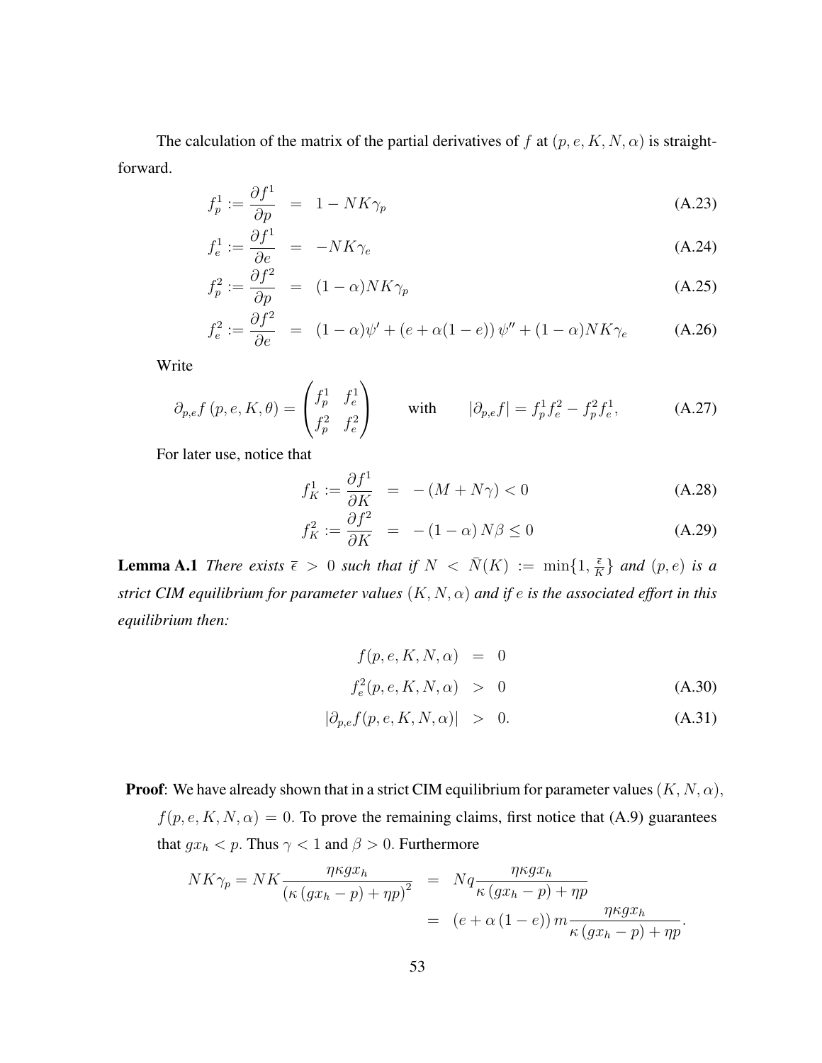The calculation of the matrix of the partial derivatives of $f$ at $(p, e, K, N, \alpha)$ is straightforward.

$$f_p^1 := \frac{\partial f^1}{\partial p} = 1 - NK\gamma_p \tag{A.23}$$

$$f_e^1 := \frac{\partial f^1}{\partial e} = -NK\gamma_e \tag{A.24}$$

$$f_p^2 := \frac{\partial f^2}{\partial p} = (1-\alpha)NK\gamma_p \tag{A.25}$$

$$f_e^2 := \frac{\partial f^2}{\partial e} = (1-\alpha)\psi' + (e + \alpha(1-e))\,\psi'' + (1-\alpha)NK\gamma_e \tag{A.26}$$

Write

$$\partial_{p,e} f\,(p, e, K, \theta) = \begin{pmatrix} f_p^1 & f_e^1 \\ f_p^2 & f_e^2 \end{pmatrix} \qquad \text{with} \qquad |\partial_{p,e} f| = f_p^1 f_e^2 - f_p^2 f_e^1, \tag{A.27}$$

For later use, notice that

$$f_K^1 := \frac{\partial f^1}{\partial K} = -(M + N\gamma) < 0 \tag{A.28}$$

$$f_K^2 := \frac{\partial f^2}{\partial K} = -(1-\alpha)\,N\beta \leq 0 \tag{A.29}$$

**Lemma A.1** *There exists $\bar{\epsilon} > 0$ such that if $N < \bar{N}(K) := \min\{1, \frac{\bar{\epsilon}}{K}\}$ and $(p, e)$ is a strict CIM equilibrium for parameter values $(K, N, \alpha)$ and if $e$ is the associated effort in this equilibrium then:*

$$f(p, e, K, N, \alpha) = 0$$

$$f_e^2(p, e, K, N, \alpha) > 0 \tag{A.30}$$

$$|\partial_{p,e} f(p, e, K, N, \alpha)| > 0. \tag{A.31}$$

**Proof**: We have already shown that in a strict CIM equilibrium for parameter values $(K, N, \alpha)$, $f(p, e, K, N, \alpha) = 0$. To prove the remaining claims, first notice that (A.9) guarantees that $gx_h < p$. Thus $\gamma < 1$ and $\beta > 0$. Furthermore

$$NK\gamma_p = NK\frac{\eta\kappa g x_h}{\left(\kappa\left(gx_h - p\right) + \eta p\right)^2} = Nq\frac{\eta\kappa g x_h}{\kappa\left(gx_h - p\right) + \eta p}$$

$$= \left(e + \alpha\left(1-e\right)\right) m \frac{\eta\kappa g x_h}{\kappa\left(gx_h - p\right) + \eta p}.$$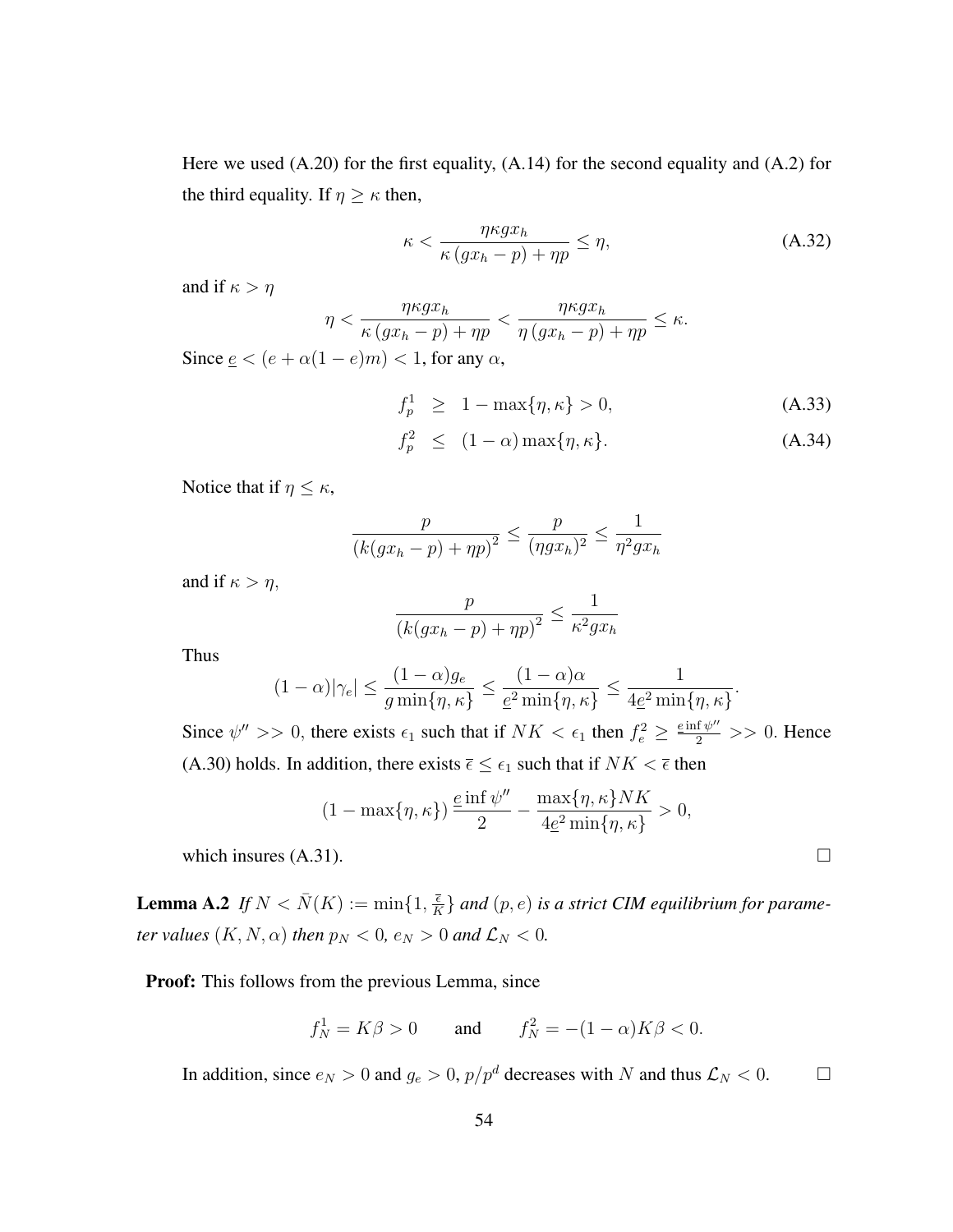Here we used (A.20) for the first equality, (A.14) for the second equality and (A.2) for the third equality. If $\eta \geq \kappa$ then,

$$\kappa < \frac{\eta\kappa g x_h}{\kappa\left(g x_h - p\right) + \eta p} \leq \eta, \tag{A.32}$$

and if $\kappa > \eta$

$$\eta < \frac{\eta\kappa g x_h}{\kappa\left(g x_h - p\right) + \eta p} < \frac{\eta\kappa g x_h}{\eta\left(g x_h - p\right) + \eta p} \leq \kappa.$$

Since $\underline{e} < (e + \alpha(1-e)m) < 1$, for any $\alpha$,

$$f_p^1 \;\geq\; 1 - \max\{\eta, \kappa\} > 0, \tag{A.33}$$

$$f_p^2 \;\leq\; (1-\alpha)\max\{\eta, \kappa\}. \tag{A.34}$$

Notice that if $\eta \leq \kappa$,

$$\frac{p}{\left(k(g x_h - p) + \eta p\right)^2} \leq \frac{p}{(\eta g x_h)^2} \leq \frac{1}{\eta^2 g x_h}$$

and if $\kappa > \eta$,

$$\frac{p}{\left(k(g x_h - p) + \eta p\right)^2} \leq \frac{1}{\kappa^2 g x_h}$$

Thus

$$(1-\alpha)|\gamma_e| \leq \frac{(1-\alpha) g_e}{g \min\{\eta, \kappa\}} \leq \frac{(1-\alpha)\alpha}{\underline{e}^2 \min\{\eta, \kappa\}} \leq \frac{1}{4\underline{e}^2 \min\{\eta, \kappa\}}.$$

Since $\psi'' >> 0$, there exists $\epsilon_1$ such that if $NK < \epsilon_1$ then $f_e^2 \geq \frac{\underline{e} \inf \psi''}{2} >> 0$. Hence (A.30) holds. In addition, there exists $\overline{\epsilon} \leq \epsilon_1$ such that if $NK < \overline{\epsilon}$ then

$$(1 - \max\{\eta, \kappa\})\,\frac{\underline{e} \inf \psi''}{2} - \frac{\max\{\eta, \kappa\} NK}{4\underline{e}^2 \min\{\eta, \kappa\}} > 0,$$

which insures (A.31). □

**Lemma A.2** *If $N < \bar{N}(K) := \min\{1, \frac{\overline{\epsilon}}{K}\}$ and $(p, e)$ is a strict CIM equilibrium for parameter values $(K, N, \alpha)$ then $p_N < 0$, $e_N > 0$ and $\mathcal{L}_N < 0$.*

**Proof:** This follows from the previous Lemma, since

$$f_N^1 = K\beta > 0 \qquad \text{and} \qquad f_N^2 = -(1-\alpha)K\beta < 0.$$

In addition, since $e_N > 0$ and $g_e > 0$, $p/p^d$ decreases with $N$ and thus $\mathcal{L}_N < 0$. □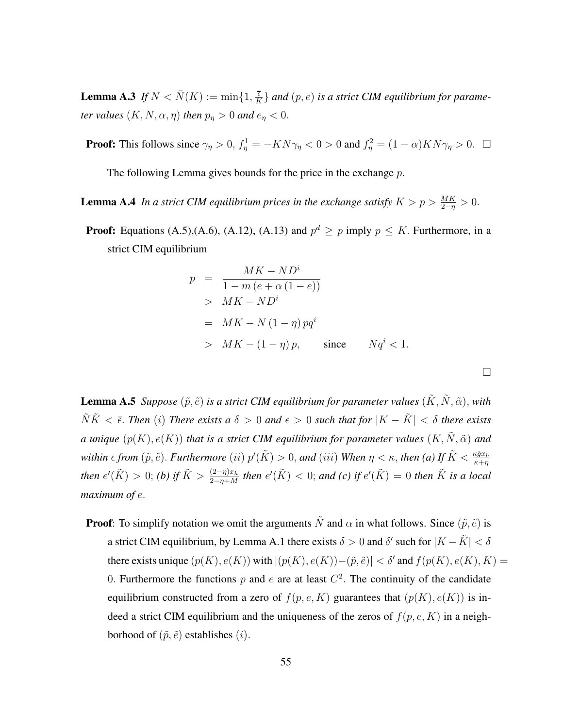**Lemma A.3** *If $N < \bar{N}(K) := \min\{1, \frac{\bar{\epsilon}}{K}\}$ and $(p, e)$ is a strict CIM equilibrium for parameter values $(K, N, \alpha, \eta)$ then $p_\eta > 0$ and $e_\eta < 0$.*

**Proof:** This follows since $\gamma_\eta > 0$, $f^1_\eta = -KN\gamma_\eta < 0 > 0$ and $f^2_\eta = (1-\alpha)KN\gamma_\eta > 0$. $\square$

The following Lemma gives bounds for the price in the exchange $p$.

**Lemma A.4** *In a strict CIM equilibrium prices in the exchange satisfy $K > p > \frac{MK}{2-\eta} > 0$.*

**Proof:** Equations (A.5),(A.6), (A.12), (A.13) and $p^d \geq p$ imply $p \leq K$. Furthermore, in a strict CIM equilibrium

$$
\begin{aligned}
p &= \frac{MK - ND^i}{1 - m\left(e + \alpha\left(1 - e\right)\right)} \\
&> MK - ND^i \\
&= MK - N\left(1 - \eta\right)pq^i \\
&> MK - \left(1 - \eta\right)p, \qquad \text{since} \qquad Nq^i < 1.
\end{aligned}
$$

$\square$

**Lemma A.5** *Suppose $(\tilde{p}, \tilde{e})$ is a strict CIM equilibrium for parameter values $(\tilde{K}, \tilde{N}, \tilde{\alpha})$, with $\tilde{N}\tilde{K} < \bar{\epsilon}$. Then $(i)$ There exists a $\delta > 0$ and $\epsilon > 0$ such that for $|K - \tilde{K}| < \delta$ there exists a unique $(p(K), e(K))$ that is a strict CIM equilibrium for parameter values $(K, \tilde{N}, \tilde{\alpha})$ and within $\epsilon$ from $(\tilde{p}, \tilde{e})$. Furthermore $(ii)$ $p'(\tilde{K}) > 0$, and $(iii)$ When $\eta < \kappa$, then (a) If $\tilde{K} < \frac{\kappa \tilde{g} x_h}{\kappa + \eta}$ then $e'(\tilde{K}) > 0$; (b) if $\tilde{K} > \frac{(2-\eta)x_h}{2-\eta+M}$ then $e'(\tilde{K}) < 0$; and (c) if $e'(\tilde{K}) = 0$ then $\tilde{K}$ is a local maximum of $e$.*

**Proof**: To simplify notation we omit the arguments $\tilde{N}$ and $\alpha$ in what follows. Since $(\tilde{p}, \tilde{e})$ is a strict CIM equilibrium, by Lemma A.1 there exists $\delta > 0$ and $\delta'$ such for $|K - \tilde{K}| < \delta$ there exists unique $(p(K), e(K))$ with $|(p(K), e(K)) - (\tilde{p}, \tilde{e})| < \delta'$ and $f(p(K), e(K), K) = 0$. Furthermore the functions $p$ and $e$ are at least $C^2$. The continuity of the candidate equilibrium constructed from a zero of $f(p, e, K)$ guarantees that $(p(K), e(K))$ is indeed a strict CIM equilibrium and the uniqueness of the zeros of $f(p, e, K)$ in a neighborhood of $(\tilde{p}, \tilde{e})$ establishes $(i)$.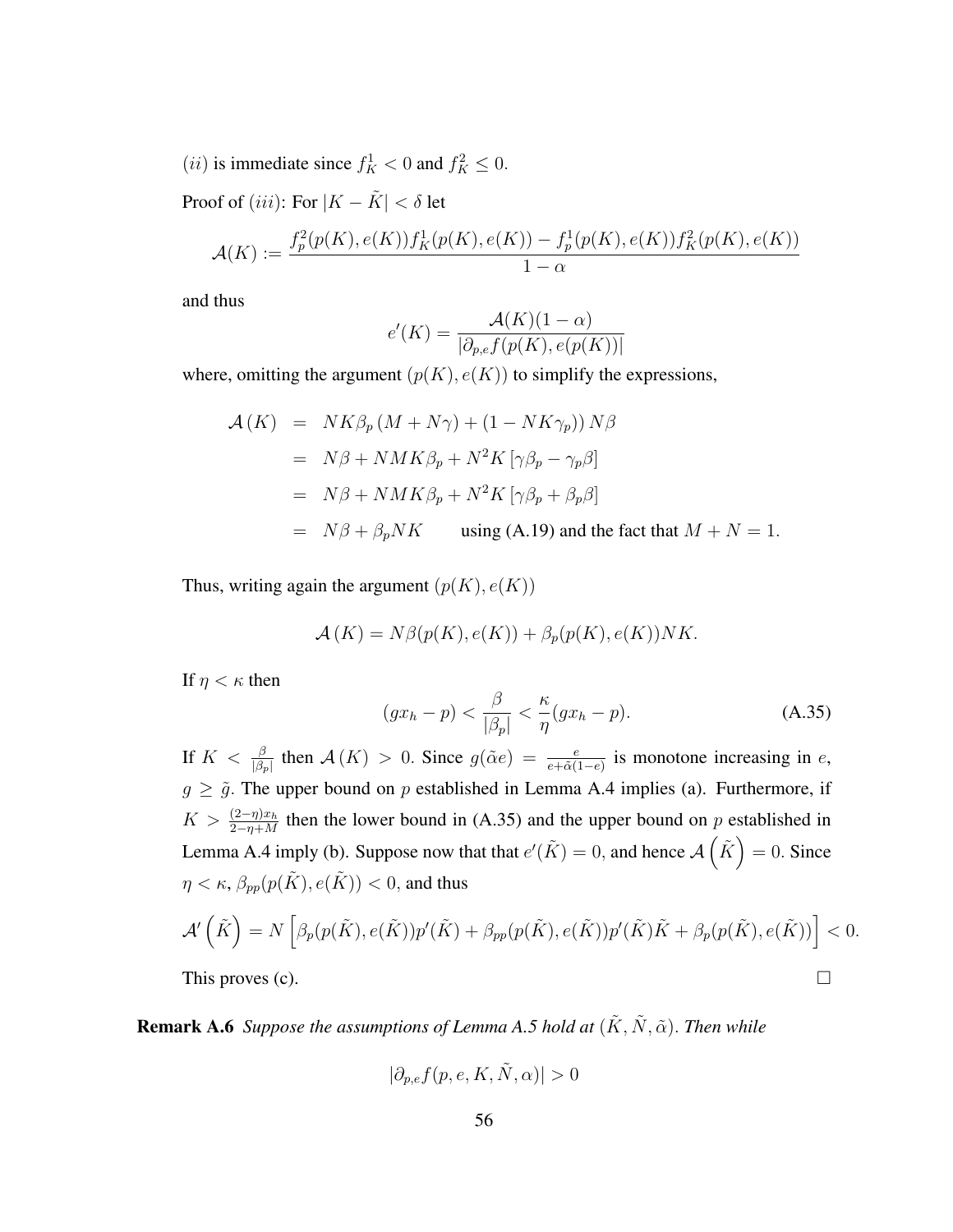$(ii)$ is immediate since $f_K^1 < 0$ and $f_K^2 \leq 0$.

Proof of $(iii)$: For $|K - \tilde{K}| < \delta$ let

$$\mathcal{A}(K) := \frac{f_p^2(p(K), e(K)) f_K^1(p(K), e(K)) - f_p^1(p(K), e(K)) f_K^2(p(K), e(K))}{1 - \alpha}$$

and thus

$$e'(K) = \frac{\mathcal{A}(K)(1-\alpha)}{|\partial_{p,e} f(p(K), e(p(K))|}$$

where, omitting the argument $(p(K), e(K))$ to simplify the expressions,

$$\begin{aligned}
\mathcal{A}(K) &= NK\beta_p (M + N\gamma) + (1 - NK\gamma_p)) N\beta \\
&= N\beta + NMK\beta_p + N^2 K [\gamma\beta_p - \gamma_p \beta] \\
&= N\beta + NMK\beta_p + N^2 K [\gamma\beta_p + \beta_p \beta] \\
&= N\beta + \beta_p NK \qquad \text{using (A.19) and the fact that } M + N = 1.
\end{aligned}$$

Thus, writing again the argument $(p(K), e(K))$

$$\mathcal{A}(K) = N\beta(p(K), e(K)) + \beta_p(p(K), e(K)) NK.$$

If $\eta < \kappa$ then

$$(gx_h - p) < \frac{\beta}{|\beta_p|} < \frac{\kappa}{\eta}(gx_h - p). \tag{A.35}$$

If $K < \frac{\beta}{|\beta_p|}$ then $\mathcal{A}(K) > 0$. Since $g(\tilde{\alpha} e) = \frac{e}{e + \tilde{\alpha}(1-e)}$ is monotone increasing in $e$, $g \geq \tilde{g}$. The upper bound on $p$ established in Lemma A.4 implies (a). Furthermore, if $K > \frac{(2-\eta)x_h}{2-\eta+M}$ then the lower bound in (A.35) and the upper bound on $p$ established in Lemma A.4 imply (b). Suppose now that that $e'(\tilde{K}) = 0$, and hence $\mathcal{A}\left(\tilde{K}\right) = 0$. Since $\eta < \kappa$, $\beta_{pp}(p(\tilde{K}), e(\tilde{K})) < 0$, and thus

$$\mathcal{A}'\left(\tilde{K}\right) = N\left[\beta_p(p(\tilde{K}), e(\tilde{K}))p'(\tilde{K}) + \beta_{pp}(p(\tilde{K}), e(\tilde{K}))p'(\tilde{K})\tilde{K} + \beta_p(p(\tilde{K}), e(\tilde{K}))\right] < 0.$$

This proves (c). $\square$

**Remark A.6** *Suppose the assumptions of Lemma A.5 hold at $(\tilde{K}, \tilde{N}, \tilde{\alpha})$. Then while*

$$|\partial_{p,e} f(p, e, K, \tilde{N}, \alpha)| > 0$$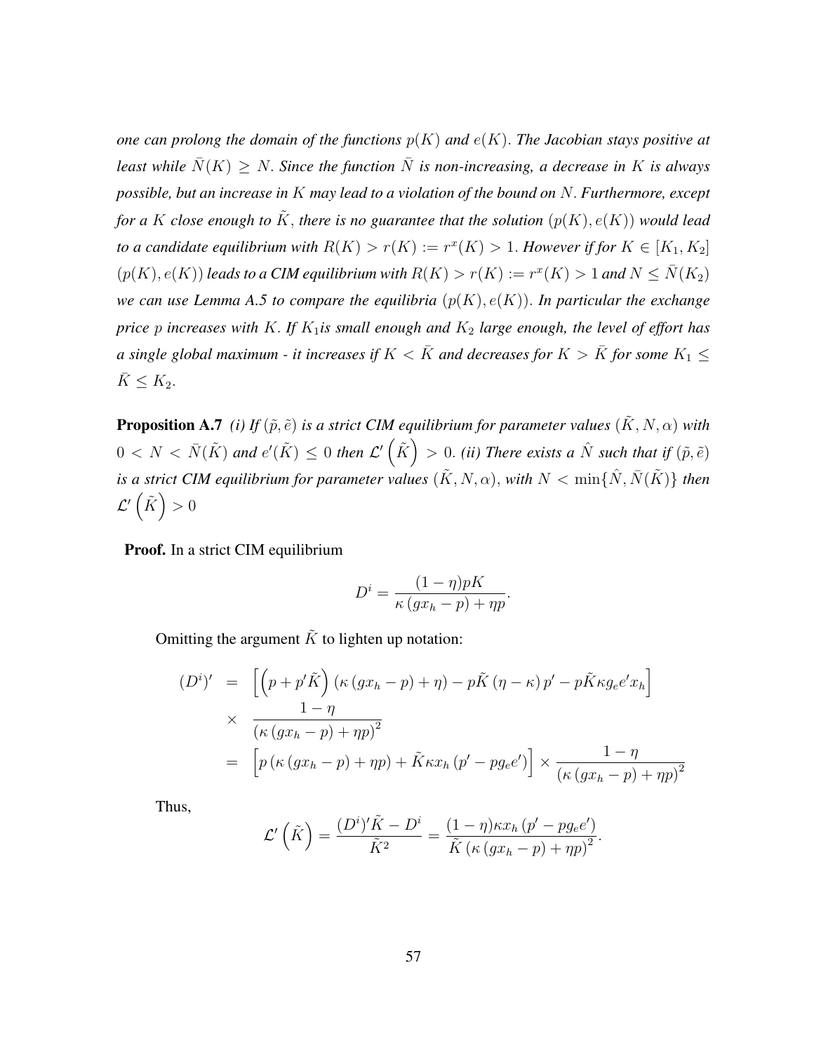*one can prolong the domain of the functions $p(K)$ and $e(K)$. The Jacobian stays positive at least while $\bar{N}(K) \geq N$. Since the function $\bar{N}$ is non-increasing, a decrease in $K$ is always possible, but an increase in $K$ may lead to a violation of the bound on $N$. Furthermore, except for a $K$ close enough to $\tilde{K}$, there is no guarantee that the solution $(p(K), e(K))$ would lead to a candidate equilibrium with $R(K) > r(K) := r^x(K) > 1$. However if for $K \in [K_1, K_2]$ $(p(K), e(K))$ leads to a CIM equilibrium with $R(K) > r(K) := r^x(K) > 1$ and $N \leq \bar{N}(K_2)$ we can use Lemma A.5 to compare the equilibria $(p(K), e(K))$. In particular the exchange price $p$ increases with $K$. If $K_1$is small enough and $K_2$ large enough, the level of effort has a single global maximum - it increases if $K < \bar{K}$ and decreases for $K > \bar{K}$ for some $K_1 \leq \bar{K} \leq K_2$.*

**Proposition A.7** *(i) If $(\tilde{p}, \tilde{e})$ is a strict CIM equilibrium for parameter values $(\tilde{K}, N, \alpha)$ with $0 < N < \bar{N}(\tilde{K})$ and $e'(\tilde{K}) \leq 0$ then $\mathcal{L}'\left(\tilde{K}\right) > 0$. (ii) There exists a $\hat{N}$ such that if $(\tilde{p}, \tilde{e})$ is a strict CIM equilibrium for parameter values $(\tilde{K}, N, \alpha)$, with $N < \min\{\hat{N}, \bar{N}(\tilde{K})\}$ then $\mathcal{L}'\left(\tilde{K}\right) > 0$*

**Proof.** In a strict CIM equilibrium

$$D^i = \frac{(1-\eta)pK}{\kappa\left(gx_h - p\right) + \eta p}.$$

Omitting the argument $\tilde{K}$ to lighten up notation:

$$\begin{aligned}
(D^i)' &= \left[\left(p + p'\tilde{K}\right)\left(\kappa\left(gx_h - p\right) + \eta\right) - p\tilde{K}\left(\eta - \kappa\right)p' - p\tilde{K}\kappa g_e e' x_h\right] \\
&\times \frac{1-\eta}{\left(\kappa\left(gx_h - p\right) + \eta p\right)^2} \\
&= \left[p\left(\kappa\left(gx_h - p\right) + \eta p\right) + \tilde{K}\kappa x_h\left(p' - pg_e e'\right)\right] \times \frac{1-\eta}{\left(\kappa\left(gx_h - p\right) + \eta p\right)^2}
\end{aligned}$$

Thus,

$$\mathcal{L}'\left(\tilde{K}\right) = \frac{(D^i)'\tilde{K} - D^i}{\tilde{K}^2} = \frac{(1-\eta)\kappa x_h\left(p' - pg_e e'\right)}{\tilde{K}\left(\kappa\left(gx_h - p\right) + \eta p\right)^2}.$$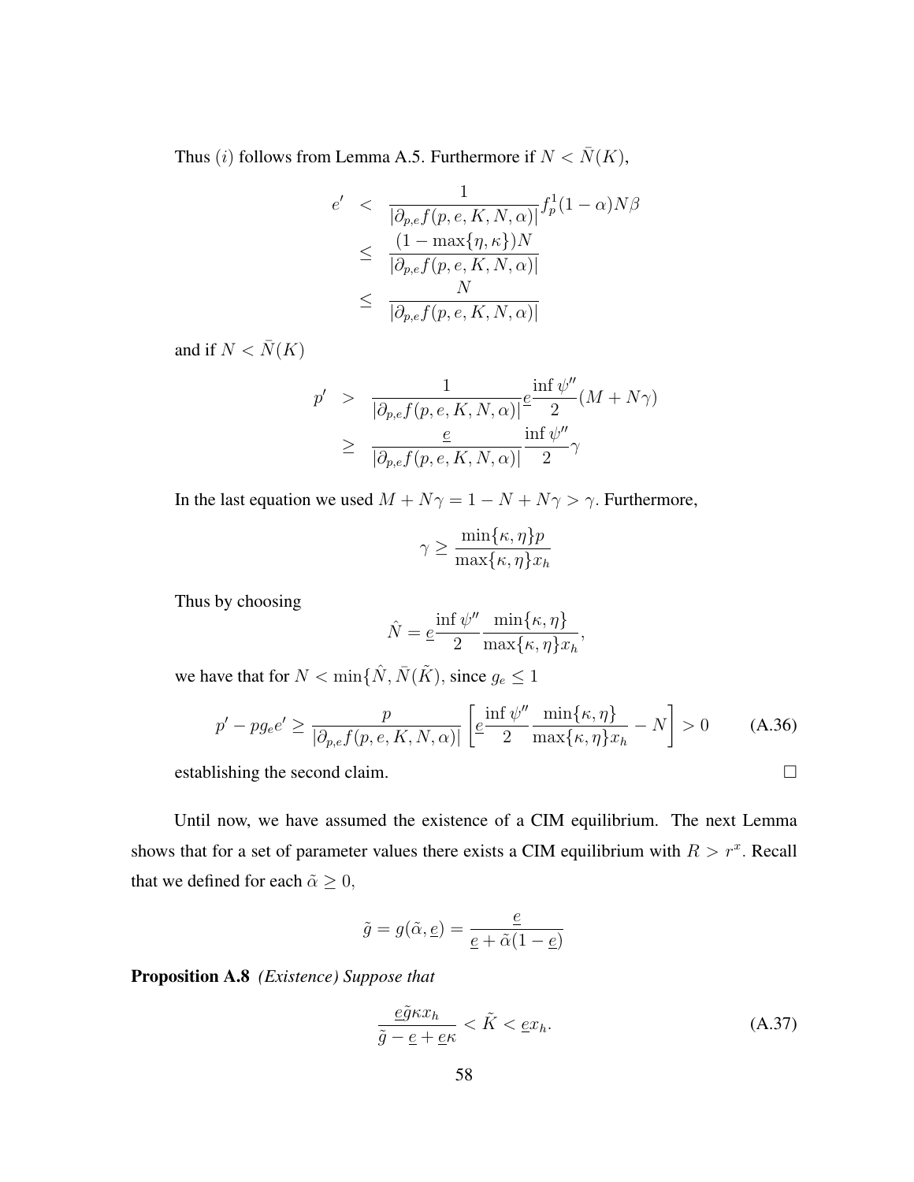Thus $(i)$ follows from Lemma A.5. Furthermore if $N < \bar{N}(K)$,

$$
\begin{aligned}
e' &< \frac{1}{|\partial_{p,e} f(p, e, K, N, \alpha)|} f_p^1 (1-\alpha) N \beta \\
&\leq \frac{(1 - \max\{\eta, \kappa\}) N}{|\partial_{p,e} f(p, e, K, N, \alpha)|} \\
&\leq \frac{N}{|\partial_{p,e} f(p, e, K, N, \alpha)|}
\end{aligned}
$$

and if $N < \bar{N}(K)$

$$
\begin{aligned}
p' &> \frac{1}{|\partial_{p,e} f(p, e, K, N, \alpha)|} \underline{e} \frac{\inf \psi''}{2} (M + N\gamma) \\
&\geq \frac{\underline{e}}{|\partial_{p,e} f(p, e, K, N, \alpha)|} \frac{\inf \psi''}{2} \gamma
\end{aligned}
$$

In the last equation we used $M + N\gamma = 1 - N + N\gamma > \gamma$. Furthermore,

$$
\gamma \geq \frac{\min\{\kappa, \eta\} p}{\max\{\kappa, \eta\} x_h}
$$

Thus by choosing

$$
\hat{N} = \underline{e} \frac{\inf \psi''}{2} \frac{\min\{\kappa, \eta\}}{\max\{\kappa, \eta\} x_h},
$$

we have that for $N < \min\{\hat{N}, \bar{N}(\tilde{K})$, since $g_e \leq 1$

$$
p' - p g_e e' \geq \frac{p}{|\partial_{p,e} f(p, e, K, N, \alpha)|} \left[ \underline{e} \frac{\inf \psi''}{2} \frac{\min\{\kappa, \eta\}}{\max\{\kappa, \eta\} x_h} - N \right] > 0 \qquad \text{(A.36)}
$$

establishing the second claim. $\square$

Until now, we have assumed the existence of a CIM equilibrium. The next Lemma shows that for a set of parameter values there exists a CIM equilibrium with $R > r^x$. Recall that we defined for each $\tilde{\alpha} \geq 0$,

$$
\tilde{g} = g(\tilde{\alpha}, \underline{e}) = \frac{\underline{e}}{\underline{e} + \tilde{\alpha}(1 - \underline{e})}
$$

**Proposition A.8** *(Existence) Suppose that*

$$
\frac{\underline{e} \tilde{g} \kappa x_h}{\tilde{g} - \underline{e} + \underline{e} \kappa} < \tilde{K} < \underline{e} x_h. \qquad \text{(A.37)}
$$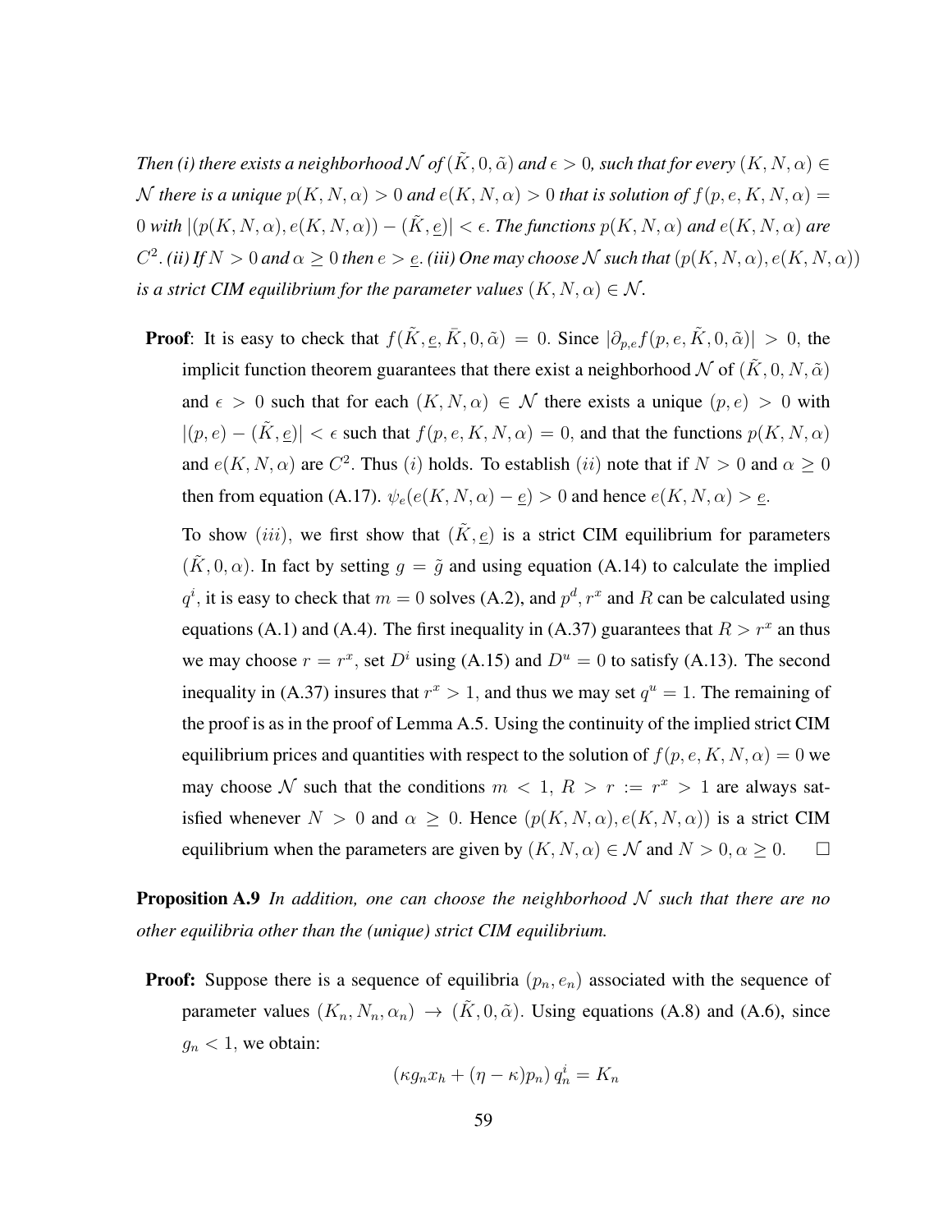*Then (i) there exists a neighborhood $\mathcal{N}$ of $(\tilde{K}, 0, \tilde{\alpha})$ and $\epsilon > 0$, such that for every $(K, N, \alpha) \in \mathcal{N}$ there is a unique $p(K, N, \alpha) > 0$ and $e(K, N, \alpha) > 0$ that is solution of $f(p, e, K, N, \alpha) = 0$ with $|(p(K, N, \alpha), e(K, N, \alpha)) - (\tilde{K}, \underline{e})| < \epsilon$. The functions $p(K, N, \alpha)$ and $e(K, N, \alpha)$ are $C^2$. (ii) If $N > 0$ and $\alpha \geq 0$ then $e > \underline{e}$. (iii) One may choose $\mathcal{N}$ such that $(p(K, N, \alpha), e(K, N, \alpha))$ is a strict CIM equilibrium for the parameter values $(K, N, \alpha) \in \mathcal{N}$.*

**Proof**: It is easy to check that $f(\tilde{K}, \underline{e}, \bar{K}, 0, \tilde{\alpha}) = 0$. Since $|\partial_{p,e} f(p, e, \tilde{K}, 0, \tilde{\alpha})| > 0$, the implicit function theorem guarantees that there exist a neighborhood $\mathcal{N}$ of $(\tilde{K}, 0, N, \tilde{\alpha})$ and $\epsilon > 0$ such that for each $(K, N, \alpha) \in \mathcal{N}$ there exists a unique $(p, e) > 0$ with $|(p, e) - (\tilde{K}, \underline{e})| < \epsilon$ such that $f(p, e, K, N, \alpha) = 0$, and that the functions $p(K, N, \alpha)$ and $e(K, N, \alpha)$ are $C^2$. Thus $(i)$ holds. To establish $(ii)$ note that if $N > 0$ and $\alpha \geq 0$ then from equation (A.17). $\psi_e(e(K, N, \alpha) - \underline{e}) > 0$ and hence $e(K, N, \alpha) > \underline{e}$.

To show $(iii)$, we first show that $(\tilde{K}, \underline{e})$ is a strict CIM equilibrium for parameters $(\tilde{K}, 0, \alpha)$. In fact by setting $g = \tilde{g}$ and using equation (A.14) to calculate the implied $q^i$, it is easy to check that $m = 0$ solves (A.2), and $p^d, r^x$ and $R$ can be calculated using equations (A.1) and (A.4). The first inequality in (A.37) guarantees that $R > r^x$ an thus we may choose $r = r^x$, set $D^i$ using (A.15) and $D^u = 0$ to satisfy (A.13). The second inequality in (A.37) insures that $r^x > 1$, and thus we may set $q^u = 1$. The remaining of the proof is as in the proof of Lemma A.5. Using the continuity of the implied strict CIM equilibrium prices and quantities with respect to the solution of $f(p, e, K, N, \alpha) = 0$ we may choose $\mathcal{N}$ such that the conditions $m < 1$, $R > r := r^x > 1$ are always satisfied whenever $N > 0$ and $\alpha \geq 0$. Hence $(p(K, N, \alpha), e(K, N, \alpha))$ is a strict CIM equilibrium when the parameters are given by $(K, N, \alpha) \in \mathcal{N}$ and $N > 0, \alpha \geq 0$. $\square$

**Proposition A.9** *In addition, one can choose the neighborhood $\mathcal{N}$ such that there are no other equilibria other than the (unique) strict CIM equilibrium.*

**Proof:** Suppose there is a sequence of equilibria $(p_n, e_n)$ associated with the sequence of parameter values $(K_n, N_n, \alpha_n) \to (\tilde{K}, 0, \tilde{\alpha})$. Using equations (A.8) and (A.6), since $g_n < 1$, we obtain:

$$(\kappa g_n x_h + (\eta - \kappa) p_n) \, q_n^i = K_n$$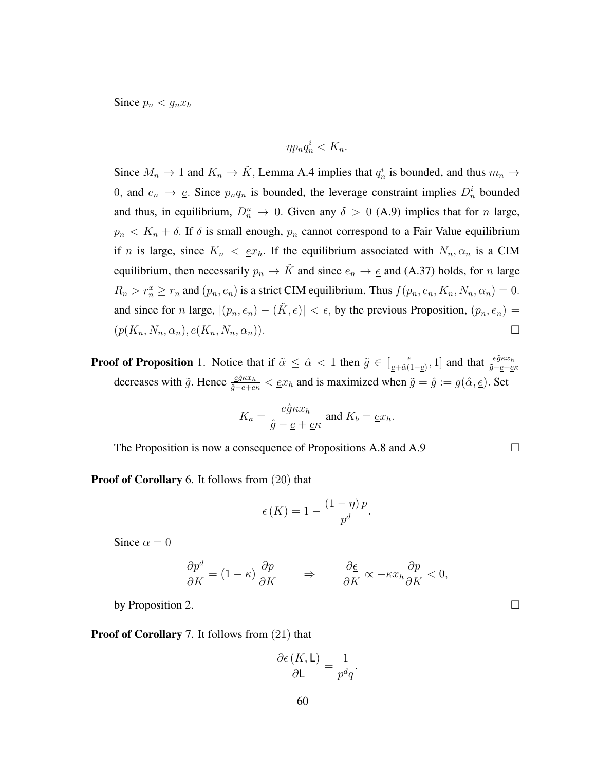Since $p_n < g_n x_h$

$$\eta p_n q_n^i < K_n.$$

Since $M_n \to 1$ and $K_n \to \tilde{K}$, Lemma A.4 implies that $q_n^i$ is bounded, and thus $m_n \to 0$, and $e_n \to \underline{e}$. Since $p_n q_n$ is bounded, the leverage constraint implies $D_n^i$ bounded and thus, in equilibrium, $D_n^u \to 0$. Given any $\delta > 0$ (A.9) implies that for $n$ large, $p_n < K_n + \delta$. If $\delta$ is small enough, $p_n$ cannot correspond to a Fair Value equilibrium if $n$ is large, since $K_n < \underline{e} x_h$. If the equilibrium associated with $N_n, \alpha_n$ is a CIM equilibrium, then necessarily $p_n \to \tilde{K}$ and since $e_n \to \underline{e}$ and (A.37) holds, for $n$ large $R_n > r_n^x \geq r_n$ and $(p_n, e_n)$ is a strict CIM equilibrium. Thus $f(p_n, e_n, K_n, N_n, \alpha_n) = 0$. and since for $n$ large, $|(p_n, e_n) - (\tilde{K}, \underline{e})| < \epsilon$, by the previous Proposition, $(p_n, e_n) = (p(K_n, N_n, \alpha_n), e(K_n, N_n, \alpha_n))$. □

**Proof of Proposition** 1. Notice that if $\tilde{\alpha} \leq \hat{\alpha} < 1$ then $\tilde{g} \in [\frac{\underline{e}}{\underline{e} + \hat{\alpha}(1-\underline{e})}, 1]$ and that $\frac{\underline{e}\tilde{g}\kappa x_h}{\tilde{g} - \underline{e} + \underline{e}\kappa}$ decreases with $\tilde{g}$. Hence $\frac{\underline{e}\tilde{g}\kappa x_h}{\tilde{g} - \underline{e} + \underline{e}\kappa} < \underline{e} x_h$ and is maximized when $\tilde{g} = \hat{g} := g(\hat{\alpha}, \underline{e})$. Set

$$K_a = \frac{\underline{e}\hat{g}\kappa x_h}{\hat{g} - \underline{e} + \underline{e}\kappa} \text{ and } K_b = \underline{e} x_h.$$

The Proposition is now a consequence of Propositions A.8 and A.9 □

**Proof of Corollary** 6. It follows from (20) that

$$\underline{\epsilon}(K) = 1 - \frac{(1-\eta)\, p}{p^d}.$$

Since $\alpha = 0$

$$\frac{\partial p^d}{\partial K} = (1-\kappa) \frac{\partial p}{\partial K} \qquad \Rightarrow \qquad \frac{\partial \underline{\epsilon}}{\partial K} \propto -\kappa x_h \frac{\partial p}{\partial K} < 0,$$

by Proposition 2. □

**Proof of Corollary** 7. It follows from (21) that

$$\frac{\partial \epsilon\,(K, \mathsf{L})}{\partial \mathsf{L}} = \frac{1}{p^d q}.$$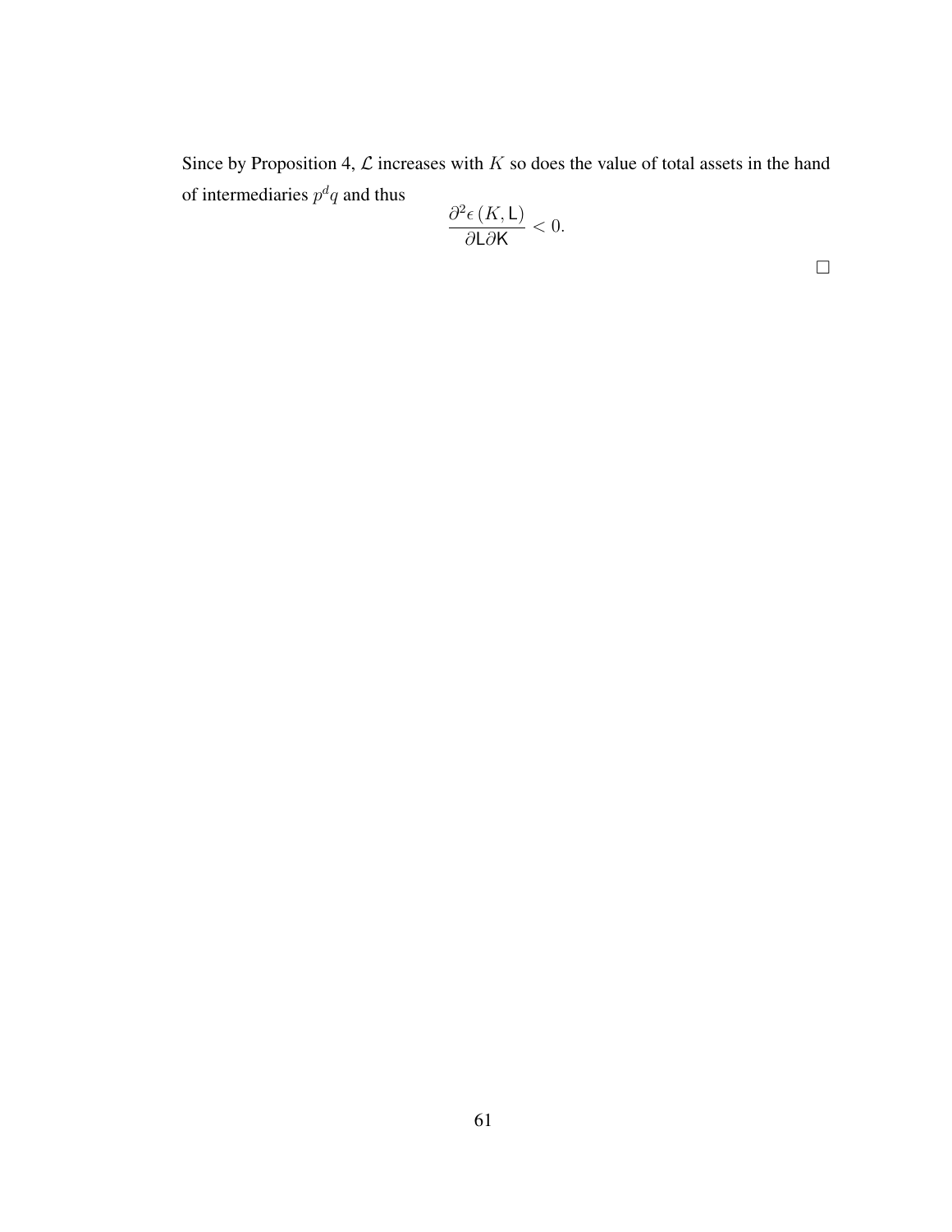Since by Proposition 4, $\mathcal{L}$ increases with $K$ so does the value of total assets in the hand of intermediaries $p^d q$ and thus

$$\frac{\partial^2 \epsilon\left(K, \mathsf{L}\right)}{\partial \mathsf{L} \partial \mathsf{K}} < 0.$$

□